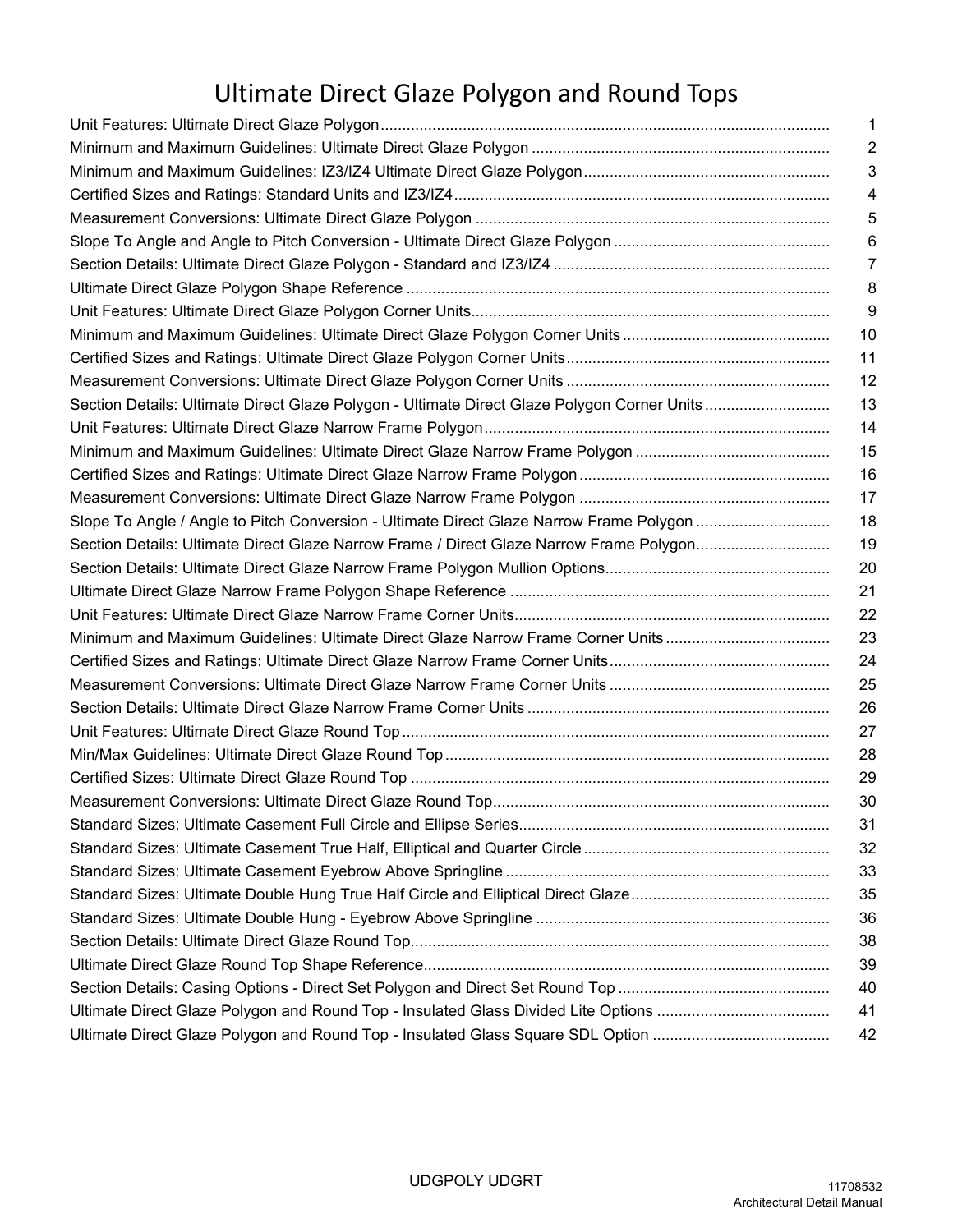# Ultimate Direct Glaze Polygon and Round Tops

| Section | Page |
| --- | --- |
| Unit Features: Ultimate Direct Glaze Polygon | 1 |
| Minimum and Maximum Guidelines: Ultimate Direct Glaze Polygon | 2 |
| Minimum and Maximum Guidelines: IZ3/IZ4 Ultimate Direct Glaze Polygon | 3 |
| Certified Sizes and Ratings: Standard Units and IZ3/IZ4 | 4 |
| Measurement Conversions: Ultimate Direct Glaze Polygon | 5 |
| Slope To Angle and Angle to Pitch Conversion - Ultimate Direct Glaze Polygon | 6 |
| Section Details: Ultimate Direct Glaze Polygon - Standard and IZ3/IZ4 | 7 |
| Ultimate Direct Glaze Polygon Shape Reference | 8 |
| Unit Features: Ultimate Direct Glaze Polygon Corner Units | 9 |
| Minimum and Maximum Guidelines: Ultimate Direct Glaze Polygon Corner Units | 10 |
| Certified Sizes and Ratings: Ultimate Direct Glaze Polygon Corner Units | 11 |
| Measurement Conversions: Ultimate Direct Glaze Polygon Corner Units | 12 |
| Section Details: Ultimate Direct Glaze Polygon - Ultimate Direct Glaze Polygon Corner Units | 13 |
| Unit Features: Ultimate Direct Glaze Narrow Frame Polygon | 14 |
| Minimum and Maximum Guidelines: Ultimate Direct Glaze Narrow Frame Polygon | 15 |
| Certified Sizes and Ratings: Ultimate Direct Glaze Narrow Frame Polygon | 16 |
| Measurement Conversions: Ultimate Direct Glaze Narrow Frame Polygon | 17 |
| Slope To Angle / Angle to Pitch Conversion - Ultimate Direct Glaze Narrow Frame Polygon | 18 |
| Section Details: Ultimate Direct Glaze Narrow Frame / Direct Glaze Narrow Frame Polygon | 19 |
| Section Details: Ultimate Direct Glaze Narrow Frame Polygon Mullion Options | 20 |
| Ultimate Direct Glaze Narrow Frame Polygon Shape Reference | 21 |
| Unit Features: Ultimate Direct Glaze Narrow Frame Corner Units | 22 |
| Minimum and Maximum Guidelines: Ultimate Direct Glaze Narrow Frame Corner Units | 23 |
| Certified Sizes and Ratings: Ultimate Direct Glaze Narrow Frame Corner Units | 24 |
| Measurement Conversions: Ultimate Direct Glaze Narrow Frame Corner Units | 25 |
| Section Details: Ultimate Direct Glaze Narrow Frame Corner Units | 26 |
| Unit Features: Ultimate Direct Glaze Round Top | 27 |
| Min/Max Guidelines: Ultimate Direct Glaze Round Top | 28 |
| Certified Sizes: Ultimate Direct Glaze Round Top | 29 |
| Measurement Conversions: Ultimate Direct Glaze Round Top | 30 |
| Standard Sizes: Ultimate Casement Full Circle and Ellipse Series | 31 |
| Standard Sizes: Ultimate Casement True Half, Elliptical and Quarter Circle | 32 |
| Standard Sizes: Ultimate Casement Eyebrow Above Springline | 33 |
| Standard Sizes: Ultimate Double Hung True Half Circle and Elliptical Direct Glaze | 35 |
| Standard Sizes: Ultimate Double Hung - Eyebrow Above Springline | 36 |
| Section Details: Ultimate Direct Glaze Round Top | 38 |
| Ultimate Direct Glaze Round Top Shape Reference | 39 |
| Section Details: Casing Options - Direct Set Polygon and Direct Set Round Top | 40 |
| Ultimate Direct Glaze Polygon and Round Top - Insulated Glass Divided Lite Options | 41 |
| Ultimate Direct Glaze Polygon and Round Top - Insulated Glass Square SDL Option | 42 |

UDGPOLY UDGRT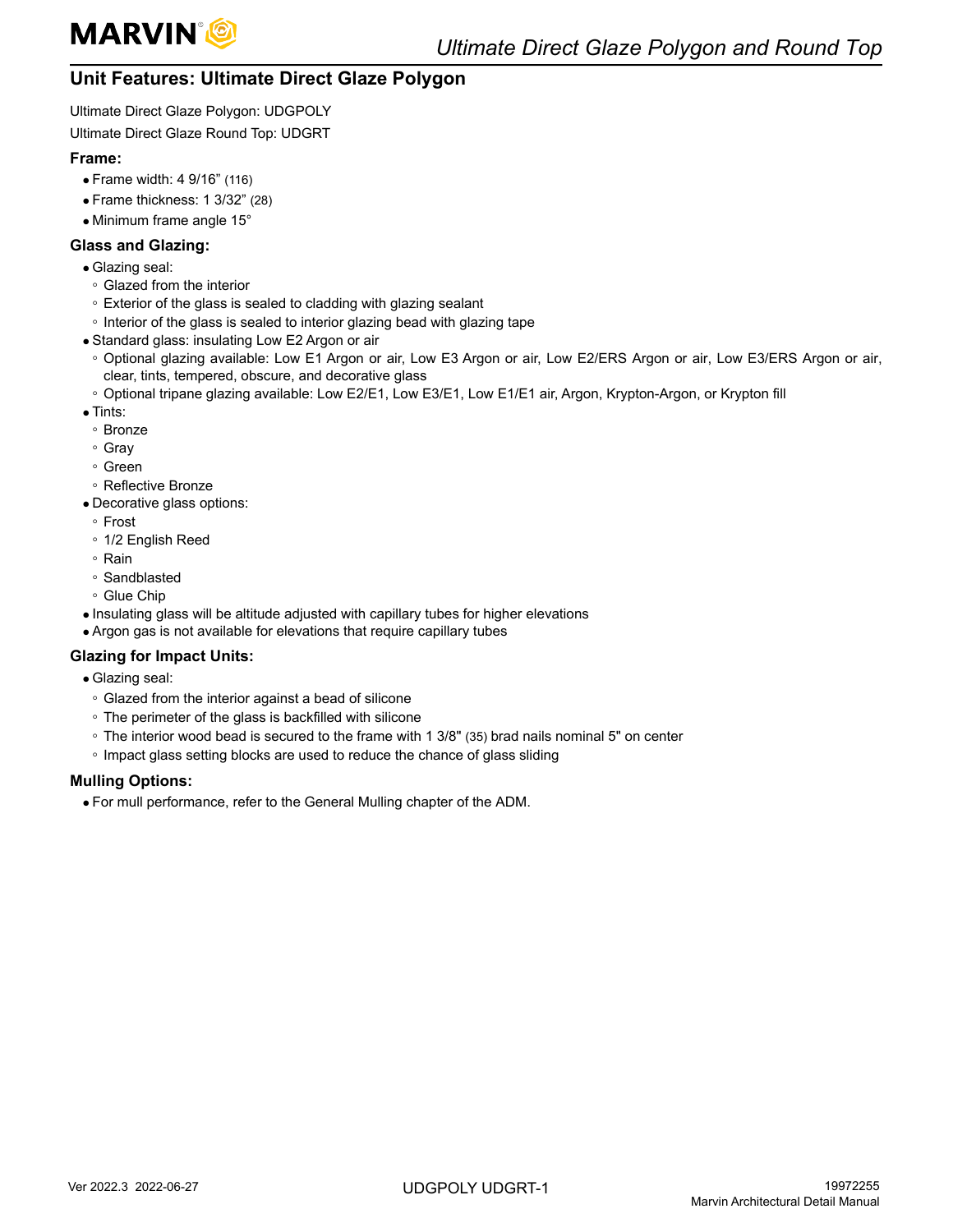## Unit Features: Ultimate Direct Glaze Polygon

Ultimate Direct Glaze Polygon: UDGPOLY

Ultimate Direct Glaze Round Top: UDGRT

### Frame:

- Frame width: 4 9/16” (116)
- Frame thickness: 1 3/32” (28)
- Minimum frame angle 15°

### Glass and Glazing:

- Glazing seal:
  - Glazed from the interior
  - Exterior of the glass is sealed to cladding with glazing sealant
  - Interior of the glass is sealed to interior glazing bead with glazing tape
- Standard glass: insulating Low E2 Argon or air
  - Optional glazing available: Low E1 Argon or air, Low E3 Argon or air, Low E2/ERS Argon or air, Low E3/ERS Argon or air, clear, tints, tempered, obscure, and decorative glass
  - Optional tripane glazing available: Low E2/E1, Low E3/E1, Low E1/E1 air, Argon, Krypton-Argon, or Krypton fill
- Tints:
  - Bronze
  - Gray
  - Green
  - Reflective Bronze
- Decorative glass options:
  - Frost
  - 1/2 English Reed
  - Rain
  - Sandblasted
  - Glue Chip
- Insulating glass will be altitude adjusted with capillary tubes for higher elevations
- Argon gas is not available for elevations that require capillary tubes

### Glazing for Impact Units:

- Glazing seal:
  - Glazed from the interior against a bead of silicone
  - The perimeter of the glass is backfilled with silicone
  - The interior wood bead is secured to the frame with 1 3/8" (35) brad nails nominal 5" on center
  - Impact glass setting blocks are used to reduce the chance of glass sliding

### Mulling Options:

- For mull performance, refer to the General Mulling chapter of the ADM.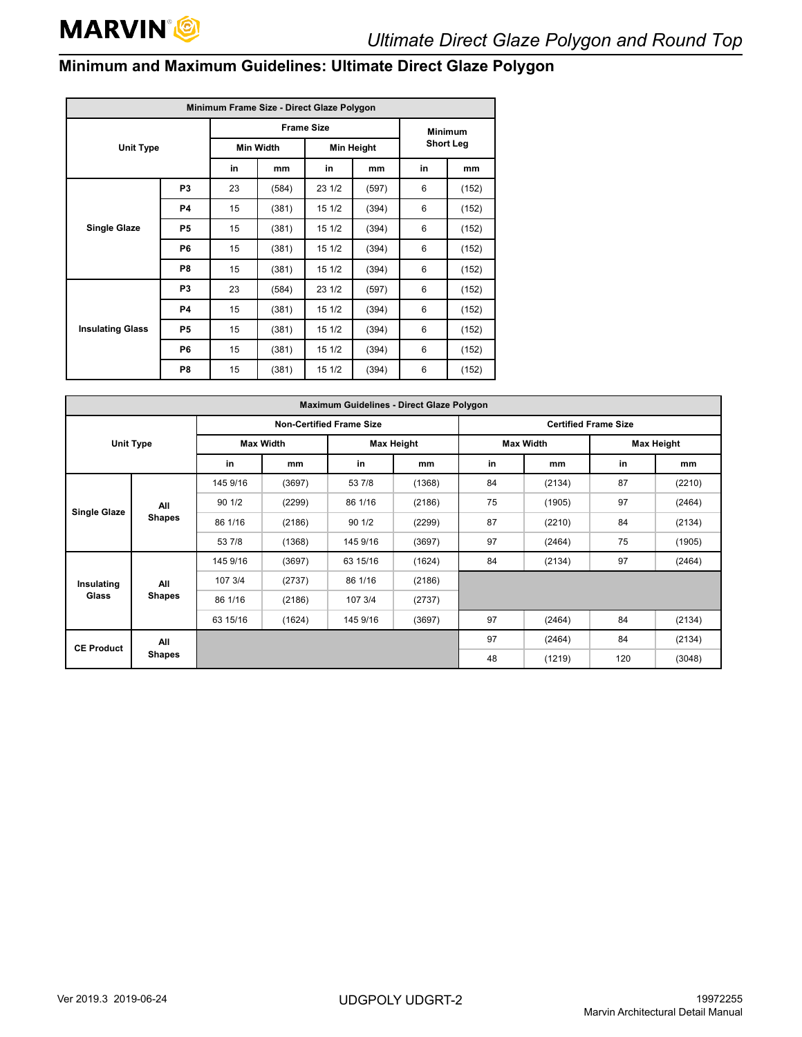## Minimum and Maximum Guidelines: Ultimate Direct Glaze Polygon

| Minimum Frame Size - Direct Glaze Polygon | | | | | | | |
|---|---|---|---|---|---|---|---|
| Unit Type | | Frame Size | | | | Minimum Short Leg | |
| | | Min Width | | Min Height | | | |
| | | in | mm | in | mm | in | mm |
| Single Glaze | P3 | 23 | (584) | 23 1/2 | (597) | 6 | (152) |
| | P4 | 15 | (381) | 15 1/2 | (394) | 6 | (152) |
| | P5 | 15 | (381) | 15 1/2 | (394) | 6 | (152) |
| | P6 | 15 | (381) | 15 1/2 | (394) | 6 | (152) |
| | P8 | 15 | (381) | 15 1/2 | (394) | 6 | (152) |
| Insulating Glass | P3 | 23 | (584) | 23 1/2 | (597) | 6 | (152) |
| | P4 | 15 | (381) | 15 1/2 | (394) | 6 | (152) |
| | P5 | 15 | (381) | 15 1/2 | (394) | 6 | (152) |
| | P6 | 15 | (381) | 15 1/2 | (394) | 6 | (152) |
| | P8 | 15 | (381) | 15 1/2 | (394) | 6 | (152) |

| Maximum Guidelines - Direct Glaze Polygon | | | | | | | | | |
|---|---|---|---|---|---|---|---|---|---|
| Unit Type | | Non-Certified Frame Size | | | | Certified Frame Size | | | |
| | | Max Width | | Max Height | | Max Width | | Max Height | |
| | | in | mm | in | mm | in | mm | in | mm |
| Single Glaze | All Shapes | 145 9/16 | (3697) | 53 7/8 | (1368) | 84 | (2134) | 87 | (2210) |
| | | 90 1/2 | (2299) | 86 1/16 | (2186) | 75 | (1905) | 97 | (2464) |
| | | 86 1/16 | (2186) | 90 1/2 | (2299) | 87 | (2210) | 84 | (2134) |
| | | 53 7/8 | (1368) | 145 9/16 | (3697) | 97 | (2464) | 75 | (1905) |
| Insulating Glass | All Shapes | 145 9/16 | (3697) | 63 15/16 | (1624) | 84 | (2134) | 97 | (2464) |
| | | 107 3/4 | (2737) | 86 1/16 | (2186) | | | | |
| | | 86 1/16 | (2186) | 107 3/4 | (2737) | | | | |
| | | 63 15/16 | (1624) | 145 9/16 | (3697) | 97 | (2464) | 84 | (2134) |
| CE Product | All Shapes | | | | | 97 | (2464) | 84 | (2134) |
| | | | | | | 48 | (1219) | 120 | (3048) |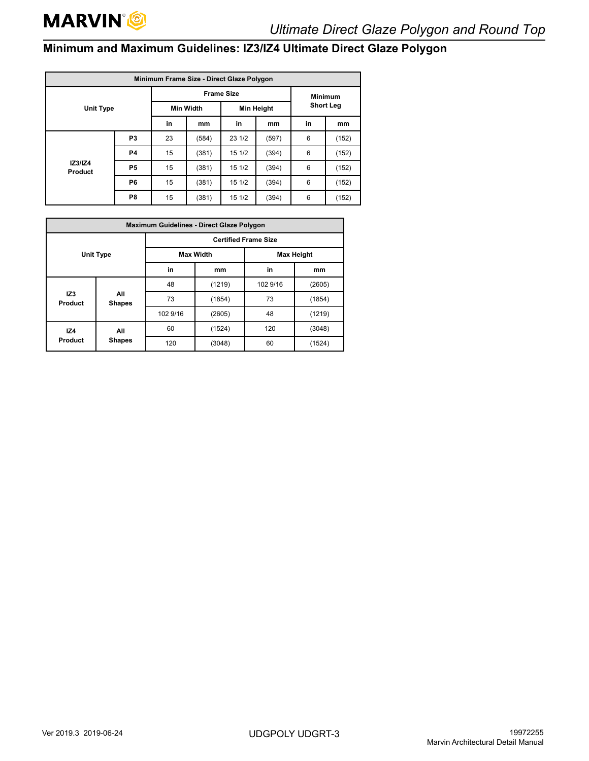## Minimum and Maximum Guidelines: IZ3/IZ4 Ultimate Direct Glaze Polygon

| Minimum Frame Size - Direct Glaze Polygon | | | | | | | | |
|---|---|---|---|---|---|---|---|---|
| Unit Type | | Frame Size | | | | Minimum Short Leg | |
| | | Min Width | | Min Height | | | |
| | | in | mm | in | mm | in | mm |
| IZ3/IZ4 Product | P3 | 23 | (584) | 23 1/2 | (597) | 6 | (152) |
| | P4 | 15 | (381) | 15 1/2 | (394) | 6 | (152) |
| | P5 | 15 | (381) | 15 1/2 | (394) | 6 | (152) |
| | P6 | 15 | (381) | 15 1/2 | (394) | 6 | (152) |
| | P8 | 15 | (381) | 15 1/2 | (394) | 6 | (152) |

| Maximum Guidelines - Direct Glaze Polygon | | | | | |
|---|---|---|---|---|---|
| Unit Type | | Certified Frame Size | | | |
| | | Max Width | | Max Height | |
| | | in | mm | in | mm |
| IZ3 Product | All Shapes | 48 | (1219) | 102 9/16 | (2605) |
| | | 73 | (1854) | 73 | (1854) |
| | | 102 9/16 | (2605) | 48 | (1219) |
| IZ4 Product | All Shapes | 60 | (1524) | 120 | (3048) |
| | | 120 | (3048) | 60 | (1524) |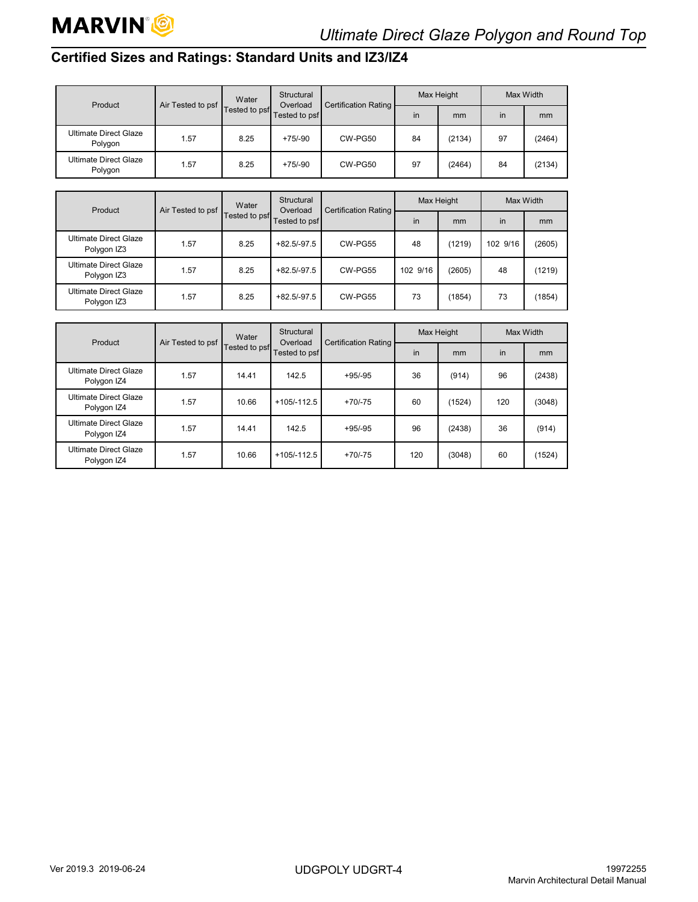## Certified Sizes and Ratings: Standard Units and IZ3/IZ4

| Product | Air Tested to psf | Water Tested to psf | Structural Overload Tested to psf | Certification Rating | Max Height | | Max Width | |
|---|---|---|---|---|---|---|---|---|
| | | | | | in | mm | in | mm |
| Ultimate Direct Glaze Polygon | 1.57 | 8.25 | +75/-90 | CW-PG50 | 84 | (2134) | 97 | (2464) |
| Ultimate Direct Glaze Polygon | 1.57 | 8.25 | +75/-90 | CW-PG50 | 97 | (2464) | 84 | (2134) |

| Product | Air Tested to psf | Water Tested to psf | Structural Overload Tested to psf | Certification Rating | Max Height | | Max Width | |
|---|---|---|---|---|---|---|---|---|
| | | | | | in | mm | in | mm |
| Ultimate Direct Glaze Polygon IZ3 | 1.57 | 8.25 | +82.5/-97.5 | CW-PG55 | 48 | (1219) | 102 9/16 | (2605) |
| Ultimate Direct Glaze Polygon IZ3 | 1.57 | 8.25 | +82.5/-97.5 | CW-PG55 | 102 9/16 | (2605) | 48 | (1219) |
| Ultimate Direct Glaze Polygon IZ3 | 1.57 | 8.25 | +82.5/-97.5 | CW-PG55 | 73 | (1854) | 73 | (1854) |

| Product | Air Tested to psf | Water Tested to psf | Structural Overload Tested to psf | Certification Rating | Max Height | | Max Width | |
|---|---|---|---|---|---|---|---|---|
| | | | | | in | mm | in | mm |
| Ultimate Direct Glaze Polygon IZ4 | 1.57 | 14.41 | 142.5 | +95/-95 | 36 | (914) | 96 | (2438) |
| Ultimate Direct Glaze Polygon IZ4 | 1.57 | 10.66 | +105/-112.5 | +70/-75 | 60 | (1524) | 120 | (3048) |
| Ultimate Direct Glaze Polygon IZ4 | 1.57 | 14.41 | 142.5 | +95/-95 | 96 | (2438) | 36 | (914) |
| Ultimate Direct Glaze Polygon IZ4 | 1.57 | 10.66 | +105/-112.5 | +70/-75 | 120 | (3048) | 60 | (1524) |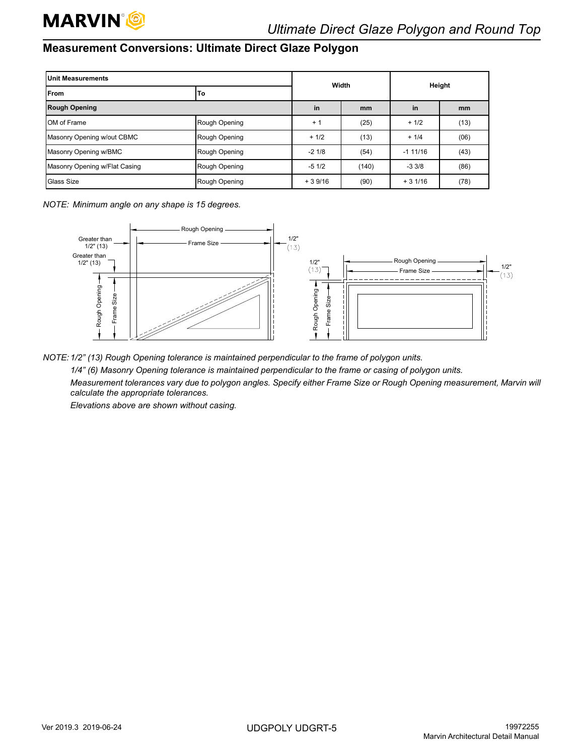## Measurement Conversions: Ultimate Direct Glaze Polygon

| Unit Measurements | | Width | | Height | |
|---|---|---|---|---|---|
| **From** | **To** | | | | |
| **Rough Opening** | | **in** | **mm** | **in** | **mm** |
| OM of Frame | Rough Opening | + 1 | (25) | + 1/2 | (13) |
| Masonry Opening w/out CBMC | Rough Opening | + 1/2 | (13) | + 1/4 | (06) |
| Masonry Opening w/BMC | Rough Opening | -2 1/8 | (54) | -1 11/16 | (43) |
| Masonry Opening w/Flat Casing | Rough Opening | -5 1/2 | (140) | -3 3/8 | (86) |
| Glass Size | Rough Opening | + 3 9/16 | (90) | + 3 1/16 | (78) |

*NOTE: Minimum angle on any shape is 15 degrees.*

Rough Opening, Frame Size, Greater than 1/2" (13), Greater than 1/2" (13), 1/2" (13), Rough Opening, Frame Size

1/2" (13), Rough Opening, Frame Size, 1/2" (13), Rough Opening, Frame Size

*NOTE: 1/2" (13) Rough Opening tolerance is maintained perpendicular to the frame of polygon units.*

*1/4" (6) Masonry Opening tolerance is maintained perpendicular to the frame or casing of polygon units.*

*Measurement tolerances vary due to polygon angles. Specify either Frame Size or Rough Opening measurement, Marvin will calculate the appropriate tolerances.*

*Elevations above are shown without casing.*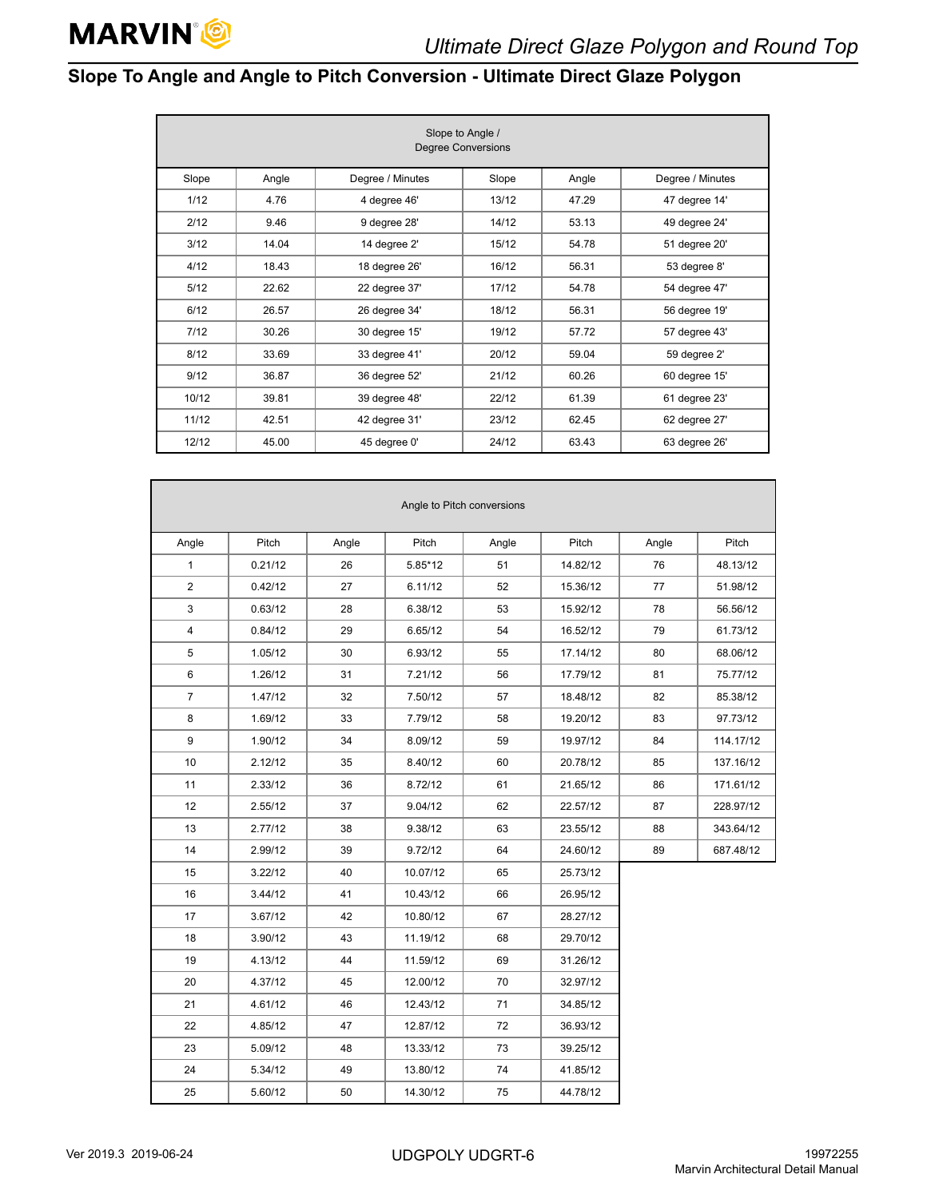## Slope To Angle and Angle to Pitch Conversion - Ultimate Direct Glaze Polygon

| Slope to Angle / Degree Conversions | | | | | |
|---|---|---|---|---|---|
| Slope | Angle | Degree / Minutes | Slope | Angle | Degree / Minutes |
| 1/12 | 4.76 | 4 degree 46' | 13/12 | 47.29 | 47 degree 14' |
| 2/12 | 9.46 | 9 degree 28' | 14/12 | 53.13 | 49 degree 24' |
| 3/12 | 14.04 | 14 degree 2' | 15/12 | 54.78 | 51 degree 20' |
| 4/12 | 18.43 | 18 degree 26' | 16/12 | 56.31 | 53 degree 8' |
| 5/12 | 22.62 | 22 degree 37' | 17/12 | 54.78 | 54 degree 47' |
| 6/12 | 26.57 | 26 degree 34' | 18/12 | 56.31 | 56 degree 19' |
| 7/12 | 30.26 | 30 degree 15' | 19/12 | 57.72 | 57 degree 43' |
| 8/12 | 33.69 | 33 degree 41' | 20/12 | 59.04 | 59 degree 2' |
| 9/12 | 36.87 | 36 degree 52' | 21/12 | 60.26 | 60 degree 15' |
| 10/12 | 39.81 | 39 degree 48' | 22/12 | 61.39 | 61 degree 23' |
| 11/12 | 42.51 | 42 degree 31' | 23/12 | 62.45 | 62 degree 27' |
| 12/12 | 45.00 | 45 degree 0' | 24/12 | 63.43 | 63 degree 26' |

| Angle to Pitch conversions | | | | | | | |
|---|---|---|---|---|---|---|---|
| Angle | Pitch | Angle | Pitch | Angle | Pitch | Angle | Pitch |
| 1 | 0.21/12 | 26 | 5.85*12 | 51 | 14.82/12 | 76 | 48.13/12 |
| 2 | 0.42/12 | 27 | 6.11/12 | 52 | 15.36/12 | 77 | 51.98/12 |
| 3 | 0.63/12 | 28 | 6.38/12 | 53 | 15.92/12 | 78 | 56.56/12 |
| 4 | 0.84/12 | 29 | 6.65/12 | 54 | 16.52/12 | 79 | 61.73/12 |
| 5 | 1.05/12 | 30 | 6.93/12 | 55 | 17.14/12 | 80 | 68.06/12 |
| 6 | 1.26/12 | 31 | 7.21/12 | 56 | 17.79/12 | 81 | 75.77/12 |
| 7 | 1.47/12 | 32 | 7.50/12 | 57 | 18.48/12 | 82 | 85.38/12 |
| 8 | 1.69/12 | 33 | 7.79/12 | 58 | 19.20/12 | 83 | 97.73/12 |
| 9 | 1.90/12 | 34 | 8.09/12 | 59 | 19.97/12 | 84 | 114.17/12 |
| 10 | 2.12/12 | 35 | 8.40/12 | 60 | 20.78/12 | 85 | 137.16/12 |
| 11 | 2.33/12 | 36 | 8.72/12 | 61 | 21.65/12 | 86 | 171.61/12 |
| 12 | 2.55/12 | 37 | 9.04/12 | 62 | 22.57/12 | 87 | 228.97/12 |
| 13 | 2.77/12 | 38 | 9.38/12 | 63 | 23.55/12 | 88 | 343.64/12 |
| 14 | 2.99/12 | 39 | 9.72/12 | 64 | 24.60/12 | 89 | 687.48/12 |
| 15 | 3.22/12 | 40 | 10.07/12 | 65 | 25.73/12 | | |
| 16 | 3.44/12 | 41 | 10.43/12 | 66 | 26.95/12 | | |
| 17 | 3.67/12 | 42 | 10.80/12 | 67 | 28.27/12 | | |
| 18 | 3.90/12 | 43 | 11.19/12 | 68 | 29.70/12 | | |
| 19 | 4.13/12 | 44 | 11.59/12 | 69 | 31.26/12 | | |
| 20 | 4.37/12 | 45 | 12.00/12 | 70 | 32.97/12 | | |
| 21 | 4.61/12 | 46 | 12.43/12 | 71 | 34.85/12 | | |
| 22 | 4.85/12 | 47 | 12.87/12 | 72 | 36.93/12 | | |
| 23 | 5.09/12 | 48 | 13.33/12 | 73 | 39.25/12 | | |
| 24 | 5.34/12 | 49 | 13.80/12 | 74 | 41.85/12 | | |
| 25 | 5.60/12 | 50 | 14.30/12 | 75 | 44.78/12 | | |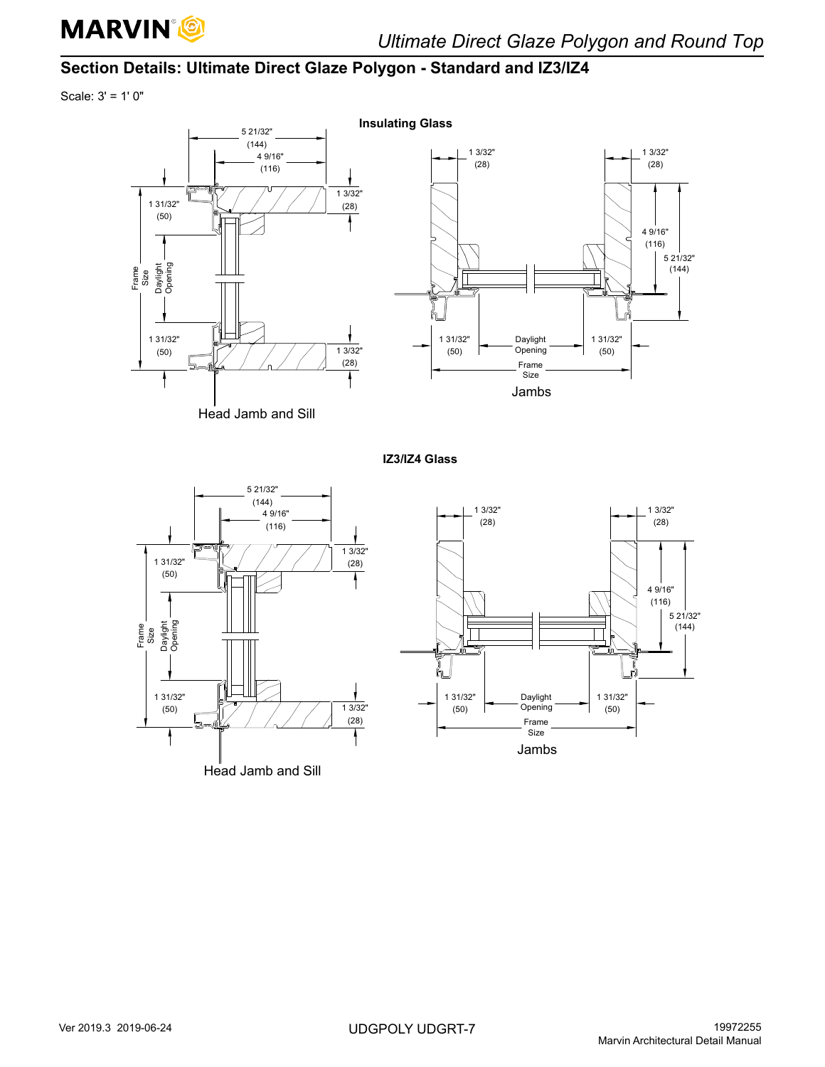## Section Details: Ultimate Direct Glaze Polygon - Standard and IZ3/IZ4

Scale: 3' = 1' 0"

**Insulating Glass**

5 21/32" (144)

4 9/16" (116)

1 3/32" (28)

1 31/32" (50)

Frame Size

Daylight Opening

1 31/32" (50)

1 3/32" (28)

Head Jamb and Sill

1 3/32" (28)

1 3/32" (28)

4 9/16" (116)

5 21/32" (144)

1 31/32" (50)

Daylight Opening

1 31/32" (50)

Frame Size

Jambs

**IZ3/IZ4 Glass**

5 21/32" (144)

4 9/16" (116)

1 3/32" (28)

1 31/32" (50)

Frame Size

Daylight Opening

1 31/32" (50)

1 3/32" (28)

Head Jamb and Sill

1 3/32" (28)

1 3/32" (28)

4 9/16" (116)

5 21/32" (144)

1 31/32" (50)

Daylight Opening

1 31/32" (50)

Frame Size

Jambs

Ver 2019.3 2019-06-24

UDGPOLY UDGRT-7

19972255
Marvin Architectural Detail Manual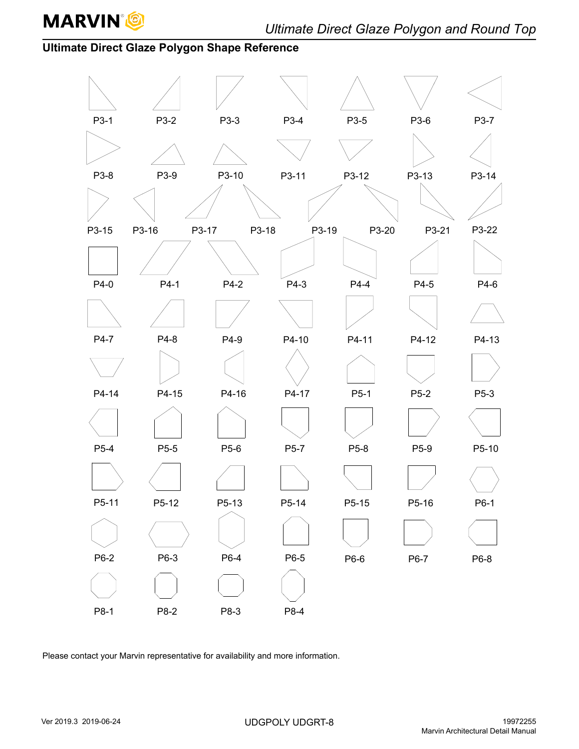## Ultimate Direct Glaze Polygon Shape Reference

P3-1 P3-2 P3-3 P3-4 P3-5 P3-6 P3-7

P3-8 P3-9 P3-10 P3-11 P3-12 P3-13 P3-14

P3-15 P3-16 P3-17 P3-18 P3-19 P3-20 P3-21 P3-22

P4-0 P4-1 P4-2 P4-3 P4-4 P4-5 P4-6

P4-7 P4-8 P4-9 P4-10 P4-11 P4-12 P4-13

P4-14 P4-15 P4-16 P4-17 P5-1 P5-2 P5-3

P5-4 P5-5 P5-6 P5-7 P5-8 P5-9 P5-10

P5-11 P5-12 P5-13 P5-14 P5-15 P5-16 P6-1

P6-2 P6-3 P6-4 P6-5 P6-6 P6-7 P6-8

P8-1 P8-2 P8-3 P8-4

Please contact your Marvin representative for availability and more information.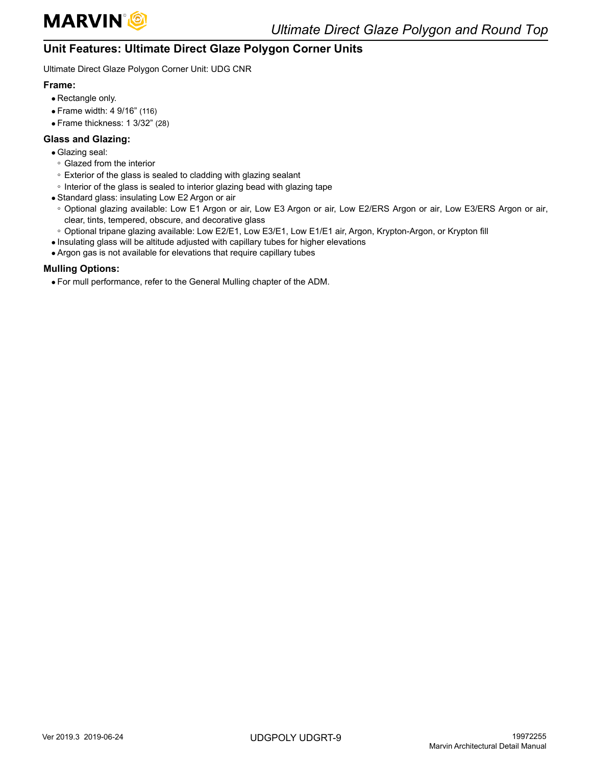## Unit Features: Ultimate Direct Glaze Polygon Corner Units

Ultimate Direct Glaze Polygon Corner Unit: UDG CNR

### Frame:

- Rectangle only.
- Frame width: 4 9/16” (116)
- Frame thickness: 1 3/32” (28)

### Glass and Glazing:

- Glazing seal:
  - Glazed from the interior
  - Exterior of the glass is sealed to cladding with glazing sealant
  - Interior of the glass is sealed to interior glazing bead with glazing tape
- Standard glass: insulating Low E2 Argon or air
  - Optional glazing available: Low E1 Argon or air, Low E3 Argon or air, Low E2/ERS Argon or air, Low E3/ERS Argon or air, clear, tints, tempered, obscure, and decorative glass
  - Optional tripane glazing available: Low E2/E1, Low E3/E1, Low E1/E1 air, Argon, Krypton-Argon, or Krypton fill
- Insulating glass will be altitude adjusted with capillary tubes for higher elevations
- Argon gas is not available for elevations that require capillary tubes

### Mulling Options:

- For mull performance, refer to the General Mulling chapter of the ADM.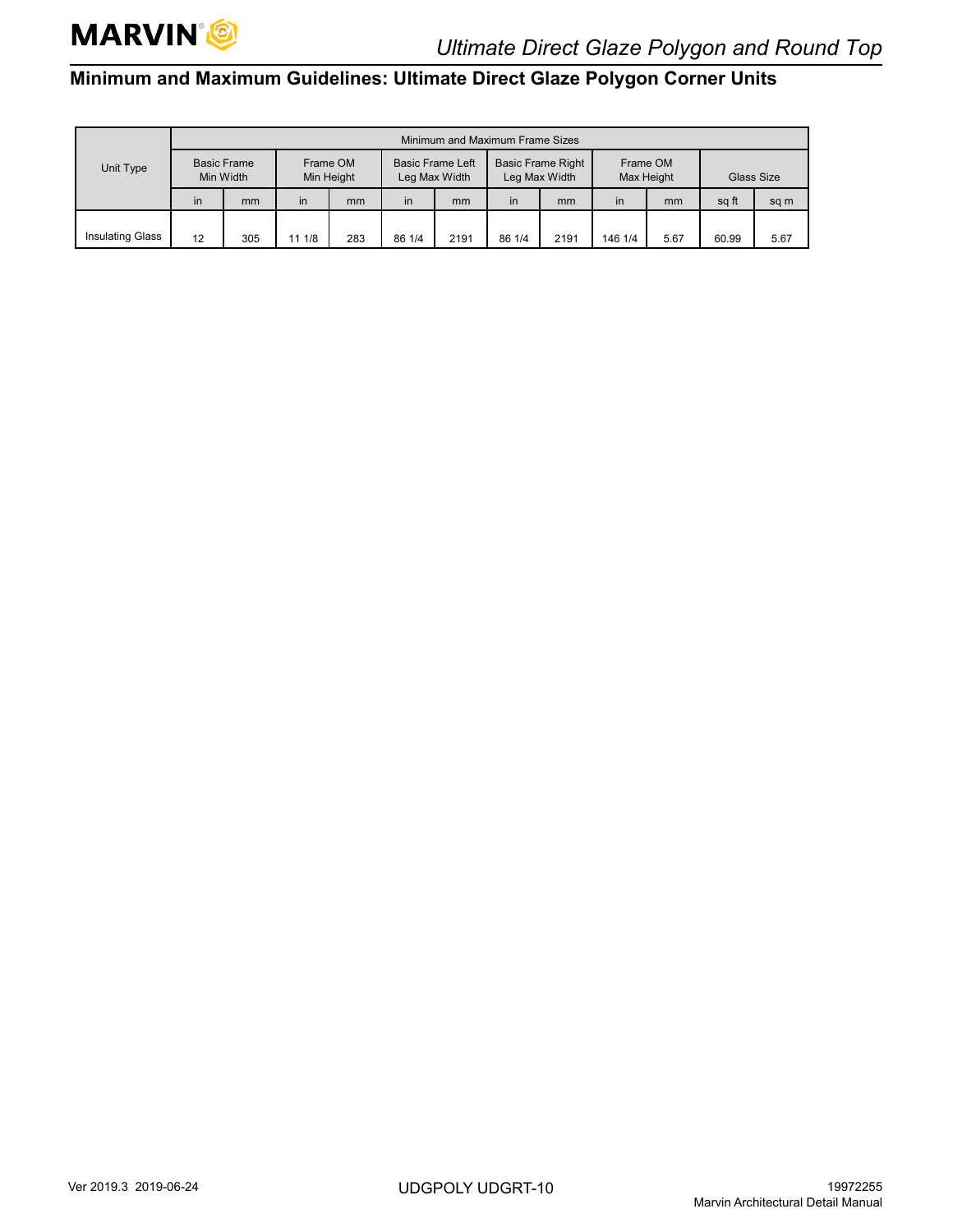## Minimum and Maximum Guidelines: Ultimate Direct Glaze Polygon Corner Units

| Unit Type | Minimum and Maximum Frame Sizes | | | | | | | | | | | |
|---|---|---|---|---|---|---|---|---|---|---|---|---|
| | Basic Frame Min Width | | Frame OM Min Height | | Basic Frame Left Leg Max Width | | Basic Frame Right Leg Max Width | | Frame OM Max Height | | Glass Size | |
| | in | mm | in | mm | in | mm | in | mm | in | mm | sq ft | sq m |
| Insulating Glass | 12 | 305 | 11 1/8 | 283 | 86 1/4 | 2191 | 86 1/4 | 2191 | 146 1/4 | 5.67 | 60.99 | 5.67 |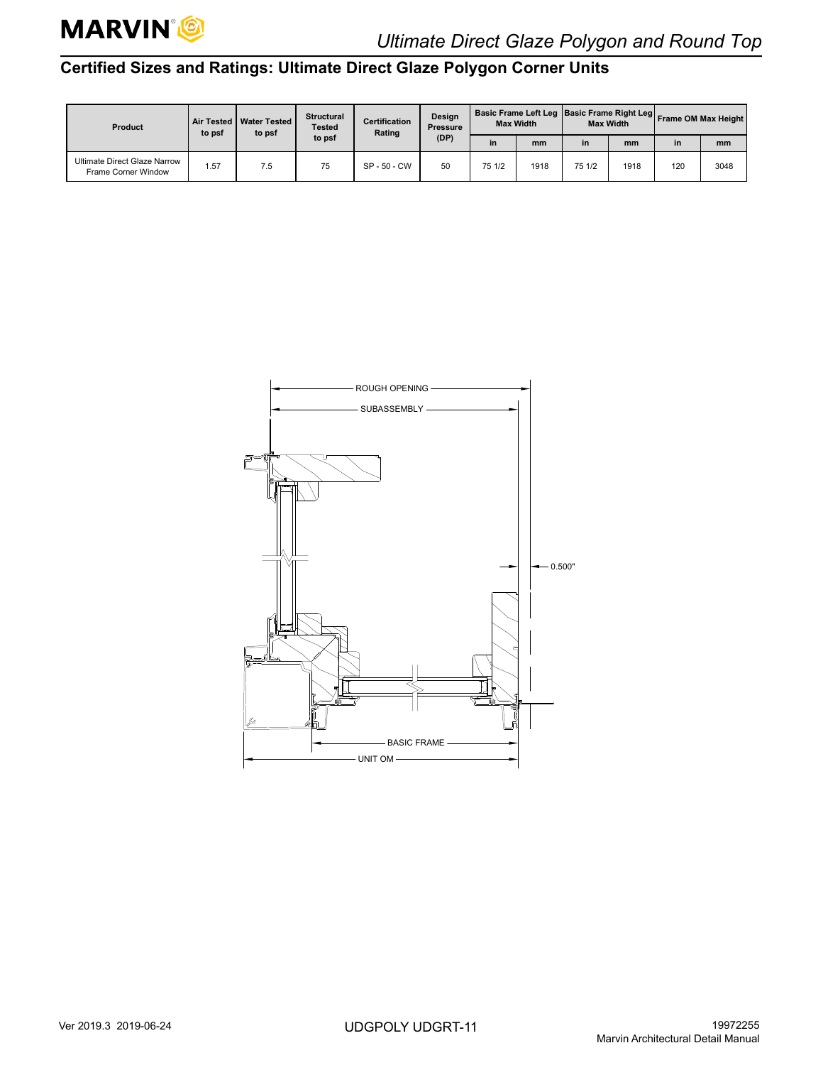## Certified Sizes and Ratings: Ultimate Direct Glaze Polygon Corner Units

| Product | Air Tested to psf | Water Tested to psf | Structural Tested to psf | Certification Rating | Design Pressure (DP) | Basic Frame Left Leg Max Width | | Basic Frame Right Leg Max Width | | Frame OM Max Height | |
|---|---|---|---|---|---|---|---|---|---|---|---|
| | | | | | | in | mm | in | mm | in | mm |
| Ultimate Direct Glaze Narrow Frame Corner Window | 1.57 | 7.5 | 75 | SP - 50 - CW | 50 | 75 1/2 | 1918 | 75 1/2 | 1918 | 120 | 3048 |

ROUGH OPENING

SUBASSEMBLY

0.500"

BASIC FRAME

UNIT OM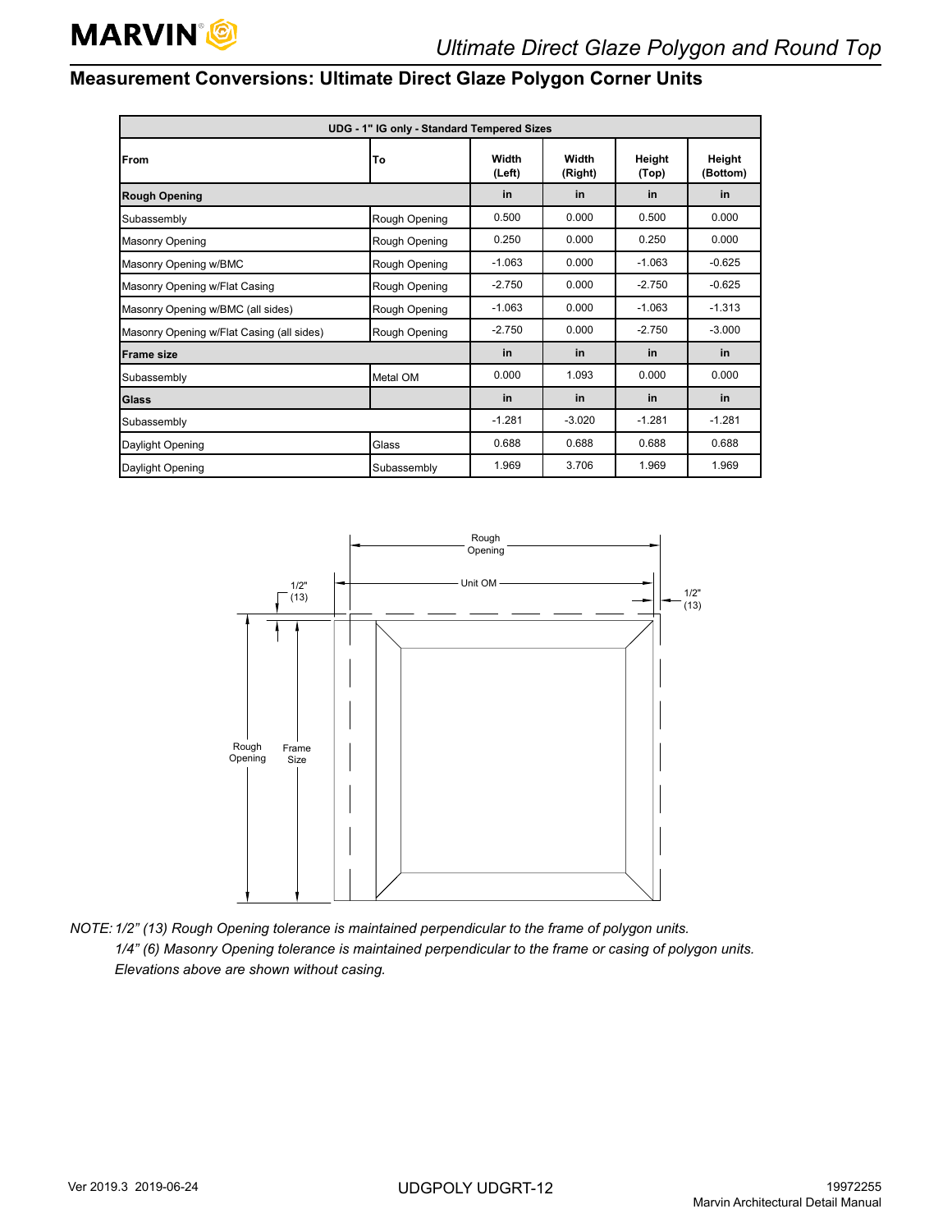## Measurement Conversions: Ultimate Direct Glaze Polygon Corner Units

| UDG - 1" IG only - Standard Tempered Sizes | | | | | |
|---|---|---|---|---|---|
| **From** | **To** | **Width (Left)** | **Width (Right)** | **Height (Top)** | **Height (Bottom)** |
| **Rough Opening** | | **in** | **in** | **in** | **in** |
| Subassembly | Rough Opening | 0.500 | 0.000 | 0.500 | 0.000 |
| Masonry Opening | Rough Opening | 0.250 | 0.000 | 0.250 | 0.000 |
| Masonry Opening w/BMC | Rough Opening | -1.063 | 0.000 | -1.063 | -0.625 |
| Masonry Opening w/Flat Casing | Rough Opening | -2.750 | 0.000 | -2.750 | -0.625 |
| Masonry Opening w/BMC (all sides) | Rough Opening | -1.063 | 0.000 | -1.063 | -1.313 |
| Masonry Opening w/Flat Casing (all sides) | Rough Opening | -2.750 | 0.000 | -2.750 | -3.000 |
| **Frame size** | | **in** | **in** | **in** | **in** |
| Subassembly | Metal OM | 0.000 | 1.093 | 0.000 | 0.000 |
| **Glass** | | **in** | **in** | **in** | **in** |
| Subassembly | | -1.281 | -3.020 | -1.281 | -1.281 |
| Daylight Opening | Glass | 0.688 | 0.688 | 0.688 | 0.688 |
| Daylight Opening | Subassembly | 1.969 | 3.706 | 1.969 | 1.969 |

Rough Opening

Unit OM

1/2" (13)

1/2" (13)

Rough Opening

Frame Size

*NOTE: 1/2" (13) Rough Opening tolerance is maintained perpendicular to the frame of polygon units.*
*1/4" (6) Masonry Opening tolerance is maintained perpendicular to the frame or casing of polygon units.*
*Elevations above are shown without casing.*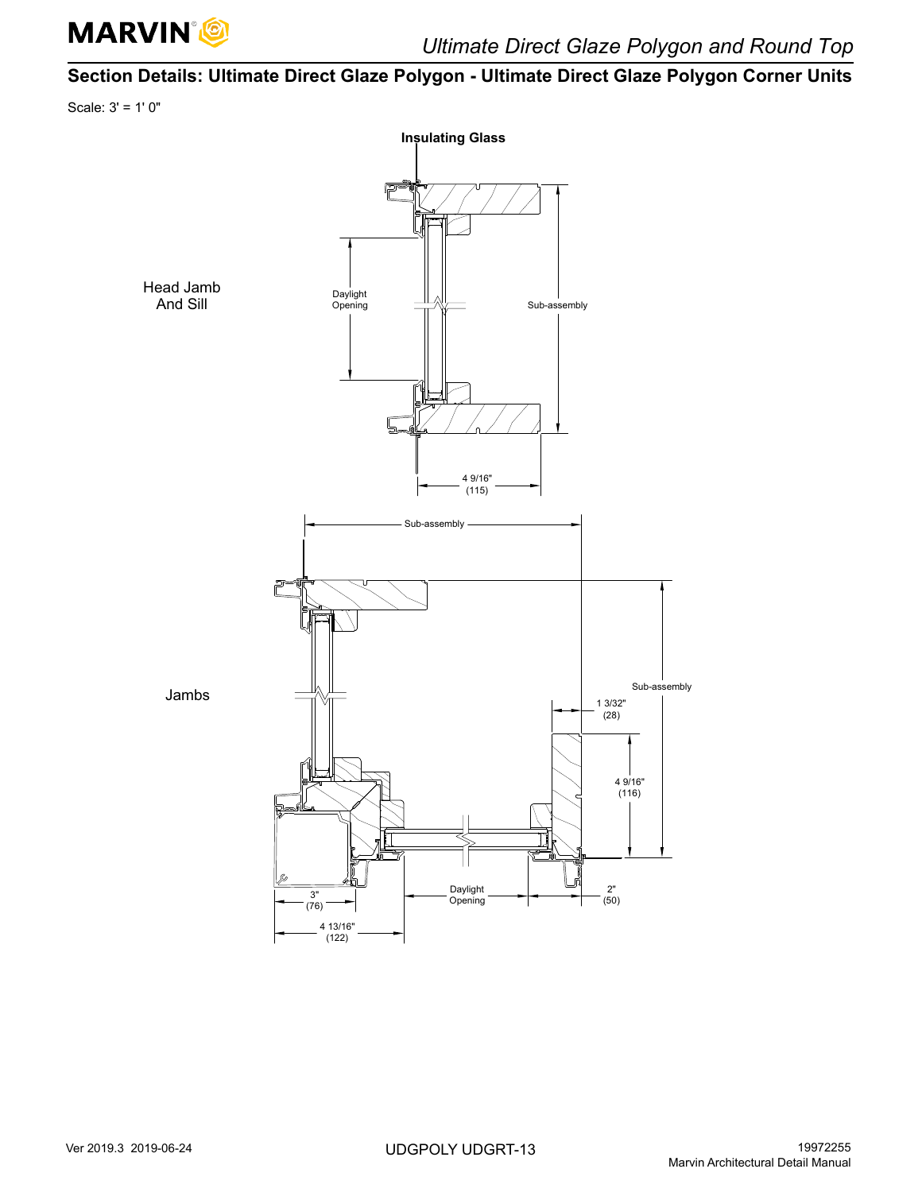## Section Details: Ultimate Direct Glaze Polygon - Ultimate Direct Glaze Polygon Corner Units

Scale: 3' = 1' 0"

**Insulating Glass**

Head Jamb And Sill

Daylight Opening

Sub-assembly

4 9/16" (115)

Jambs

Sub-assembly

Sub-assembly

1 3/32" (28)

4 9/16" (116)

3" (76)

4 13/16" (122)

Daylight Opening

2" (50)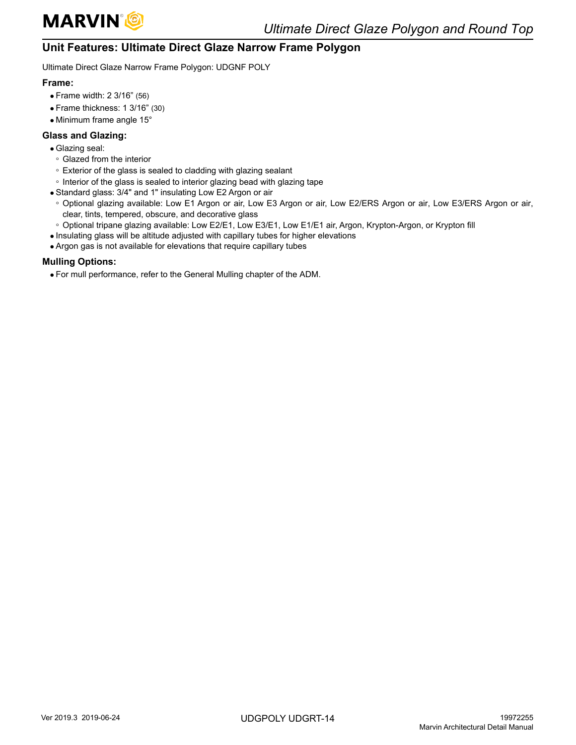## Unit Features: Ultimate Direct Glaze Narrow Frame Polygon

Ultimate Direct Glaze Narrow Frame Polygon: UDGNF POLY

### Frame:

- Frame width: 2 3/16” (56)
- Frame thickness: 1 3/16” (30)
- Minimum frame angle 15°

### Glass and Glazing:

- Glazing seal:
  - Glazed from the interior
  - Exterior of the glass is sealed to cladding with glazing sealant
  - Interior of the glass is sealed to interior glazing bead with glazing tape
- Standard glass: 3/4" and 1" insulating Low E2 Argon or air
  - Optional glazing available: Low E1 Argon or air, Low E3 Argon or air, Low E2/ERS Argon or air, Low E3/ERS Argon or air, clear, tints, tempered, obscure, and decorative glass
  - Optional tripane glazing available: Low E2/E1, Low E3/E1, Low E1/E1 air, Argon, Krypton-Argon, or Krypton fill
- Insulating glass will be altitude adjusted with capillary tubes for higher elevations
- Argon gas is not available for elevations that require capillary tubes

### Mulling Options:

- For mull performance, refer to the General Mulling chapter of the ADM.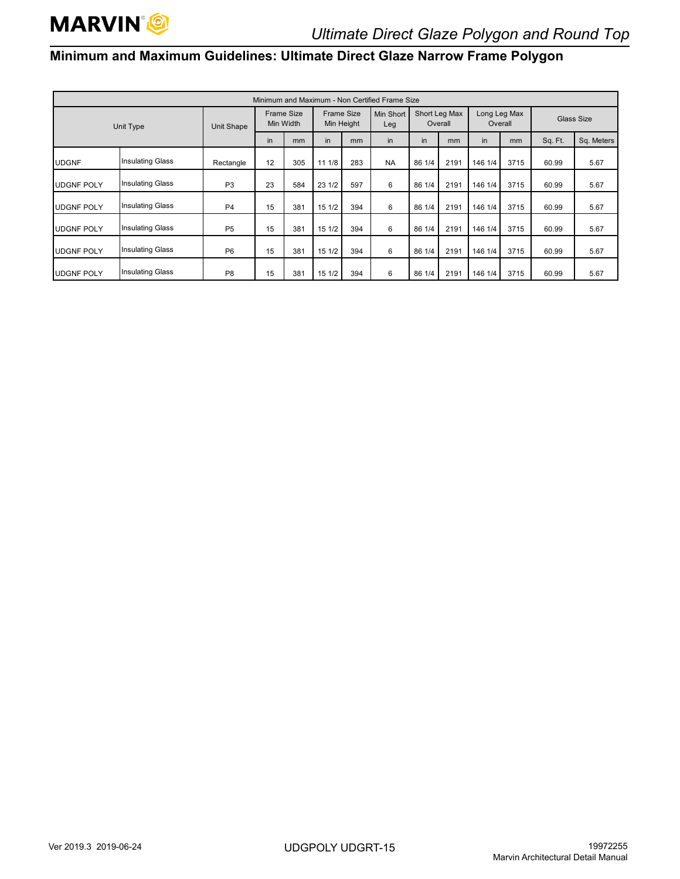## Minimum and Maximum Guidelines: Ultimate Direct Glaze Narrow Frame Polygon

| Minimum and Maximum - Non Certified Frame Size | | | | | | | | | | | | | |
|---|---|---|---|---|---|---|---|---|---|---|---|---|---|
| Unit Type | | Unit Shape | Frame Size Min Width | | Frame Size Min Height | | Min Short Leg | Short Leg Max Overall | | Long Leg Max Overall | | Glass Size | |
| | | | in | mm | in | mm | in | in | mm | in | mm | Sq. Ft. | Sq. Meters |
| UDGNF | Insulating Glass | Rectangle | 12 | 305 | 11 1/8 | 283 | NA | 86 1/4 | 2191 | 146 1/4 | 3715 | 60.99 | 5.67 |
| UDGNF POLY | Insulating Glass | P3 | 23 | 584 | 23 1/2 | 597 | 6 | 86 1/4 | 2191 | 146 1/4 | 3715 | 60.99 | 5.67 |
| UDGNF POLY | Insulating Glass | P4 | 15 | 381 | 15 1/2 | 394 | 6 | 86 1/4 | 2191 | 146 1/4 | 3715 | 60.99 | 5.67 |
| UDGNF POLY | Insulating Glass | P5 | 15 | 381 | 15 1/2 | 394 | 6 | 86 1/4 | 2191 | 146 1/4 | 3715 | 60.99 | 5.67 |
| UDGNF POLY | Insulating Glass | P6 | 15 | 381 | 15 1/2 | 394 | 6 | 86 1/4 | 2191 | 146 1/4 | 3715 | 60.99 | 5.67 |
| UDGNF POLY | Insulating Glass | P8 | 15 | 381 | 15 1/2 | 394 | 6 | 86 1/4 | 2191 | 146 1/4 | 3715 | 60.99 | 5.67 |

UDGPOLY UDGRT-15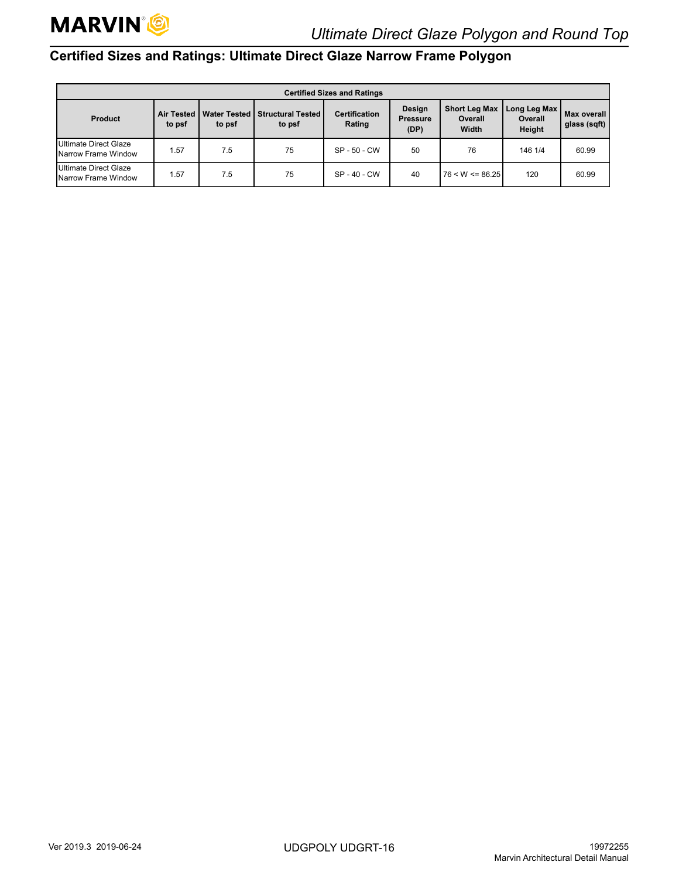## Certified Sizes and Ratings: Ultimate Direct Glaze Narrow Frame Polygon

| Certified Sizes and Ratings | | | | | | | | |
|---|---|---|---|---|---|---|---|---|
| Product | Air Tested to psf | Water Tested to psf | Structural Tested to psf | Certification Rating | Design Pressure (DP) | Short Leg Max Overall Width | Long Leg Max Overall Height | Max overall glass (sqft) |
| Ultimate Direct Glaze Narrow Frame Window | 1.57 | 7.5 | 75 | SP - 50 - CW | 50 | 76 | 146 1/4 | 60.99 |
| Ultimate Direct Glaze Narrow Frame Window | 1.57 | 7.5 | 75 | SP - 40 - CW | 40 | 76 < W <= 86.25 | 120 | 60.99 |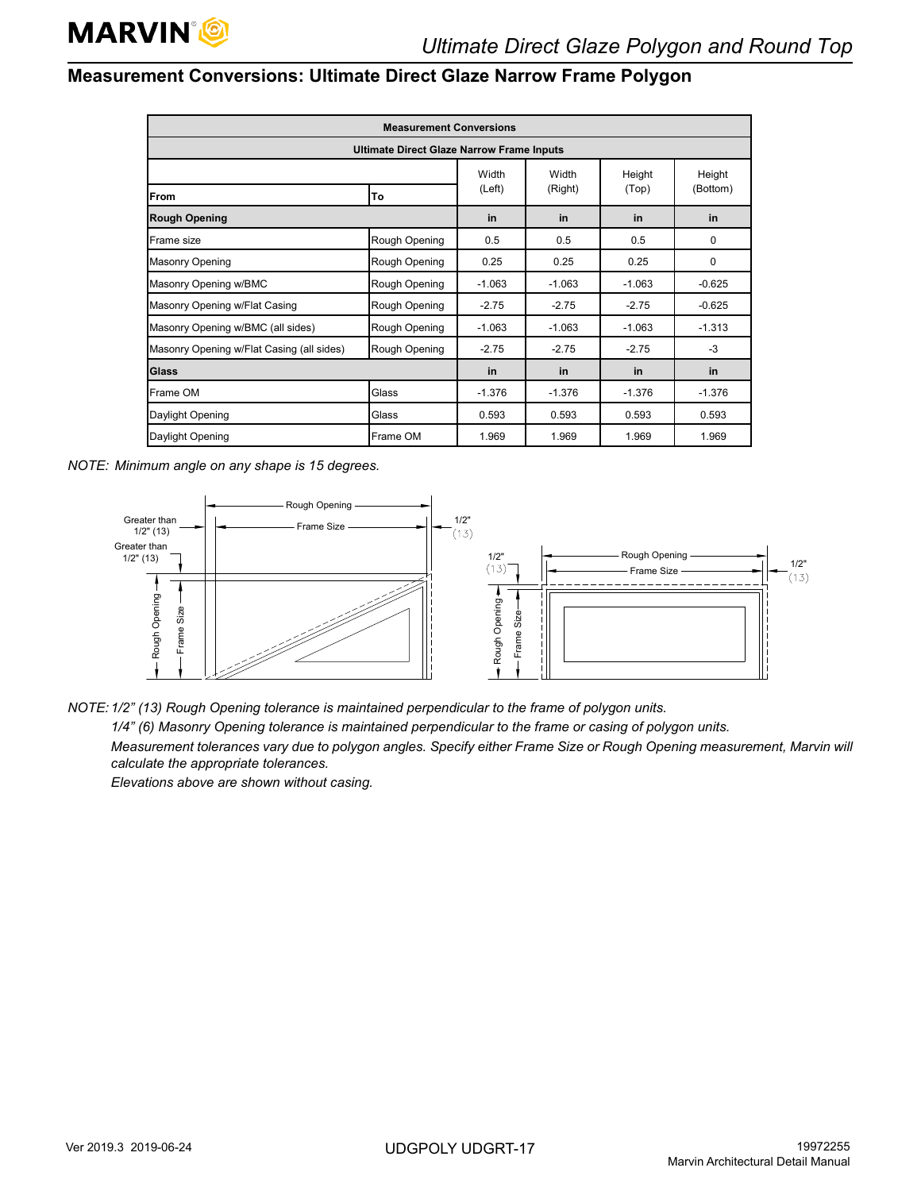## Measurement Conversions: Ultimate Direct Glaze Narrow Frame Polygon

| Measurement Conversions | | | | | |
|---|---|---|---|---|---|
| **Ultimate Direct Glaze Narrow Frame Inputs** | | | | | |
| **From** | **To** | Width (Left) | Width (Right) | Height (Top) | Height (Bottom) |
| **Rough Opening** | | **in** | **in** | **in** | **in** |
| Frame size | Rough Opening | 0.5 | 0.5 | 0.5 | 0 |
| Masonry Opening | Rough Opening | 0.25 | 0.25 | 0.25 | 0 |
| Masonry Opening w/BMC | Rough Opening | -1.063 | -1.063 | -1.063 | -0.625 |
| Masonry Opening w/Flat Casing | Rough Opening | -2.75 | -2.75 | -2.75 | -0.625 |
| Masonry Opening w/BMC (all sides) | Rough Opening | -1.063 | -1.063 | -1.063 | -1.313 |
| Masonry Opening w/Flat Casing (all sides) | Rough Opening | -2.75 | -2.75 | -2.75 | -3 |
| **Glass** | | **in** | **in** | **in** | **in** |
| Frame OM | Glass | -1.376 | -1.376 | -1.376 | -1.376 |
| Daylight Opening | Glass | 0.593 | 0.593 | 0.593 | 0.593 |
| Daylight Opening | Frame OM | 1.969 | 1.969 | 1.969 | 1.969 |

*NOTE: Minimum angle on any shape is 15 degrees.*

Rough Opening, Frame Size, Greater than 1/2" (13), 1/2" (13)

*NOTE: 1/2" (13) Rough Opening tolerance is maintained perpendicular to the frame of polygon units.*
*1/4" (6) Masonry Opening tolerance is maintained perpendicular to the frame or casing of polygon units.*
*Measurement tolerances vary due to polygon angles. Specify either Frame Size or Rough Opening measurement, Marvin will calculate the appropriate tolerances.*
*Elevations above are shown without casing.*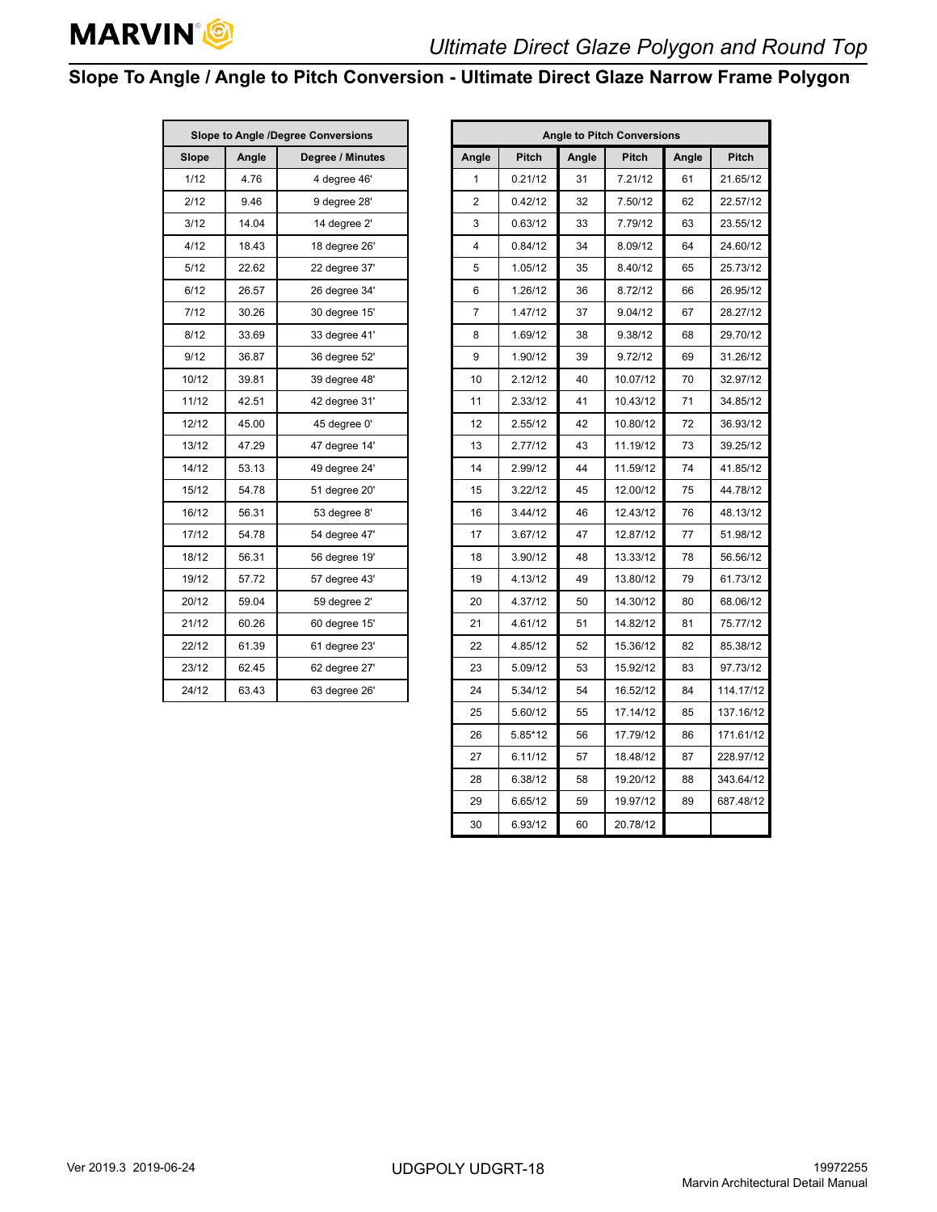## Slope To Angle / Angle to Pitch Conversion - Ultimate Direct Glaze Narrow Frame Polygon

| Slope to Angle /Degree Conversions | | |
|---|---|---|
| **Slope** | **Angle** | **Degree / Minutes** |
| 1/12 | 4.76 | 4 degree 46' |
| 2/12 | 9.46 | 9 degree 28' |
| 3/12 | 14.04 | 14 degree 2' |
| 4/12 | 18.43 | 18 degree 26' |
| 5/12 | 22.62 | 22 degree 37' |
| 6/12 | 26.57 | 26 degree 34' |
| 7/12 | 30.26 | 30 degree 15' |
| 8/12 | 33.69 | 33 degree 41' |
| 9/12 | 36.87 | 36 degree 52' |
| 10/12 | 39.81 | 39 degree 48' |
| 11/12 | 42.51 | 42 degree 31' |
| 12/12 | 45.00 | 45 degree 0' |
| 13/12 | 47.29 | 47 degree 14' |
| 14/12 | 53.13 | 49 degree 24' |
| 15/12 | 54.78 | 51 degree 20' |
| 16/12 | 56.31 | 53 degree 8' |
| 17/12 | 54.78 | 54 degree 47' |
| 18/12 | 56.31 | 56 degree 19' |
| 19/12 | 57.72 | 57 degree 43' |
| 20/12 | 59.04 | 59 degree 2' |
| 21/12 | 60.26 | 60 degree 15' |
| 22/12 | 61.39 | 61 degree 23' |
| 23/12 | 62.45 | 62 degree 27' |
| 24/12 | 63.43 | 63 degree 26' |

| Angle to Pitch Conversions | | | | | |
|---|---|---|---|---|---|
| **Angle** | **Pitch** | **Angle** | **Pitch** | **Angle** | **Pitch** |
| 1 | 0.21/12 | 31 | 7.21/12 | 61 | 21.65/12 |
| 2 | 0.42/12 | 32 | 7.50/12 | 62 | 22.57/12 |
| 3 | 0.63/12 | 33 | 7.79/12 | 63 | 23.55/12 |
| 4 | 0.84/12 | 34 | 8.09/12 | 64 | 24.60/12 |
| 5 | 1.05/12 | 35 | 8.40/12 | 65 | 25.73/12 |
| 6 | 1.26/12 | 36 | 8.72/12 | 66 | 26.95/12 |
| 7 | 1.47/12 | 37 | 9.04/12 | 67 | 28.27/12 |
| 8 | 1.69/12 | 38 | 9.38/12 | 68 | 29.70/12 |
| 9 | 1.90/12 | 39 | 9.72/12 | 69 | 31.26/12 |
| 10 | 2.12/12 | 40 | 10.07/12 | 70 | 32.97/12 |
| 11 | 2.33/12 | 41 | 10.43/12 | 71 | 34.85/12 |
| 12 | 2.55/12 | 42 | 10.80/12 | 72 | 36.93/12 |
| 13 | 2.77/12 | 43 | 11.19/12 | 73 | 39.25/12 |
| 14 | 2.99/12 | 44 | 11.59/12 | 74 | 41.85/12 |
| 15 | 3.22/12 | 45 | 12.00/12 | 75 | 44.78/12 |
| 16 | 3.44/12 | 46 | 12.43/12 | 76 | 48.13/12 |
| 17 | 3.67/12 | 47 | 12.87/12 | 77 | 51.98/12 |
| 18 | 3.90/12 | 48 | 13.33/12 | 78 | 56.56/12 |
| 19 | 4.13/12 | 49 | 13.80/12 | 79 | 61.73/12 |
| 20 | 4.37/12 | 50 | 14.30/12 | 80 | 68.06/12 |
| 21 | 4.61/12 | 51 | 14.82/12 | 81 | 75.77/12 |
| 22 | 4.85/12 | 52 | 15.36/12 | 82 | 85.38/12 |
| 23 | 5.09/12 | 53 | 15.92/12 | 83 | 97.73/12 |
| 24 | 5.34/12 | 54 | 16.52/12 | 84 | 114.17/12 |
| 25 | 5.60/12 | 55 | 17.14/12 | 85 | 137.16/12 |
| 26 | 5.85*12 | 56 | 17.79/12 | 86 | 171.61/12 |
| 27 | 6.11/12 | 57 | 18.48/12 | 87 | 228.97/12 |
| 28 | 6.38/12 | 58 | 19.20/12 | 88 | 343.64/12 |
| 29 | 6.65/12 | 59 | 19.97/12 | 89 | 687.48/12 |
| 30 | 6.93/12 | 60 | 20.78/12 | | |

Ver 2019.3 2019-06-24

UDGPOLY UDGRT-18

19972255
Marvin Architectural Detail Manual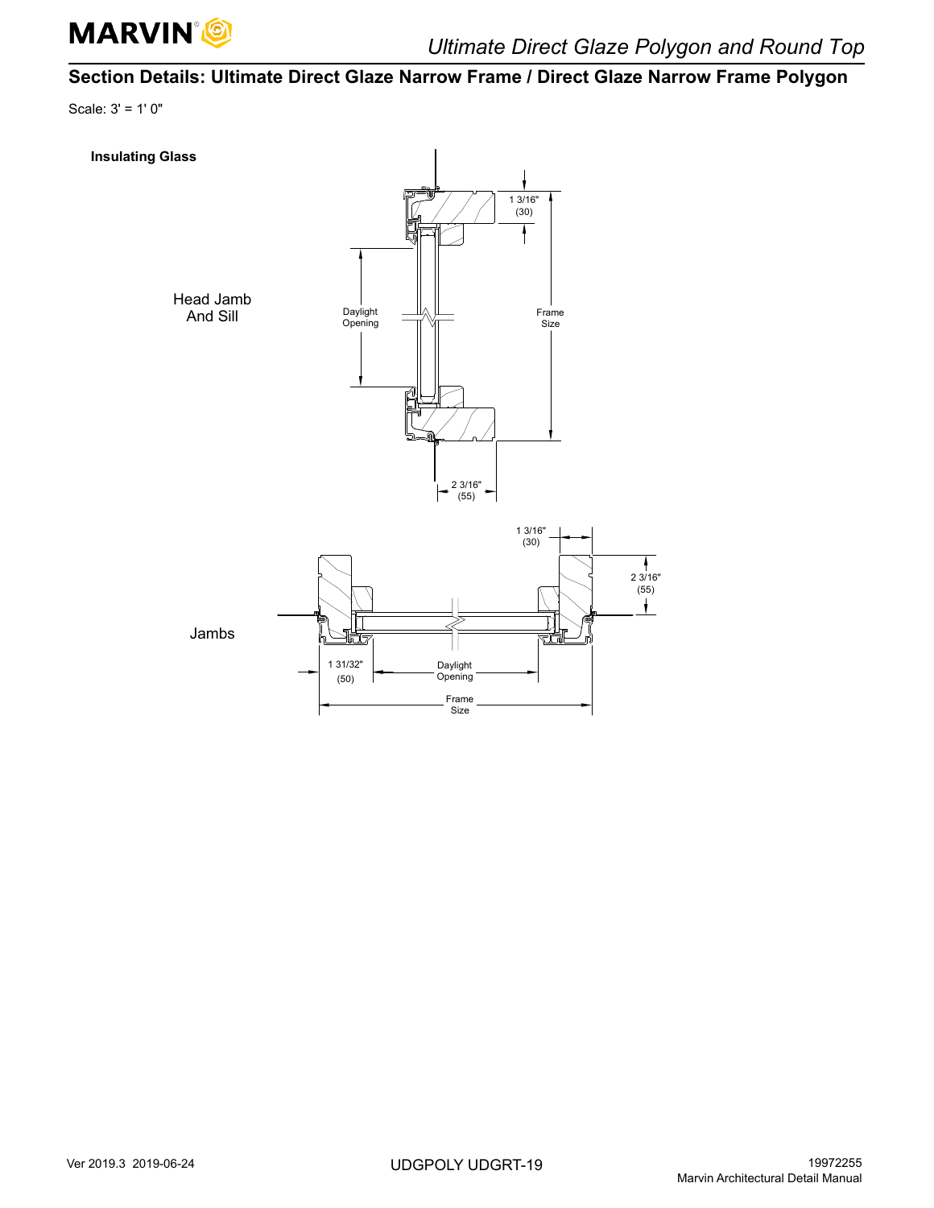## Section Details: Ultimate Direct Glaze Narrow Frame / Direct Glaze Narrow Frame Polygon

Scale: 3' = 1' 0"

**Insulating Glass**

Head Jamb And Sill

1 3/16" (30)

Daylight Opening

Frame Size

2 3/16" (55)

Jambs

1 3/16" (30)

2 3/16" (55)

1 31/32" (50)

Daylight Opening

Frame Size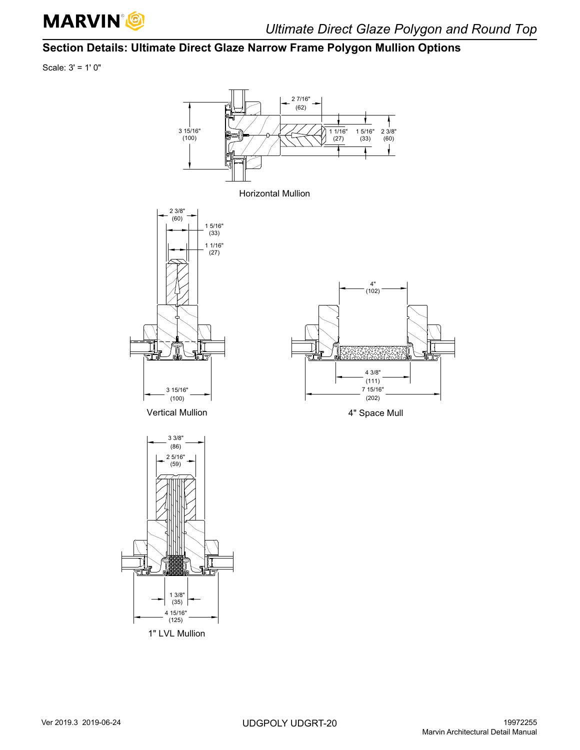## Section Details: Ultimate Direct Glaze Narrow Frame Polygon Mullion Options

Scale: 3' = 1' 0"

2 7/16" (62)

3 15/16" (100)

1 1/16" (27)

1 5/16" (33)

2 3/8" (60)

Horizontal Mullion

2 3/8" (60)

1 5/16" (33)

1 1/16" (27)

3 15/16" (100)

Vertical Mullion

4" (102)

4 3/8" (111)

7 15/16" (202)

4" Space Mull

3 3/8" (86)

2 5/16" (59)

1 3/8" (35)

4 15/16" (125)

1" LVL Mullion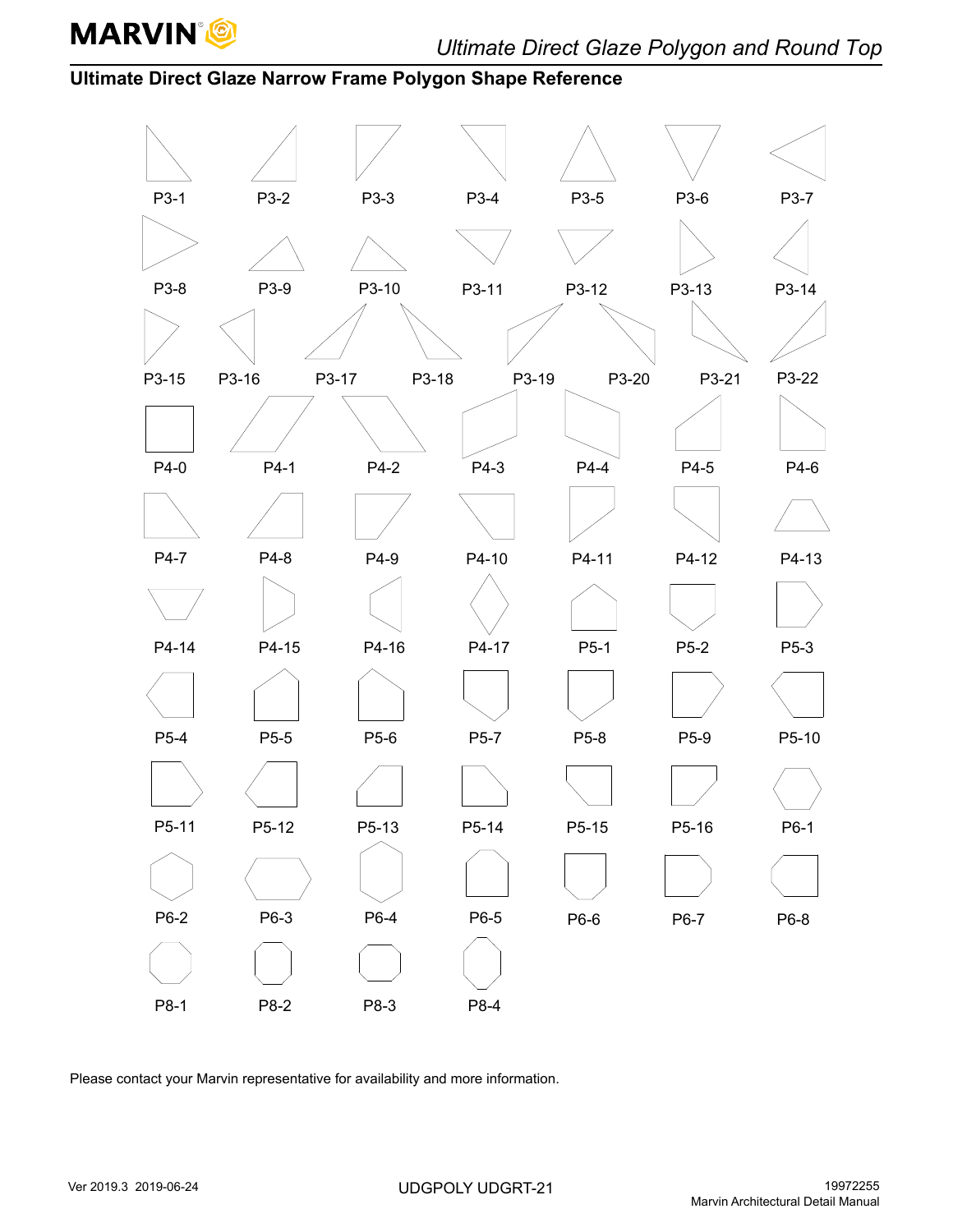## Ultimate Direct Glaze Narrow Frame Polygon Shape Reference

P3-1 P3-2 P3-3 P3-4 P3-5 P3-6 P3-7

P3-8 P3-9 P3-10 P3-11 P3-12 P3-13 P3-14

P3-15 P3-16 P3-17 P3-18 P3-19 P3-20 P3-21 P3-22

P4-0 P4-1 P4-2 P4-3 P4-4 P4-5 P4-6

P4-7 P4-8 P4-9 P4-10 P4-11 P4-12 P4-13

P4-14 P4-15 P4-16 P4-17 P5-1 P5-2 P5-3

P5-4 P5-5 P5-6 P5-7 P5-8 P5-9 P5-10

P5-11 P5-12 P5-13 P5-14 P5-15 P5-16 P6-1

P6-2 P6-3 P6-4 P6-5 P6-6 P6-7 P6-8

P8-1 P8-2 P8-3 P8-4

Please contact your Marvin representative for availability and more information.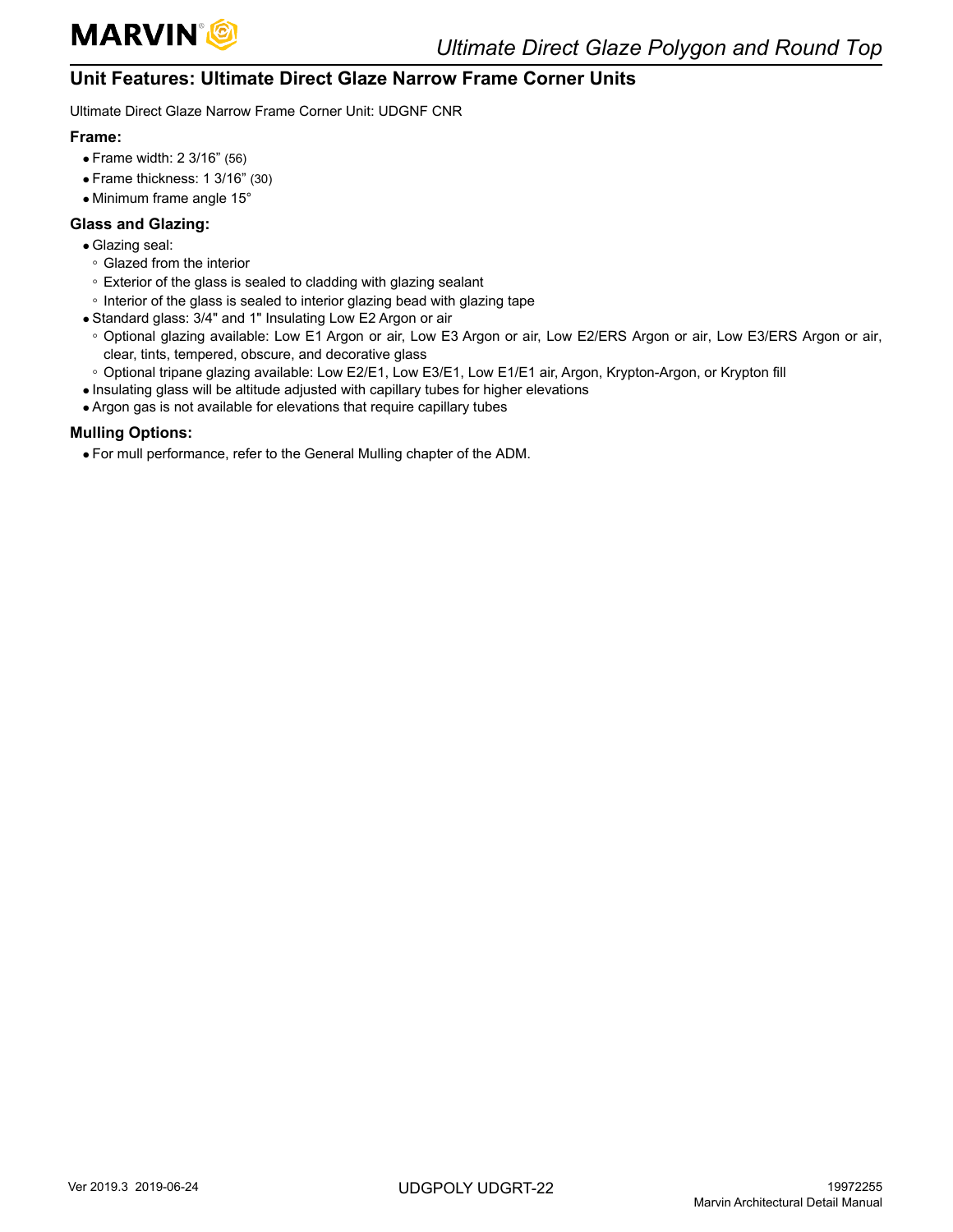## Unit Features: Ultimate Direct Glaze Narrow Frame Corner Units

Ultimate Direct Glaze Narrow Frame Corner Unit: UDGNF CNR

### Frame:

- Frame width: 2 3/16” (56)
- Frame thickness: 1 3/16” (30)
- Minimum frame angle 15°

### Glass and Glazing:

- Glazing seal:
  - Glazed from the interior
  - Exterior of the glass is sealed to cladding with glazing sealant
  - Interior of the glass is sealed to interior glazing bead with glazing tape
- Standard glass: 3/4" and 1" Insulating Low E2 Argon or air
  - Optional glazing available: Low E1 Argon or air, Low E3 Argon or air, Low E2/ERS Argon or air, Low E3/ERS Argon or air, clear, tints, tempered, obscure, and decorative glass
  - Optional tripane glazing available: Low E2/E1, Low E3/E1, Low E1/E1 air, Argon, Krypton-Argon, or Krypton fill
- Insulating glass will be altitude adjusted with capillary tubes for higher elevations
- Argon gas is not available for elevations that require capillary tubes

### Mulling Options:

- For mull performance, refer to the General Mulling chapter of the ADM.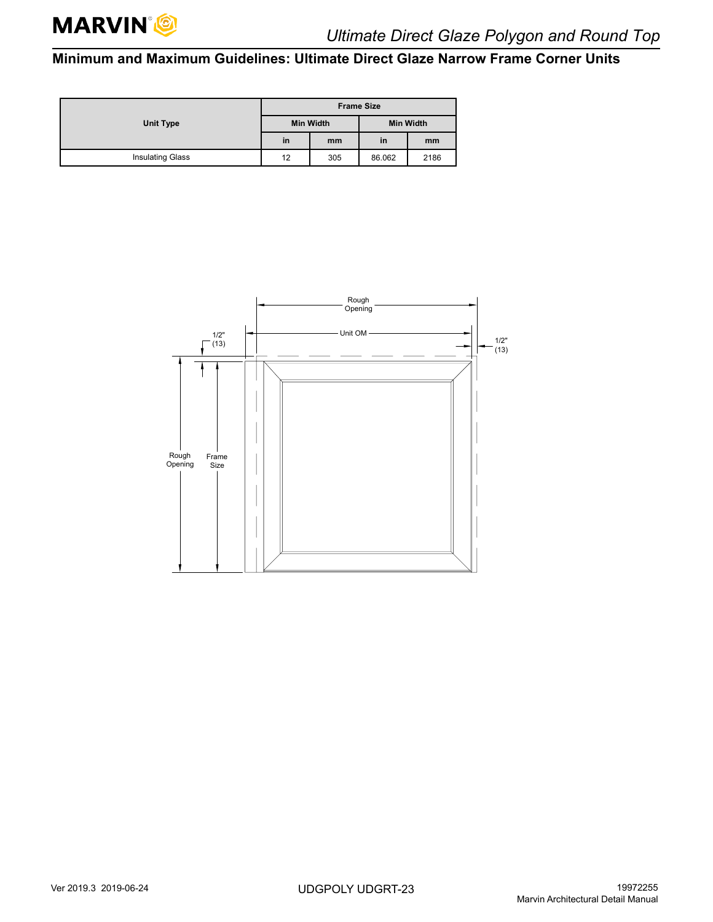## Minimum and Maximum Guidelines: Ultimate Direct Glaze Narrow Frame Corner Units

| Unit Type | Frame Size | | | |
|---|---|---|---|---|
| | Min Width | | Min Width | |
| | in | mm | in | mm |
| Insulating Glass | 12 | 305 | 86.062 | 2186 |

Rough Opening

Unit OM

1/2" (13)

1/2" (13)

Rough Opening

Frame Size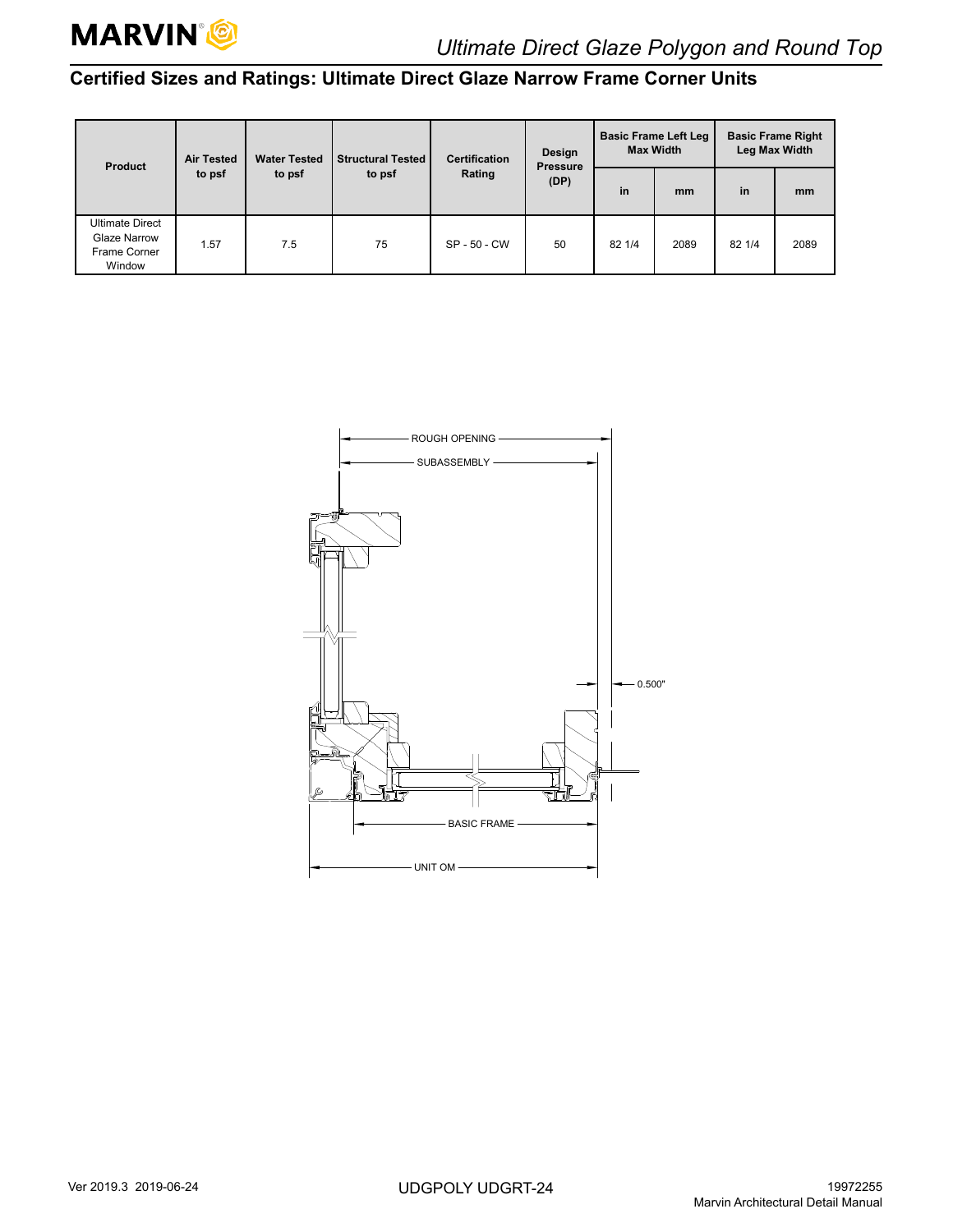## Certified Sizes and Ratings: Ultimate Direct Glaze Narrow Frame Corner Units

| Product | Air Tested to psf | Water Tested to psf | Structural Tested to psf | Certification Rating | Design Pressure (DP) | Basic Frame Left Leg Max Width | | Basic Frame Right Leg Max Width | |
|---|---|---|---|---|---|---|---|---|---|
| | | | | | | in | mm | in | mm |
| Ultimate Direct Glaze Narrow Frame Corner Window | 1.57 | 7.5 | 75 | SP - 50 - CW | 50 | 82 1/4 | 2089 | 82 1/4 | 2089 |

ROUGH OPENING

SUBASSEMBLY

0.500"

BASIC FRAME

UNIT OM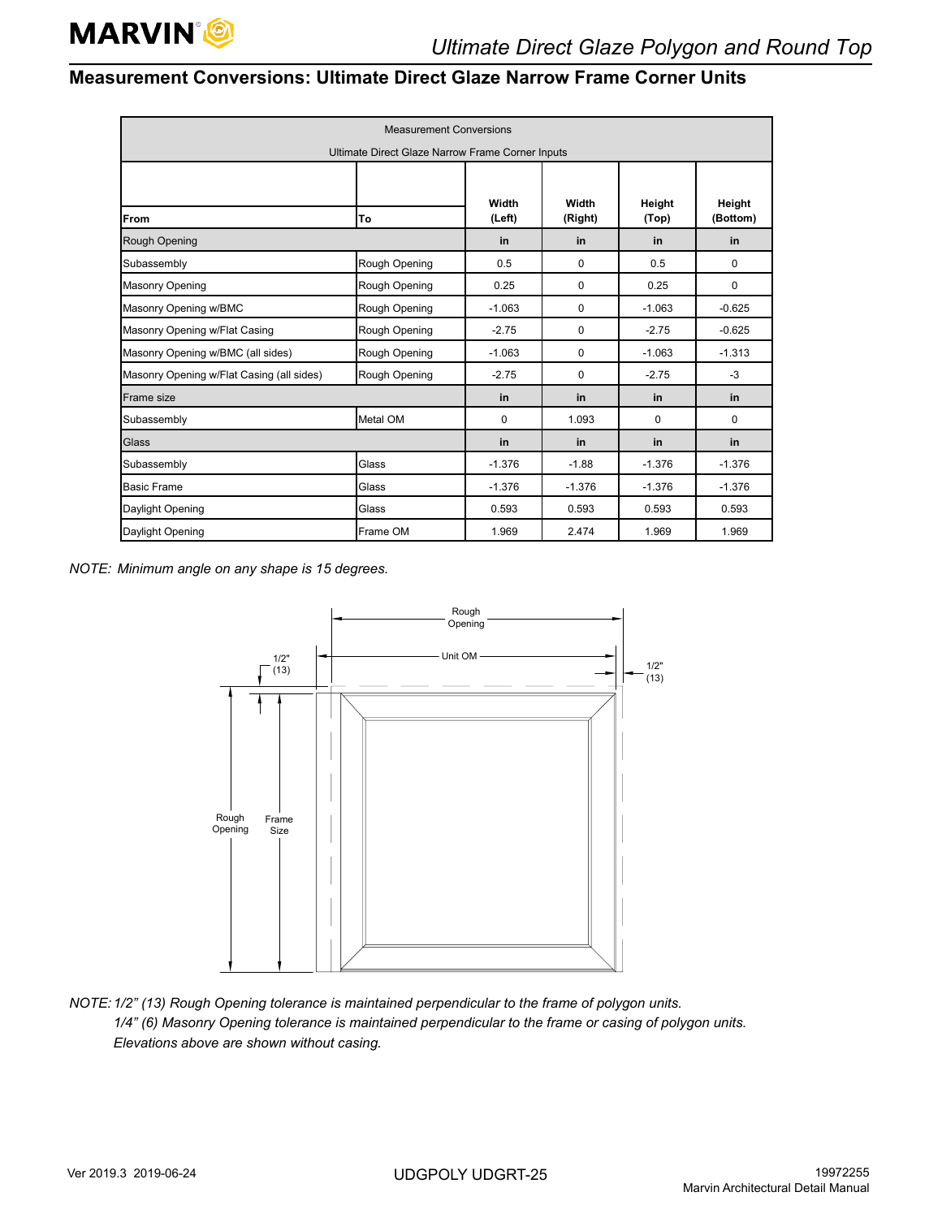## Measurement Conversions: Ultimate Direct Glaze Narrow Frame Corner Units

| Measurement Conversions<br>Ultimate Direct Glaze Narrow Frame Corner Inputs | | | | | |
|---|---|---|---|---|---|
| **From** | **To** | **Width (Left)** | **Width (Right)** | **Height (Top)** | **Height (Bottom)** |
| Rough Opening | | **in** | **in** | **in** | **in** |
| Subassembly | Rough Opening | 0.5 | 0 | 0.5 | 0 |
| Masonry Opening | Rough Opening | 0.25 | 0 | 0.25 | 0 |
| Masonry Opening w/BMC | Rough Opening | -1.063 | 0 | -1.063 | -0.625 |
| Masonry Opening w/Flat Casing | Rough Opening | -2.75 | 0 | -2.75 | -0.625 |
| Masonry Opening w/BMC (all sides) | Rough Opening | -1.063 | 0 | -1.063 | -1.313 |
| Masonry Opening w/Flat Casing (all sides) | Rough Opening | -2.75 | 0 | -2.75 | -3 |
| Frame size | | **in** | **in** | **in** | **in** |
| Subassembly | Metal OM | 0 | 1.093 | 0 | 0 |
| Glass | | **in** | **in** | **in** | **in** |
| Subassembly | Glass | -1.376 | -1.88 | -1.376 | -1.376 |
| Basic Frame | Glass | -1.376 | -1.376 | -1.376 | -1.376 |
| Daylight Opening | Glass | 0.593 | 0.593 | 0.593 | 0.593 |
| Daylight Opening | Frame OM | 1.969 | 2.474 | 1.969 | 1.969 |

*NOTE: Minimum angle on any shape is 15 degrees.*

Rough Opening

Unit OM

1/2" (13)

1/2" (13)

Rough Opening

Frame Size

*NOTE: 1/2" (13) Rough Opening tolerance is maintained perpendicular to the frame of polygon units.*
*1/4" (6) Masonry Opening tolerance is maintained perpendicular to the frame or casing of polygon units.*
*Elevations above are shown without casing.*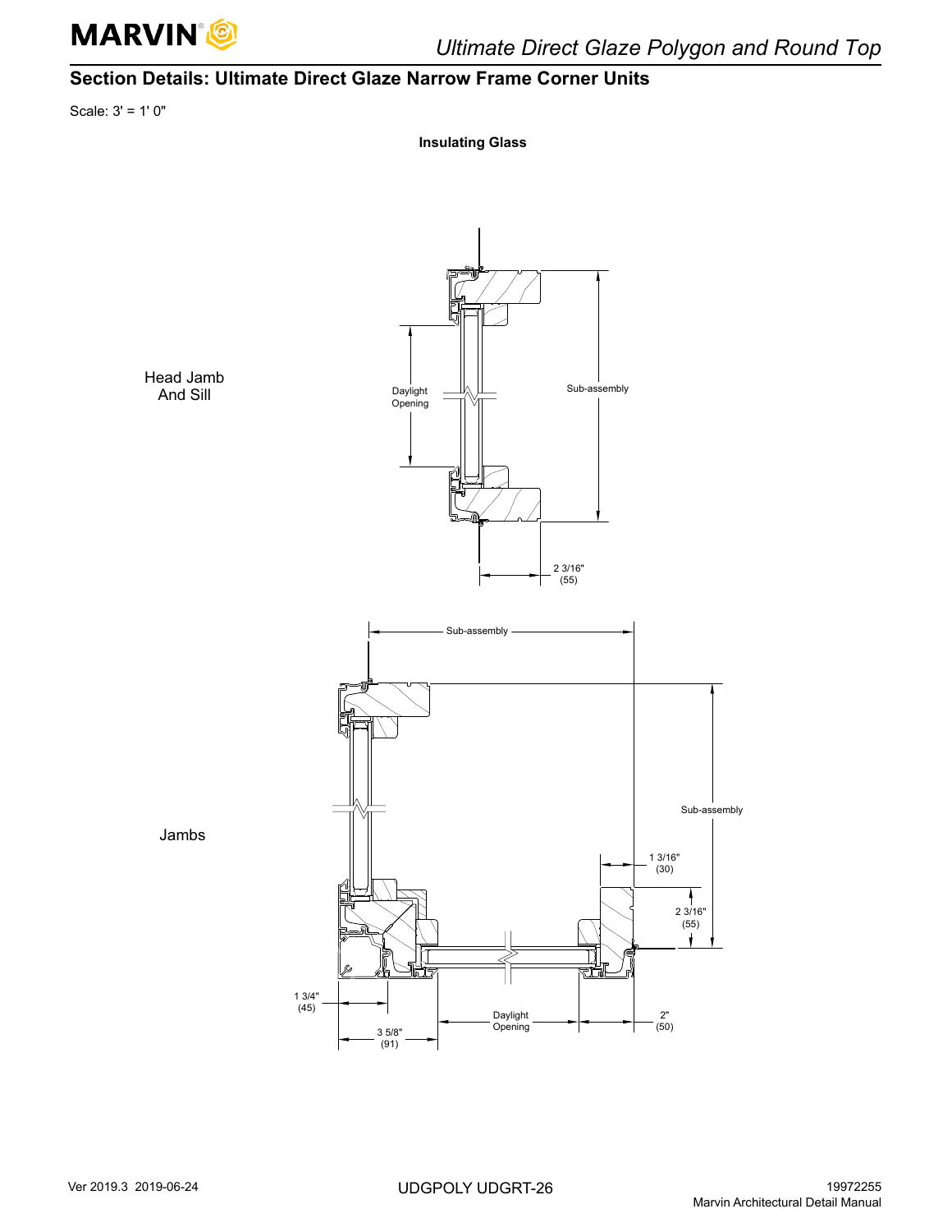## Section Details: Ultimate Direct Glaze Narrow Frame Corner Units

Scale: 3' = 1' 0"

**Insulating Glass**

Head Jamb And Sill

Daylight Opening

Sub-assembly

2 3/16" (55)

Jambs

Sub-assembly

Sub-assembly

1 3/16" (30)

2 3/16" (55)

1 3/4" (45)

3 5/8" (91)

Daylight Opening

2" (50)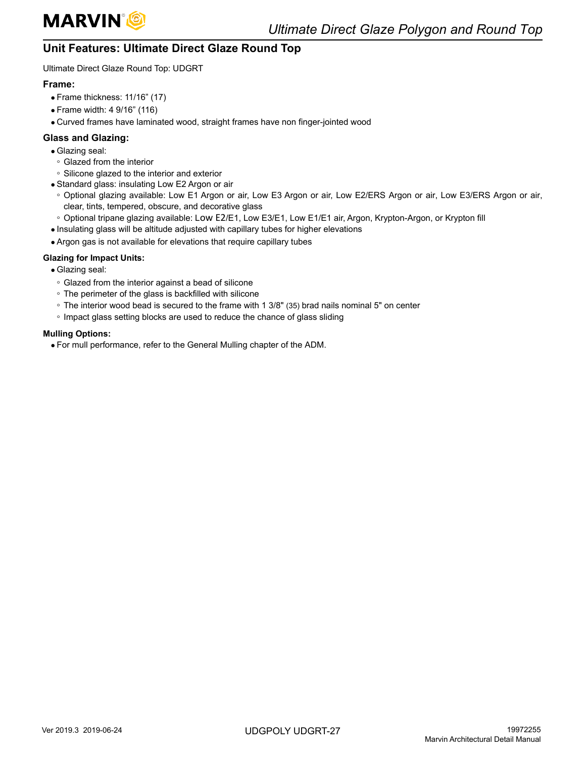## Unit Features: Ultimate Direct Glaze Round Top

Ultimate Direct Glaze Round Top: UDGRT

### Frame:

- Frame thickness: 11/16” (17)
- Frame width: 4 9/16” (116)
- Curved frames have laminated wood, straight frames have non finger-jointed wood

### Glass and Glazing:

- Glazing seal:
  - Glazed from the interior
  - Silicone glazed to the interior and exterior
- Standard glass: insulating Low E2 Argon or air
  - Optional glazing available: Low E1 Argon or air, Low E3 Argon or air, Low E2/ERS Argon or air, Low E3/ERS Argon or air, clear, tints, tempered, obscure, and decorative glass
  - Optional tripane glazing available: Low E2/E1, Low E3/E1, Low E1/E1 air, Argon, Krypton-Argon, or Krypton fill
- Insulating glass will be altitude adjusted with capillary tubes for higher elevations
- Argon gas is not available for elevations that require capillary tubes

#### Glazing for Impact Units:

- Glazing seal:
  - Glazed from the interior against a bead of silicone
  - The perimeter of the glass is backfilled with silicone
  - The interior wood bead is secured to the frame with 1 3/8" (35) brad nails nominal 5" on center
  - Impact glass setting blocks are used to reduce the chance of glass sliding

#### Mulling Options:

- For mull performance, refer to the General Mulling chapter of the ADM.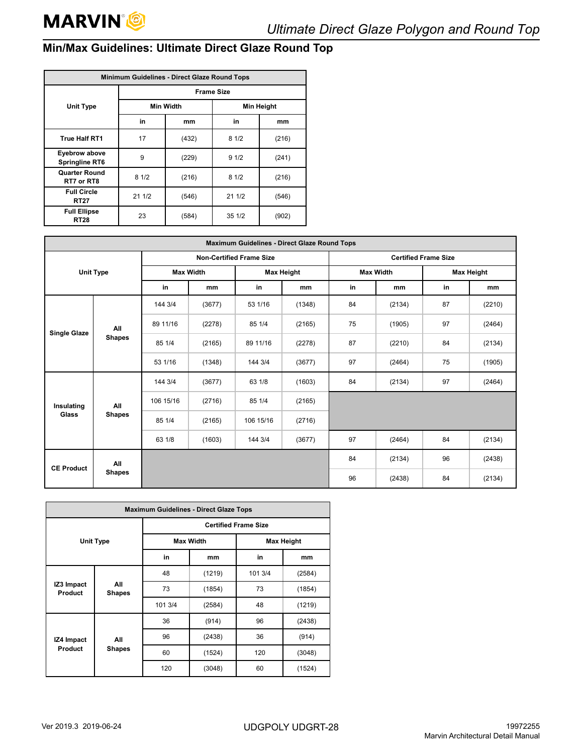## Min/Max Guidelines: Ultimate Direct Glaze Round Top

| Minimum Guidelines - Direct Glaze Round Tops | | | | |
|---|---|---|---|---|
| Unit Type | Frame Size | | | |
| | Min Width | | Min Height | |
| | in | mm | in | mm |
| True Half RT1 | 17 | (432) | 8 1/2 | (216) |
| Eyebrow above Springline RT6 | 9 | (229) | 9 1/2 | (241) |
| Quarter Round RT7 or RT8 | 8 1/2 | (216) | 8 1/2 | (216) |
| Full Circle RT27 | 21 1/2 | (546) | 21 1/2 | (546) |
| Full Ellipse RT28 | 23 | (584) | 35 1/2 | (902) |

| Maximum Guidelines - Direct Glaze Round Tops | | | | | | | | | |
|---|---|---|---|---|---|---|---|---|---|
| Unit Type | | Non-Certified Frame Size | | | | Certified Frame Size | | | |
| | | Max Width | | Max Height | | Max Width | | Max Height | |
| | | in | mm | in | mm | in | mm | in | mm |
| Single Glaze | All Shapes | 144 3/4 | (3677) | 53 1/16 | (1348) | 84 | (2134) | 87 | (2210) |
| | | 89 11/16 | (2278) | 85 1/4 | (2165) | 75 | (1905) | 97 | (2464) |
| | | 85 1/4 | (2165) | 89 11/16 | (2278) | 87 | (2210) | 84 | (2134) |
| | | 53 1/16 | (1348) | 144 3/4 | (3677) | 97 | (2464) | 75 | (1905) |
| Insulating Glass | All Shapes | 144 3/4 | (3677) | 63 1/8 | (1603) | 84 | (2134) | 97 | (2464) |
| | | 106 15/16 | (2716) | 85 1/4 | (2165) | | | | |
| | | 85 1/4 | (2165) | 106 15/16 | (2716) | | | | |
| | | 63 1/8 | (1603) | 144 3/4 | (3677) | 97 | (2464) | 84 | (2134) |
| CE Product | All Shapes | | | | | 84 | (2134) | 96 | (2438) |
| | | | | | | 96 | (2438) | 84 | (2134) |

| Maximum Guidelines - Direct Glaze Tops | | | | | |
|---|---|---|---|---|---|
| Unit Type | | Certified Frame Size | | | |
| | | Max Width | | Max Height | |
| | | in | mm | in | mm |
| IZ3 Impact Product | All Shapes | 48 | (1219) | 101 3/4 | (2584) |
| | | 73 | (1854) | 73 | (1854) |
| | | 101 3/4 | (2584) | 48 | (1219) |
| IZ4 Impact Product | All Shapes | 36 | (914) | 96 | (2438) |
| | | 96 | (2438) | 36 | (914) |
| | | 60 | (1524) | 120 | (3048) |
| | | 120 | (3048) | 60 | (1524) |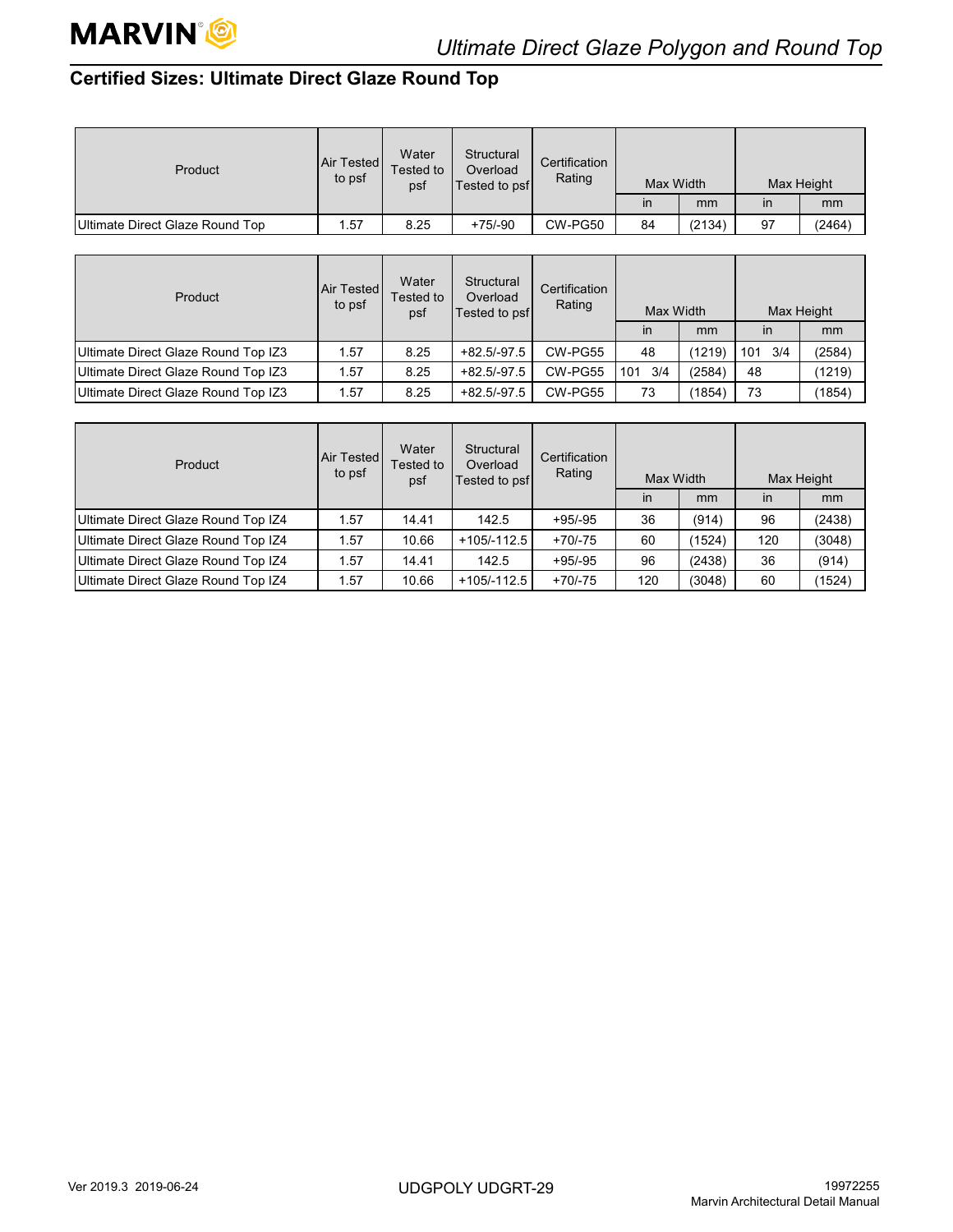## Certified Sizes: Ultimate Direct Glaze Round Top

| Product | Air Tested to psf | Water Tested to psf | Structural Overload Tested to psf | Certification Rating | Max Width | | Max Height | |
|---|---|---|---|---|---|---|---|---|
| | | | | | in | mm | in | mm |
| Ultimate Direct Glaze Round Top | 1.57 | 8.25 | +75/-90 | CW-PG50 | 84 | (2134) | 97 | (2464) |

| Product | Air Tested to psf | Water Tested to psf | Structural Overload Tested to psf | Certification Rating | Max Width | | Max Height | |
|---|---|---|---|---|---|---|---|---|
| | | | | | in | mm | in | mm |
| Ultimate Direct Glaze Round Top IZ3 | 1.57 | 8.25 | +82.5/-97.5 | CW-PG55 | 48 | (1219) | 101 3/4 | (2584) |
| Ultimate Direct Glaze Round Top IZ3 | 1.57 | 8.25 | +82.5/-97.5 | CW-PG55 | 101 3/4 | (2584) | 48 | (1219) |
| Ultimate Direct Glaze Round Top IZ3 | 1.57 | 8.25 | +82.5/-97.5 | CW-PG55 | 73 | (1854) | 73 | (1854) |

| Product | Air Tested to psf | Water Tested to psf | Structural Overload Tested to psf | Certification Rating | Max Width | | Max Height | |
|---|---|---|---|---|---|---|---|---|
| | | | | | in | mm | in | mm |
| Ultimate Direct Glaze Round Top IZ4 | 1.57 | 14.41 | 142.5 | +95/-95 | 36 | (914) | 96 | (2438) |
| Ultimate Direct Glaze Round Top IZ4 | 1.57 | 10.66 | +105/-112.5 | +70/-75 | 60 | (1524) | 120 | (3048) |
| Ultimate Direct Glaze Round Top IZ4 | 1.57 | 14.41 | 142.5 | +95/-95 | 96 | (2438) | 36 | (914) |
| Ultimate Direct Glaze Round Top IZ4 | 1.57 | 10.66 | +105/-112.5 | +70/-75 | 120 | (3048) | 60 | (1524) |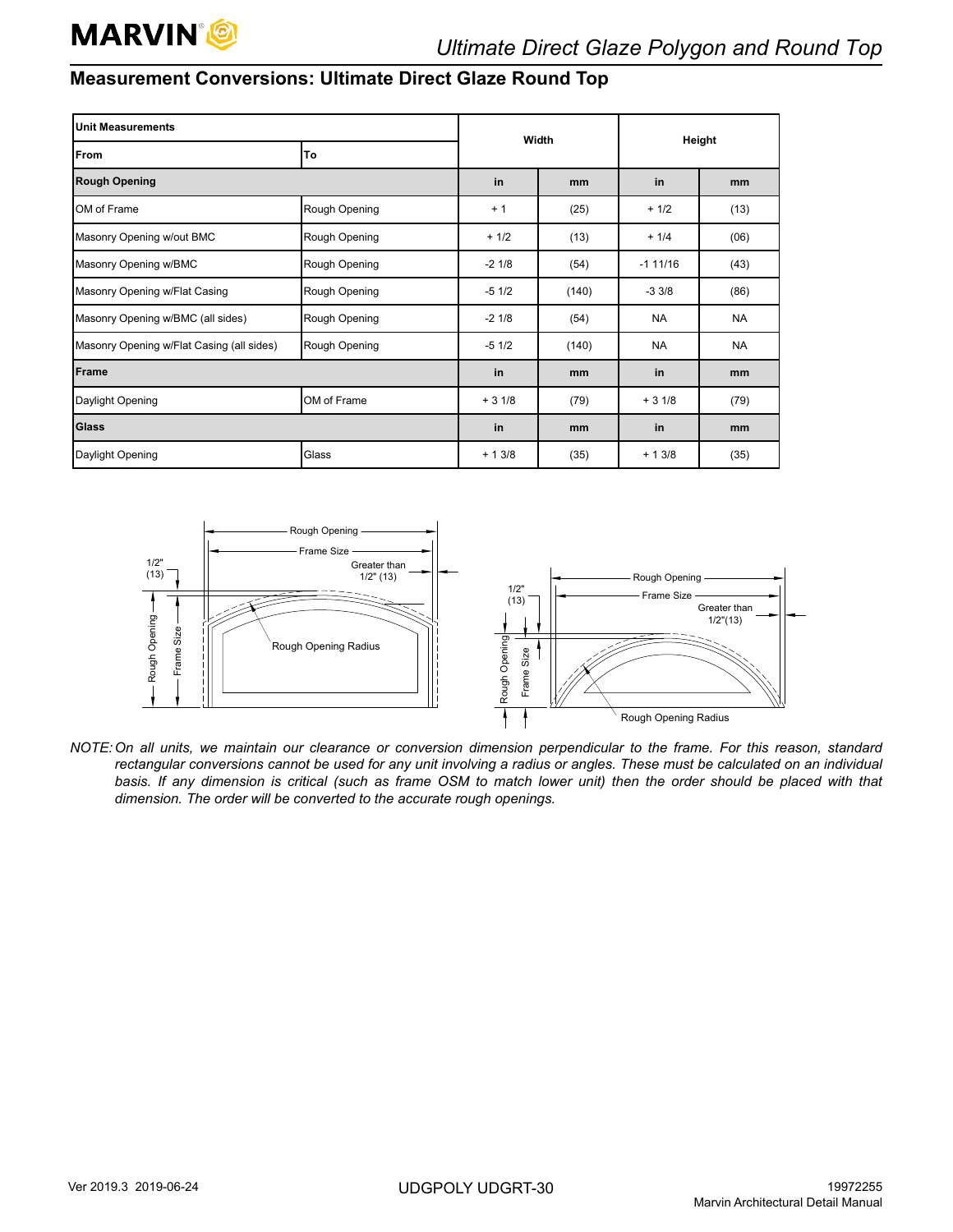## Measurement Conversions: Ultimate Direct Glaze Round Top

| Unit Measurements | | Width | | Height | |
|---|---|---|---|---|---|
| **From** | **To** | | | | |
| **Rough Opening** | | **in** | **mm** | **in** | **mm** |
| OM of Frame | Rough Opening | + 1 | (25) | + 1/2 | (13) |
| Masonry Opening w/out BMC | Rough Opening | + 1/2 | (13) | + 1/4 | (06) |
| Masonry Opening w/BMC | Rough Opening | -2 1/8 | (54) | -1 11/16 | (43) |
| Masonry Opening w/Flat Casing | Rough Opening | -5 1/2 | (140) | -3 3/8 | (86) |
| Masonry Opening w/BMC (all sides) | Rough Opening | -2 1/8 | (54) | NA | NA |
| Masonry Opening w/Flat Casing (all sides) | Rough Opening | -5 1/2 | (140) | NA | NA |
| **Frame** | | **in** | **mm** | **in** | **mm** |
| Daylight Opening | OM of Frame | + 3 1/8 | (79) | + 3 1/8 | (79) |
| **Glass** | | **in** | **mm** | **in** | **mm** |
| Daylight Opening | Glass | + 1 3/8 | (35) | + 1 3/8 | (35) |

*NOTE: On all units, we maintain our clearance or conversion dimension perpendicular to the frame. For this reason, standard rectangular conversions cannot be used for any unit involving a radius or angles. These must be calculated on an individual basis. If any dimension is critical (such as frame OSM to match lower unit) then the order should be placed with that dimension. The order will be converted to the accurate rough openings.*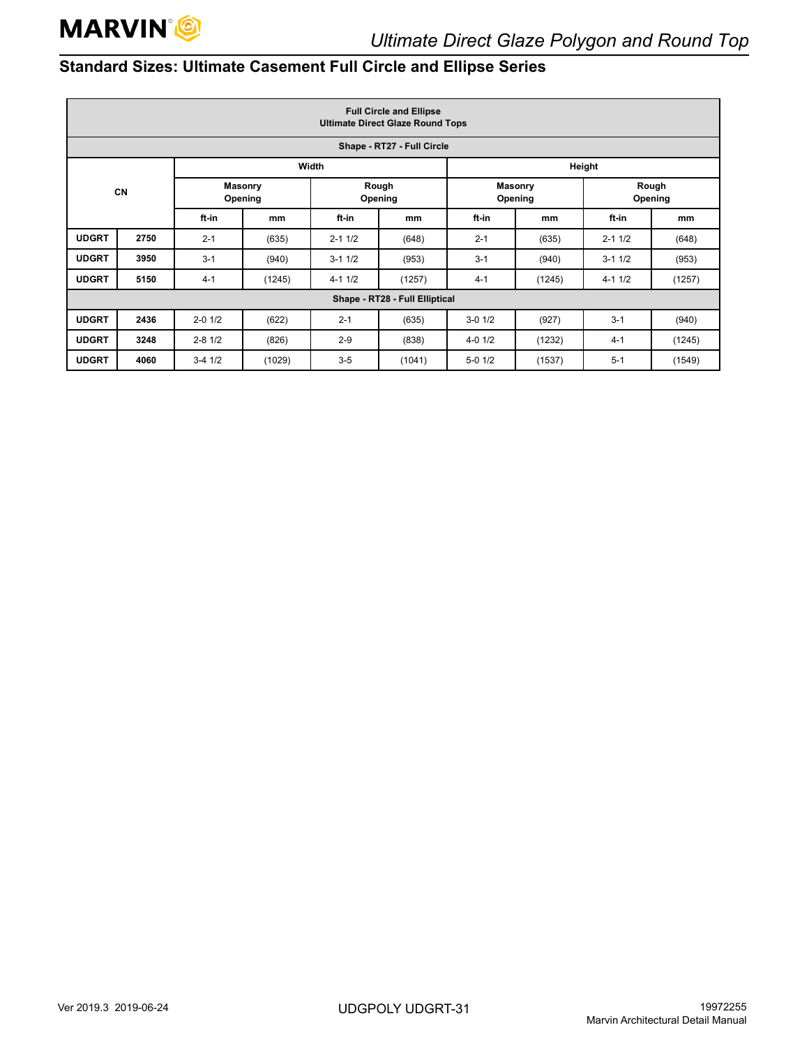## Standard Sizes: Ultimate Casement Full Circle and Ellipse Series

| Full Circle and Ellipse Ultimate Direct Glaze Round Tops | | | | | | | | | |
|---|---|---|---|---|---|---|---|---|---|
| Shape - RT27 - Full Circle | | | | | | | | | |
| CN | | Width | | | | Height | | | |
| | | Masonry Opening | | Rough Opening | | Masonry Opening | | Rough Opening | |
| | | ft-in | mm | ft-in | mm | ft-in | mm | ft-in | mm |
| **UDGRT** | **2750** | 2-1 | (635) | 2-1 1/2 | (648) | 2-1 | (635) | 2-1 1/2 | (648) |
| **UDGRT** | **3950** | 3-1 | (940) | 3-1 1/2 | (953) | 3-1 | (940) | 3-1 1/2 | (953) |
| **UDGRT** | **5150** | 4-1 | (1245) | 4-1 1/2 | (1257) | 4-1 | (1245) | 4-1 1/2 | (1257) |
| Shape - RT28 - Full Elliptical | | | | | | | | | |
| **UDGRT** | **2436** | 2-0 1/2 | (622) | 2-1 | (635) | 3-0 1/2 | (927) | 3-1 | (940) |
| **UDGRT** | **3248** | 2-8 1/2 | (826) | 2-9 | (838) | 4-0 1/2 | (1232) | 4-1 | (1245) |
| **UDGRT** | **4060** | 3-4 1/2 | (1029) | 3-5 | (1041) | 5-0 1/2 | (1537) | 5-1 | (1549) |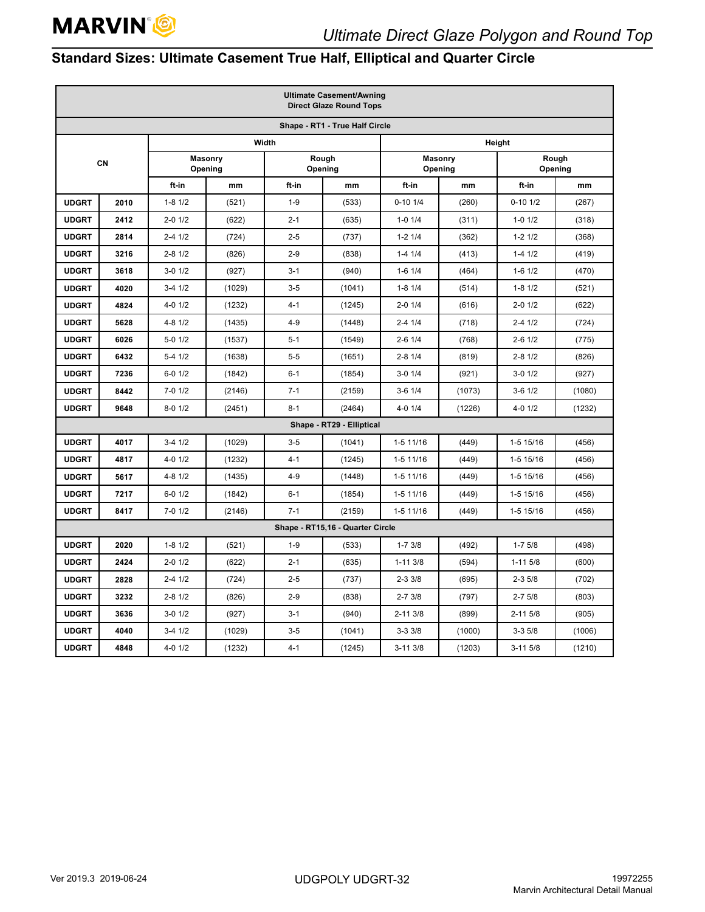## Standard Sizes: Ultimate Casement True Half, Elliptical and Quarter Circle

| Ultimate Casement/Awning Direct Glaze Round Tops | | | | | | | | | |
|---|---|---|---|---|---|---|---|---|---|
| Shape - RT1 - True Half Circle | | | | | | | | | |
| CN | | Width | | | | Height | | | |
| | | Masonry Opening | | Rough Opening | | Masonry Opening | | Rough Opening | |
| | | ft-in | mm | ft-in | mm | ft-in | mm | ft-in | mm |
| UDGRT | 2010 | 1-8 1/2 | (521) | 1-9 | (533) | 0-10 1/4 | (260) | 0-10 1/2 | (267) |
| UDGRT | 2412 | 2-0 1/2 | (622) | 2-1 | (635) | 1-0 1/4 | (311) | 1-0 1/2 | (318) |
| UDGRT | 2814 | 2-4 1/2 | (724) | 2-5 | (737) | 1-2 1/4 | (362) | 1-2 1/2 | (368) |
| UDGRT | 3216 | 2-8 1/2 | (826) | 2-9 | (838) | 1-4 1/4 | (413) | 1-4 1/2 | (419) |
| UDGRT | 3618 | 3-0 1/2 | (927) | 3-1 | (940) | 1-6 1/4 | (464) | 1-6 1/2 | (470) |
| UDGRT | 4020 | 3-4 1/2 | (1029) | 3-5 | (1041) | 1-8 1/4 | (514) | 1-8 1/2 | (521) |
| UDGRT | 4824 | 4-0 1/2 | (1232) | 4-1 | (1245) | 2-0 1/4 | (616) | 2-0 1/2 | (622) |
| UDGRT | 5628 | 4-8 1/2 | (1435) | 4-9 | (1448) | 2-4 1/4 | (718) | 2-4 1/2 | (724) |
| UDGRT | 6026 | 5-0 1/2 | (1537) | 5-1 | (1549) | 2-6 1/4 | (768) | 2-6 1/2 | (775) |
| UDGRT | 6432 | 5-4 1/2 | (1638) | 5-5 | (1651) | 2-8 1/4 | (819) | 2-8 1/2 | (826) |
| UDGRT | 7236 | 6-0 1/2 | (1842) | 6-1 | (1854) | 3-0 1/4 | (921) | 3-0 1/2 | (927) |
| UDGRT | 8442 | 7-0 1/2 | (2146) | 7-1 | (2159) | 3-6 1/4 | (1073) | 3-6 1/2 | (1080) |
| UDGRT | 9648 | 8-0 1/2 | (2451) | 8-1 | (2464) | 4-0 1/4 | (1226) | 4-0 1/2 | (1232) |
| Shape - RT29 - Elliptical | | | | | | | | | |
| UDGRT | 4017 | 3-4 1/2 | (1029) | 3-5 | (1041) | 1-5 11/16 | (449) | 1-5 15/16 | (456) |
| UDGRT | 4817 | 4-0 1/2 | (1232) | 4-1 | (1245) | 1-5 11/16 | (449) | 1-5 15/16 | (456) |
| UDGRT | 5617 | 4-8 1/2 | (1435) | 4-9 | (1448) | 1-5 11/16 | (449) | 1-5 15/16 | (456) |
| UDGRT | 7217 | 6-0 1/2 | (1842) | 6-1 | (1854) | 1-5 11/16 | (449) | 1-5 15/16 | (456) |
| UDGRT | 8417 | 7-0 1/2 | (2146) | 7-1 | (2159) | 1-5 11/16 | (449) | 1-5 15/16 | (456) |
| Shape - RT15,16 - Quarter Circle | | | | | | | | | |
| UDGRT | 2020 | 1-8 1/2 | (521) | 1-9 | (533) | 1-7 3/8 | (492) | 1-7 5/8 | (498) |
| UDGRT | 2424 | 2-0 1/2 | (622) | 2-1 | (635) | 1-11 3/8 | (594) | 1-11 5/8 | (600) |
| UDGRT | 2828 | 2-4 1/2 | (724) | 2-5 | (737) | 2-3 3/8 | (695) | 2-3 5/8 | (702) |
| UDGRT | 3232 | 2-8 1/2 | (826) | 2-9 | (838) | 2-7 3/8 | (797) | 2-7 5/8 | (803) |
| UDGRT | 3636 | 3-0 1/2 | (927) | 3-1 | (940) | 2-11 3/8 | (899) | 2-11 5/8 | (905) |
| UDGRT | 4040 | 3-4 1/2 | (1029) | 3-5 | (1041) | 3-3 3/8 | (1000) | 3-3 5/8 | (1006) |
| UDGRT | 4848 | 4-0 1/2 | (1232) | 4-1 | (1245) | 3-11 3/8 | (1203) | 3-11 5/8 | (1210) |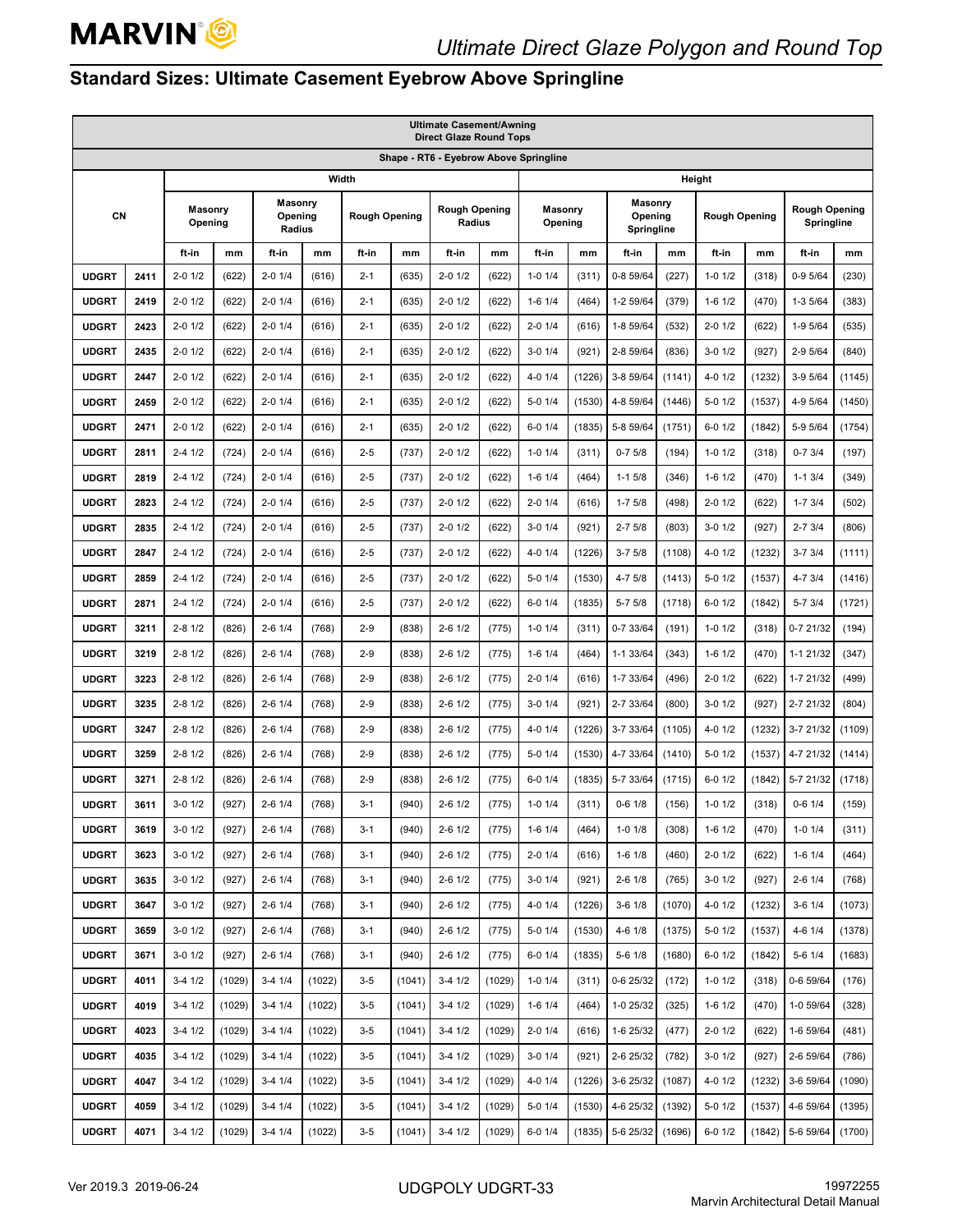## Standard Sizes: Ultimate Casement Eyebrow Above Springline

| Ultimate Casement/Awning Direct Glaze Round Tops | | | | | | | | | | | | | | | | | |
|---|---|---|---|---|---|---|---|---|---|---|---|---|---|---|---|---|---|
| Shape - RT6 - Eyebrow Above Springline | | | | | | | | | | | | | | | | | |
| CN | | Width | | | | | | | | Height | | | | | | | |
| | | Masonry Opening | | Masonry Opening Radius | | Rough Opening | | Rough Opening Radius | | Masonry Opening | | Masonry Opening Springline | | Rough Opening | | Rough Opening Springline | |
| | | ft-in | mm | ft-in | mm | ft-in | mm | ft-in | mm | ft-in | mm | ft-in | mm | ft-in | mm | ft-in | mm |
| UDGRT | 2411 | 2-0 1/2 | (622) | 2-0 1/4 | (616) | 2-1 | (635) | 2-0 1/2 | (622) | 1-0 1/4 | (311) | 0-8 59/64 | (227) | 1-0 1/2 | (318) | 0-9 5/64 | (230) |
| UDGRT | 2419 | 2-0 1/2 | (622) | 2-0 1/4 | (616) | 2-1 | (635) | 2-0 1/2 | (622) | 1-6 1/4 | (464) | 1-2 59/64 | (379) | 1-6 1/2 | (470) | 1-3 5/64 | (383) |
| UDGRT | 2423 | 2-0 1/2 | (622) | 2-0 1/4 | (616) | 2-1 | (635) | 2-0 1/2 | (622) | 2-0 1/4 | (616) | 1-8 59/64 | (532) | 2-0 1/2 | (622) | 1-9 5/64 | (535) |
| UDGRT | 2435 | 2-0 1/2 | (622) | 2-0 1/4 | (616) | 2-1 | (635) | 2-0 1/2 | (622) | 3-0 1/4 | (921) | 2-8 59/64 | (836) | 3-0 1/2 | (927) | 2-9 5/64 | (840) |
| UDGRT | 2447 | 2-0 1/2 | (622) | 2-0 1/4 | (616) | 2-1 | (635) | 2-0 1/2 | (622) | 4-0 1/4 | (1226) | 3-8 59/64 | (1141) | 4-0 1/2 | (1232) | 3-9 5/64 | (1145) |
| UDGRT | 2459 | 2-0 1/2 | (622) | 2-0 1/4 | (616) | 2-1 | (635) | 2-0 1/2 | (622) | 5-0 1/4 | (1530) | 4-8 59/64 | (1446) | 5-0 1/2 | (1537) | 4-9 5/64 | (1450) |
| UDGRT | 2471 | 2-0 1/2 | (622) | 2-0 1/4 | (616) | 2-1 | (635) | 2-0 1/2 | (622) | 6-0 1/4 | (1835) | 5-8 59/64 | (1751) | 6-0 1/2 | (1842) | 5-9 5/64 | (1754) |
| UDGRT | 2811 | 2-4 1/2 | (724) | 2-0 1/4 | (616) | 2-5 | (737) | 2-0 1/2 | (622) | 1-0 1/4 | (311) | 0-7 5/8 | (194) | 1-0 1/2 | (318) | 0-7 3/4 | (197) |
| UDGRT | 2819 | 2-4 1/2 | (724) | 2-0 1/4 | (616) | 2-5 | (737) | 2-0 1/2 | (622) | 1-6 1/4 | (464) | 1-1 5/8 | (346) | 1-6 1/2 | (470) | 1-1 3/4 | (349) |
| UDGRT | 2823 | 2-4 1/2 | (724) | 2-0 1/4 | (616) | 2-5 | (737) | 2-0 1/2 | (622) | 2-0 1/4 | (616) | 1-7 5/8 | (498) | 2-0 1/2 | (622) | 1-7 3/4 | (502) |
| UDGRT | 2835 | 2-4 1/2 | (724) | 2-0 1/4 | (616) | 2-5 | (737) | 2-0 1/2 | (622) | 3-0 1/4 | (921) | 2-7 5/8 | (803) | 3-0 1/2 | (927) | 2-7 3/4 | (806) |
| UDGRT | 2847 | 2-4 1/2 | (724) | 2-0 1/4 | (616) | 2-5 | (737) | 2-0 1/2 | (622) | 4-0 1/4 | (1226) | 3-7 5/8 | (1108) | 4-0 1/2 | (1232) | 3-7 3/4 | (1111) |
| UDGRT | 2859 | 2-4 1/2 | (724) | 2-0 1/4 | (616) | 2-5 | (737) | 2-0 1/2 | (622) | 5-0 1/4 | (1530) | 4-7 5/8 | (1413) | 5-0 1/2 | (1537) | 4-7 3/4 | (1416) |
| UDGRT | 2871 | 2-4 1/2 | (724) | 2-0 1/4 | (616) | 2-5 | (737) | 2-0 1/2 | (622) | 6-0 1/4 | (1835) | 5-7 5/8 | (1718) | 6-0 1/2 | (1842) | 5-7 3/4 | (1721) |
| UDGRT | 3211 | 2-8 1/2 | (826) | 2-6 1/4 | (768) | 2-9 | (838) | 2-6 1/2 | (775) | 1-0 1/4 | (311) | 0-7 33/64 | (191) | 1-0 1/2 | (318) | 0-7 21/32 | (194) |
| UDGRT | 3219 | 2-8 1/2 | (826) | 2-6 1/4 | (768) | 2-9 | (838) | 2-6 1/2 | (775) | 1-6 1/4 | (464) | 1-1 33/64 | (343) | 1-6 1/2 | (470) | 1-1 21/32 | (347) |
| UDGRT | 3223 | 2-8 1/2 | (826) | 2-6 1/4 | (768) | 2-9 | (838) | 2-6 1/2 | (775) | 2-0 1/4 | (616) | 1-7 33/64 | (496) | 2-0 1/2 | (622) | 1-7 21/32 | (499) |
| UDGRT | 3235 | 2-8 1/2 | (826) | 2-6 1/4 | (768) | 2-9 | (838) | 2-6 1/2 | (775) | 3-0 1/4 | (921) | 2-7 33/64 | (800) | 3-0 1/2 | (927) | 2-7 21/32 | (804) |
| UDGRT | 3247 | 2-8 1/2 | (826) | 2-6 1/4 | (768) | 2-9 | (838) | 2-6 1/2 | (775) | 4-0 1/4 | (1226) | 3-7 33/64 | (1105) | 4-0 1/2 | (1232) | 3-7 21/32 | (1109) |
| UDGRT | 3259 | 2-8 1/2 | (826) | 2-6 1/4 | (768) | 2-9 | (838) | 2-6 1/2 | (775) | 5-0 1/4 | (1530) | 4-7 33/64 | (1410) | 5-0 1/2 | (1537) | 4-7 21/32 | (1414) |
| UDGRT | 3271 | 2-8 1/2 | (826) | 2-6 1/4 | (768) | 2-9 | (838) | 2-6 1/2 | (775) | 6-0 1/4 | (1835) | 5-7 33/64 | (1715) | 6-0 1/2 | (1842) | 5-7 21/32 | (1718) |
| UDGRT | 3611 | 3-0 1/2 | (927) | 2-6 1/4 | (768) | 3-1 | (940) | 2-6 1/2 | (775) | 1-0 1/4 | (311) | 0-6 1/8 | (156) | 1-0 1/2 | (318) | 0-6 1/4 | (159) |
| UDGRT | 3619 | 3-0 1/2 | (927) | 2-6 1/4 | (768) | 3-1 | (940) | 2-6 1/2 | (775) | 1-6 1/4 | (464) | 1-0 1/8 | (308) | 1-6 1/2 | (470) | 1-0 1/4 | (311) |
| UDGRT | 3623 | 3-0 1/2 | (927) | 2-6 1/4 | (768) | 3-1 | (940) | 2-6 1/2 | (775) | 2-0 1/4 | (616) | 1-6 1/8 | (460) | 2-0 1/2 | (622) | 1-6 1/4 | (464) |
| UDGRT | 3635 | 3-0 1/2 | (927) | 2-6 1/4 | (768) | 3-1 | (940) | 2-6 1/2 | (775) | 3-0 1/4 | (921) | 2-6 1/8 | (765) | 3-0 1/2 | (927) | 2-6 1/4 | (768) |
| UDGRT | 3647 | 3-0 1/2 | (927) | 2-6 1/4 | (768) | 3-1 | (940) | 2-6 1/2 | (775) | 4-0 1/4 | (1226) | 3-6 1/8 | (1070) | 4-0 1/2 | (1232) | 3-6 1/4 | (1073) |
| UDGRT | 3659 | 3-0 1/2 | (927) | 2-6 1/4 | (768) | 3-1 | (940) | 2-6 1/2 | (775) | 5-0 1/4 | (1530) | 4-6 1/8 | (1375) | 5-0 1/2 | (1537) | 4-6 1/4 | (1378) |
| UDGRT | 3671 | 3-0 1/2 | (927) | 2-6 1/4 | (768) | 3-1 | (940) | 2-6 1/2 | (775) | 6-0 1/4 | (1835) | 5-6 1/8 | (1680) | 6-0 1/2 | (1842) | 5-6 1/4 | (1683) |
| UDGRT | 4011 | 3-4 1/2 | (1029) | 3-4 1/4 | (1022) | 3-5 | (1041) | 3-4 1/2 | (1029) | 1-0 1/4 | (311) | 0-6 25/32 | (172) | 1-0 1/2 | (318) | 0-6 59/64 | (176) |
| UDGRT | 4019 | 3-4 1/2 | (1029) | 3-4 1/4 | (1022) | 3-5 | (1041) | 3-4 1/2 | (1029) | 1-6 1/4 | (464) | 1-0 25/32 | (325) | 1-6 1/2 | (470) | 1-0 59/64 | (328) |
| UDGRT | 4023 | 3-4 1/2 | (1029) | 3-4 1/4 | (1022) | 3-5 | (1041) | 3-4 1/2 | (1029) | 2-0 1/4 | (616) | 1-6 25/32 | (477) | 2-0 1/2 | (622) | 1-6 59/64 | (481) |
| UDGRT | 4035 | 3-4 1/2 | (1029) | 3-4 1/4 | (1022) | 3-5 | (1041) | 3-4 1/2 | (1029) | 3-0 1/4 | (921) | 2-6 25/32 | (782) | 3-0 1/2 | (927) | 2-6 59/64 | (786) |
| UDGRT | 4047 | 3-4 1/2 | (1029) | 3-4 1/4 | (1022) | 3-5 | (1041) | 3-4 1/2 | (1029) | 4-0 1/4 | (1226) | 3-6 25/32 | (1087) | 4-0 1/2 | (1232) | 3-6 59/64 | (1090) |
| UDGRT | 4059 | 3-4 1/2 | (1029) | 3-4 1/4 | (1022) | 3-5 | (1041) | 3-4 1/2 | (1029) | 5-0 1/4 | (1530) | 4-6 25/32 | (1392) | 5-0 1/2 | (1537) | 4-6 59/64 | (1395) |
| UDGRT | 4071 | 3-4 1/2 | (1029) | 3-4 1/4 | (1022) | 3-5 | (1041) | 3-4 1/2 | (1029) | 6-0 1/4 | (1835) | 5-6 25/32 | (1696) | 6-0 1/2 | (1842) | 5-6 59/64 | (1700) |

Ver 2019.3 2019-06-24 UDGPOLY UDGRT-33 19972255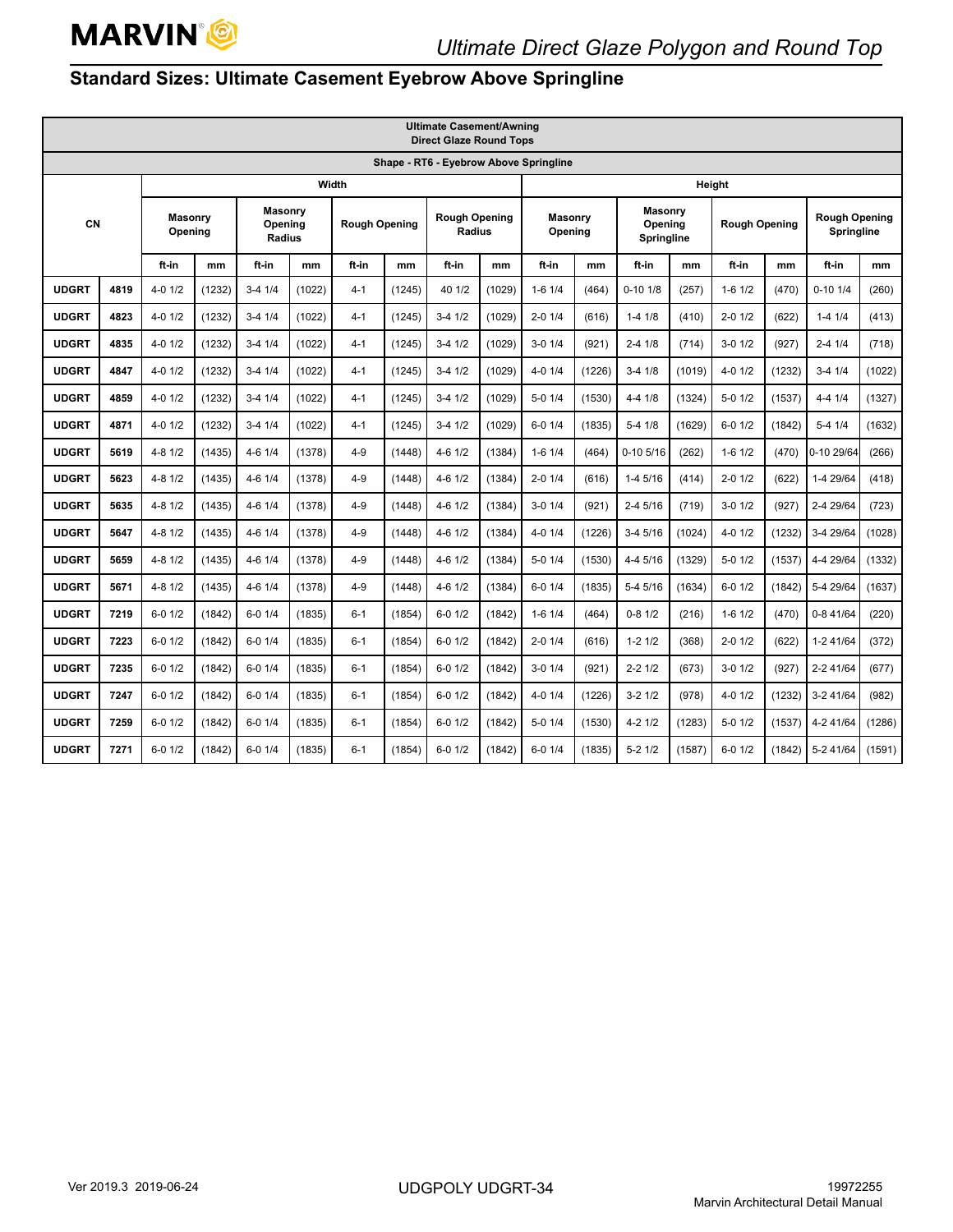## Standard Sizes: Ultimate Casement Eyebrow Above Springline

| Ultimate Casement/Awning Direct Glaze Round Tops | | | | | | | | | | | | | | | | | |
|---|---|---|---|---|---|---|---|---|---|---|---|---|---|---|---|---|---|
| Shape - RT6 - Eyebrow Above Springline | | | | | | | | | | | | | | | | | |
| CN | | Width | | | | | | | | Height | | | | | | | |
| | | Masonry Opening | | Masonry Opening Radius | | Rough Opening | | Rough Opening Radius | | Masonry Opening | | Masonry Opening Springline | | Rough Opening | | Rough Opening Springline | |
| | | ft-in | mm | ft-in | mm | ft-in | mm | ft-in | mm | ft-in | mm | ft-in | mm | ft-in | mm | ft-in | mm |
| UDGRT | 4819 | 4-0 1/2 | (1232) | 3-4 1/4 | (1022) | 4-1 | (1245) | 40 1/2 | (1029) | 1-6 1/4 | (464) | 0-10 1/8 | (257) | 1-6 1/2 | (470) | 0-10 1/4 | (260) |
| UDGRT | 4823 | 4-0 1/2 | (1232) | 3-4 1/4 | (1022) | 4-1 | (1245) | 3-4 1/2 | (1029) | 2-0 1/4 | (616) | 1-4 1/8 | (410) | 2-0 1/2 | (622) | 1-4 1/4 | (413) |
| UDGRT | 4835 | 4-0 1/2 | (1232) | 3-4 1/4 | (1022) | 4-1 | (1245) | 3-4 1/2 | (1029) | 3-0 1/4 | (921) | 2-4 1/8 | (714) | 3-0 1/2 | (927) | 2-4 1/4 | (718) |
| UDGRT | 4847 | 4-0 1/2 | (1232) | 3-4 1/4 | (1022) | 4-1 | (1245) | 3-4 1/2 | (1029) | 4-0 1/4 | (1226) | 3-4 1/8 | (1019) | 4-0 1/2 | (1232) | 3-4 1/4 | (1022) |
| UDGRT | 4859 | 4-0 1/2 | (1232) | 3-4 1/4 | (1022) | 4-1 | (1245) | 3-4 1/2 | (1029) | 5-0 1/4 | (1530) | 4-4 1/8 | (1324) | 5-0 1/2 | (1537) | 4-4 1/4 | (1327) |
| UDGRT | 4871 | 4-0 1/2 | (1232) | 3-4 1/4 | (1022) | 4-1 | (1245) | 3-4 1/2 | (1029) | 6-0 1/4 | (1835) | 5-4 1/8 | (1629) | 6-0 1/2 | (1842) | 5-4 1/4 | (1632) |
| UDGRT | 5619 | 4-8 1/2 | (1435) | 4-6 1/4 | (1378) | 4-9 | (1448) | 4-6 1/2 | (1384) | 1-6 1/4 | (464) | 0-10 5/16 | (262) | 1-6 1/2 | (470) | 0-10 29/64 | (266) |
| UDGRT | 5623 | 4-8 1/2 | (1435) | 4-6 1/4 | (1378) | 4-9 | (1448) | 4-6 1/2 | (1384) | 2-0 1/4 | (616) | 1-4 5/16 | (414) | 2-0 1/2 | (622) | 1-4 29/64 | (418) |
| UDGRT | 5635 | 4-8 1/2 | (1435) | 4-6 1/4 | (1378) | 4-9 | (1448) | 4-6 1/2 | (1384) | 3-0 1/4 | (921) | 2-4 5/16 | (719) | 3-0 1/2 | (927) | 2-4 29/64 | (723) |
| UDGRT | 5647 | 4-8 1/2 | (1435) | 4-6 1/4 | (1378) | 4-9 | (1448) | 4-6 1/2 | (1384) | 4-0 1/4 | (1226) | 3-4 5/16 | (1024) | 4-0 1/2 | (1232) | 3-4 29/64 | (1028) |
| UDGRT | 5659 | 4-8 1/2 | (1435) | 4-6 1/4 | (1378) | 4-9 | (1448) | 4-6 1/2 | (1384) | 5-0 1/4 | (1530) | 4-4 5/16 | (1329) | 5-0 1/2 | (1537) | 4-4 29/64 | (1332) |
| UDGRT | 5671 | 4-8 1/2 | (1435) | 4-6 1/4 | (1378) | 4-9 | (1448) | 4-6 1/2 | (1384) | 6-0 1/4 | (1835) | 5-4 5/16 | (1634) | 6-0 1/2 | (1842) | 5-4 29/64 | (1637) |
| UDGRT | 7219 | 6-0 1/2 | (1842) | 6-0 1/4 | (1835) | 6-1 | (1854) | 6-0 1/2 | (1842) | 1-6 1/4 | (464) | 0-8 1/2 | (216) | 1-6 1/2 | (470) | 0-8 41/64 | (220) |
| UDGRT | 7223 | 6-0 1/2 | (1842) | 6-0 1/4 | (1835) | 6-1 | (1854) | 6-0 1/2 | (1842) | 2-0 1/4 | (616) | 1-2 1/2 | (368) | 2-0 1/2 | (622) | 1-2 41/64 | (372) |
| UDGRT | 7235 | 6-0 1/2 | (1842) | 6-0 1/4 | (1835) | 6-1 | (1854) | 6-0 1/2 | (1842) | 3-0 1/4 | (921) | 2-2 1/2 | (673) | 3-0 1/2 | (927) | 2-2 41/64 | (677) |
| UDGRT | 7247 | 6-0 1/2 | (1842) | 6-0 1/4 | (1835) | 6-1 | (1854) | 6-0 1/2 | (1842) | 4-0 1/4 | (1226) | 3-2 1/2 | (978) | 4-0 1/2 | (1232) | 3-2 41/64 | (982) |
| UDGRT | 7259 | 6-0 1/2 | (1842) | 6-0 1/4 | (1835) | 6-1 | (1854) | 6-0 1/2 | (1842) | 5-0 1/4 | (1530) | 4-2 1/2 | (1283) | 5-0 1/2 | (1537) | 4-2 41/64 | (1286) |
| UDGRT | 7271 | 6-0 1/2 | (1842) | 6-0 1/4 | (1835) | 6-1 | (1854) | 6-0 1/2 | (1842) | 6-0 1/4 | (1835) | 5-2 1/2 | (1587) | 6-0 1/2 | (1842) | 5-2 41/64 | (1591) |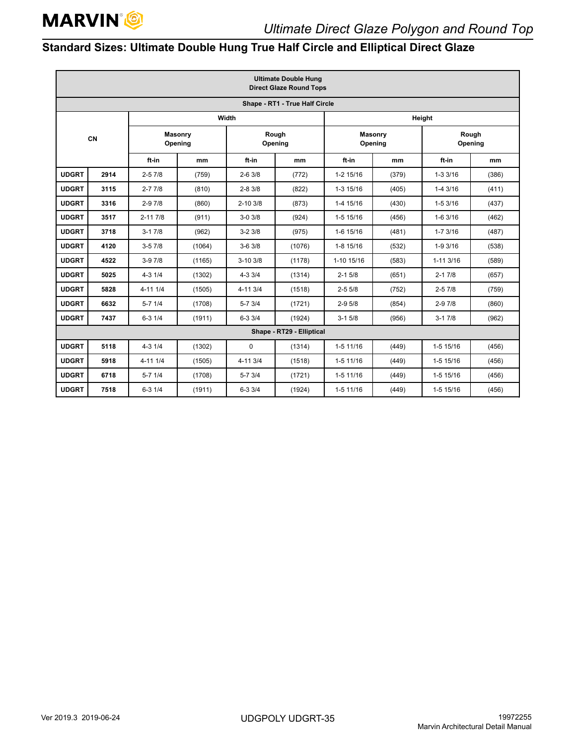## Standard Sizes: Ultimate Double Hung True Half Circle and Elliptical Direct Glaze

| Ultimate Double Hung Direct Glaze Round Tops | | | | | | | | | |
|---|---|---|---|---|---|---|---|---|---|
| Shape - RT1 - True Half Circle | | | | | | | | | |
| CN | | Width | | | | Height | | | |
| | | Masonry Opening | | Rough Opening | | Masonry Opening | | Rough Opening | |
| | | ft-in | mm | ft-in | mm | ft-in | mm | ft-in | mm |
| **UDGRT** | **2914** | 2-5 7/8 | (759) | 2-6 3/8 | (772) | 1-2 15/16 | (379) | 1-3 3/16 | (386) |
| **UDGRT** | **3115** | 2-7 7/8 | (810) | 2-8 3/8 | (822) | 1-3 15/16 | (405) | 1-4 3/16 | (411) |
| **UDGRT** | **3316** | 2-9 7/8 | (860) | 2-10 3/8 | (873) | 1-4 15/16 | (430) | 1-5 3/16 | (437) |
| **UDGRT** | **3517** | 2-11 7/8 | (911) | 3-0 3/8 | (924) | 1-5 15/16 | (456) | 1-6 3/16 | (462) |
| **UDGRT** | **3718** | 3-1 7/8 | (962) | 3-2 3/8 | (975) | 1-6 15/16 | (481) | 1-7 3/16 | (487) |
| **UDGRT** | **4120** | 3-5 7/8 | (1064) | 3-6 3/8 | (1076) | 1-8 15/16 | (532) | 1-9 3/16 | (538) |
| **UDGRT** | **4522** | 3-9 7/8 | (1165) | 3-10 3/8 | (1178) | 1-10 15/16 | (583) | 1-11 3/16 | (589) |
| **UDGRT** | **5025** | 4-3 1/4 | (1302) | 4-3 3/4 | (1314) | 2-1 5/8 | (651) | 2-1 7/8 | (657) |
| **UDGRT** | **5828** | 4-11 1/4 | (1505) | 4-11 3/4 | (1518) | 2-5 5/8 | (752) | 2-5 7/8 | (759) |
| **UDGRT** | **6632** | 5-7 1/4 | (1708) | 5-7 3/4 | (1721) | 2-9 5/8 | (854) | 2-9 7/8 | (860) |
| **UDGRT** | **7437** | 6-3 1/4 | (1911) | 6-3 3/4 | (1924) | 3-1 5/8 | (956) | 3-1 7/8 | (962) |
| Shape - RT29 - Elliptical | | | | | | | | | |
| **UDGRT** | **5118** | 4-3 1/4 | (1302) | 0 | (1314) | 1-5 11/16 | (449) | 1-5 15/16 | (456) |
| **UDGRT** | **5918** | 4-11 1/4 | (1505) | 4-11 3/4 | (1518) | 1-5 11/16 | (449) | 1-5 15/16 | (456) |
| **UDGRT** | **6718** | 5-7 1/4 | (1708) | 5-7 3/4 | (1721) | 1-5 11/16 | (449) | 1-5 15/16 | (456) |
| **UDGRT** | **7518** | 6-3 1/4 | (1911) | 6-3 3/4 | (1924) | 1-5 11/16 | (449) | 1-5 15/16 | (456) |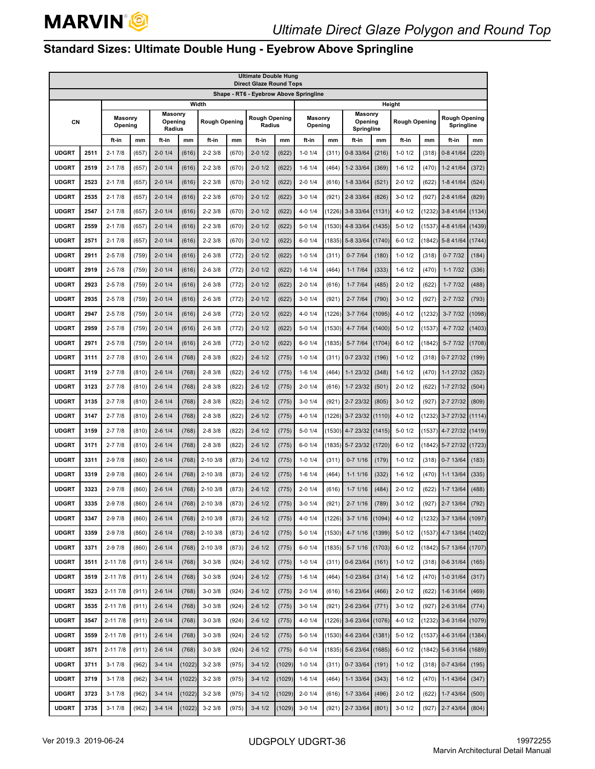## Standard Sizes: Ultimate Double Hung - Eyebrow Above Springline

| Ultimate Double Hung Direct Glaze Round Tops | | | | | | | | | | | | | | | | | |
|---|---|---|---|---|---|---|---|---|---|---|---|---|---|---|---|---|---|
| Shape - RT6 - Eyebrow Above Springline | | | | | | | | | | | | | | | | | |
| CN | | Width | | | | | | | | Height | | | | | | | |
| | | Masonry Opening | | Masonry Opening Radius | | Rough Opening | | Rough Opening Radius | | Masonry Opening | | Masonry Opening Springline | | Rough Opening | | Rough Opening Springline | |
| | | ft-in | mm | ft-in | mm | ft-in | mm | ft-in | mm | ft-in | mm | ft-in | mm | ft-in | mm | ft-in | mm |
| UDGRT | 2511 | 2-1 7/8 | (657) | 2-0 1/4 | (616) | 2-2 3/8 | (670) | 2-0 1/2 | (622) | 1-0 1/4 | (311) | 0-8 33/64 | (216) | 1-0 1/2 | (318) | 0-8 41/64 | (220) |
| UDGRT | 2519 | 2-1 7/8 | (657) | 2-0 1/4 | (616) | 2-2 3/8 | (670) | 2-0 1/2 | (622) | 1-6 1/4 | (464) | 1-2 33/64 | (369) | 1-6 1/2 | (470) | 1-2 41/64 | (372) |
| UDGRT | 2523 | 2-1 7/8 | (657) | 2-0 1/4 | (616) | 2-2 3/8 | (670) | 2-0 1/2 | (622) | 2-0 1/4 | (616) | 1-8 33/64 | (521) | 2-0 1/2 | (622) | 1-8 41/64 | (524) |
| UDGRT | 2535 | 2-1 7/8 | (657) | 2-0 1/4 | (616) | 2-2 3/8 | (670) | 2-0 1/2 | (622) | 3-0 1/4 | (921) | 2-8 33/64 | (826) | 3-0 1/2 | (927) | 2-8 41/64 | (829) |
| UDGRT | 2547 | 2-1 7/8 | (657) | 2-0 1/4 | (616) | 2-2 3/8 | (670) | 2-0 1/2 | (622) | 4-0 1/4 | (1226) | 3-8 33/64 | (1131) | 4-0 1/2 | (1232) | 3-8 41/64 | (1134) |
| UDGRT | 2559 | 2-1 7/8 | (657) | 2-0 1/4 | (616) | 2-2 3/8 | (670) | 2-0 1/2 | (622) | 5-0 1/4 | (1530) | 4-8 33/64 | (1435) | 5-0 1/2 | (1537) | 4-8 41/64 | (1439) |
| UDGRT | 2571 | 2-1 7/8 | (657) | 2-0 1/4 | (616) | 2-2 3/8 | (670) | 2-0 1/2 | (622) | 6-0 1/4 | (1835) | 5-8 33/64 | (1740) | 6-0 1/2 | (1842) | 5-8 41/64 | (1744) |
| UDGRT | 2911 | 2-5 7/8 | (759) | 2-0 1/4 | (616) | 2-6 3/8 | (772) | 2-0 1/2 | (622) | 1-0 1/4 | (311) | 0-7 7/64 | (180) | 1-0 1/2 | (318) | 0-7 7/32 | (184) |
| UDGRT | 2919 | 2-5 7/8 | (759) | 2-0 1/4 | (616) | 2-6 3/8 | (772) | 2-0 1/2 | (622) | 1-6 1/4 | (464) | 1-1 7/64 | (333) | 1-6 1/2 | (470) | 1-1 7/32 | (336) |
| UDGRT | 2923 | 2-5 7/8 | (759) | 2-0 1/4 | (616) | 2-6 3/8 | (772) | 2-0 1/2 | (622) | 2-0 1/4 | (616) | 1-7 7/64 | (485) | 2-0 1/2 | (622) | 1-7 7/32 | (488) |
| UDGRT | 2935 | 2-5 7/8 | (759) | 2-0 1/4 | (616) | 2-6 3/8 | (772) | 2-0 1/2 | (622) | 3-0 1/4 | (921) | 2-7 7/64 | (790) | 3-0 1/2 | (927) | 2-7 7/32 | (793) |
| UDGRT | 2947 | 2-5 7/8 | (759) | 2-0 1/4 | (616) | 2-6 3/8 | (772) | 2-0 1/2 | (622) | 4-0 1/4 | (1226) | 3-7 7/64 | (1095) | 4-0 1/2 | (1232) | 3-7 7/32 | (1098) |
| UDGRT | 2959 | 2-5 7/8 | (759) | 2-0 1/4 | (616) | 2-6 3/8 | (772) | 2-0 1/2 | (622) | 5-0 1/4 | (1530) | 4-7 7/64 | (1400) | 5-0 1/2 | (1537) | 4-7 7/32 | (1403) |
| UDGRT | 2971 | 2-5 7/8 | (759) | 2-0 1/4 | (616) | 2-6 3/8 | (772) | 2-0 1/2 | (622) | 6-0 1/4 | (1835) | 5-7 7/64 | (1704) | 6-0 1/2 | (1842) | 5-7 7/32 | (1708) |
| UDGRT | 3111 | 2-7 7/8 | (810) | 2-6 1/4 | (768) | 2-8 3/8 | (822) | 2-6 1/2 | (775) | 1-0 1/4 | (311) | 0-7 23/32 | (196) | 1-0 1/2 | (318) | 0-7 27/32 | (199) |
| UDGRT | 3119 | 2-7 7/8 | (810) | 2-6 1/4 | (768) | 2-8 3/8 | (822) | 2-6 1/2 | (775) | 1-6 1/4 | (464) | 1-1 23/32 | (348) | 1-6 1/2 | (470) | 1-1 27/32 | (352) |
| UDGRT | 3123 | 2-7 7/8 | (810) | 2-6 1/4 | (768) | 2-8 3/8 | (822) | 2-6 1/2 | (775) | 2-0 1/4 | (616) | 1-7 23/32 | (501) | 2-0 1/2 | (622) | 1-7 27/32 | (504) |
| UDGRT | 3135 | 2-7 7/8 | (810) | 2-6 1/4 | (768) | 2-8 3/8 | (822) | 2-6 1/2 | (775) | 3-0 1/4 | (921) | 2-7 23/32 | (805) | 3-0 1/2 | (927) | 2-7 27/32 | (809) |
| UDGRT | 3147 | 2-7 7/8 | (810) | 2-6 1/4 | (768) | 2-8 3/8 | (822) | 2-6 1/2 | (775) | 4-0 1/4 | (1226) | 3-7 23/32 | (1110) | 4-0 1/2 | (1232) | 3-7 27/32 | (1114) |
| UDGRT | 3159 | 2-7 7/8 | (810) | 2-6 1/4 | (768) | 2-8 3/8 | (822) | 2-6 1/2 | (775) | 5-0 1/4 | (1530) | 4-7 23/32 | (1415) | 5-0 1/2 | (1537) | 4-7 27/32 | (1419) |
| UDGRT | 3171 | 2-7 7/8 | (810) | 2-6 1/4 | (768) | 2-8 3/8 | (822) | 2-6 1/2 | (775) | 6-0 1/4 | (1835) | 5-7 23/32 | (1720) | 6-0 1/2 | (1842) | 5-7 27/32 | (1723) |
| UDGRT | 3311 | 2-9 7/8 | (860) | 2-6 1/4 | (768) | 2-10 3/8 | (873) | 2-6 1/2 | (775) | 1-0 1/4 | (311) | 0-7 1/16 | (179) | 1-0 1/2 | (318) | 0-7 13/64 | (183) |
| UDGRT | 3319 | 2-9 7/8 | (860) | 2-6 1/4 | (768) | 2-10 3/8 | (873) | 2-6 1/2 | (775) | 1-6 1/4 | (464) | 1-1 1/16 | (332) | 1-6 1/2 | (470) | 1-1 13/64 | (335) |
| UDGRT | 3323 | 2-9 7/8 | (860) | 2-6 1/4 | (768) | 2-10 3/8 | (873) | 2-6 1/2 | (775) | 2-0 1/4 | (616) | 1-7 1/16 | (484) | 2-0 1/2 | (622) | 1-7 13/64 | (488) |
| UDGRT | 3335 | 2-9 7/8 | (860) | 2-6 1/4 | (768) | 2-10 3/8 | (873) | 2-6 1/2 | (775) | 3-0 1/4 | (921) | 2-7 1/16 | (789) | 3-0 1/2 | (927) | 2-7 13/64 | (792) |
| UDGRT | 3347 | 2-9 7/8 | (860) | 2-6 1/4 | (768) | 2-10 3/8 | (873) | 2-6 1/2 | (775) | 4-0 1/4 | (1226) | 3-7 1/16 | (1094) | 4-0 1/2 | (1232) | 3-7 13/64 | (1097) |
| UDGRT | 3359 | 2-9 7/8 | (860) | 2-6 1/4 | (768) | 2-10 3/8 | (873) | 2-6 1/2 | (775) | 5-0 1/4 | (1530) | 4-7 1/16 | (1399) | 5-0 1/2 | (1537) | 4-7 13/64 | (1402) |
| UDGRT | 3371 | 2-9 7/8 | (860) | 2-6 1/4 | (768) | 2-10 3/8 | (873) | 2-6 1/2 | (775) | 6-0 1/4 | (1835) | 5-7 1/16 | (1703) | 6-0 1/2 | (1842) | 5-7 13/64 | (1707) |
| UDGRT | 3511 | 2-11 7/8 | (911) | 2-6 1/4 | (768) | 3-0 3/8 | (924) | 2-6 1/2 | (775) | 1-0 1/4 | (311) | 0-6 23/64 | (161) | 1-0 1/2 | (318) | 0-6 31/64 | (165) |
| UDGRT | 3519 | 2-11 7/8 | (911) | 2-6 1/4 | (768) | 3-0 3/8 | (924) | 2-6 1/2 | (775) | 1-6 1/4 | (464) | 1-0 23/64 | (314) | 1-6 1/2 | (470) | 1-0 31/64 | (317) |
| UDGRT | 3523 | 2-11 7/8 | (911) | 2-6 1/4 | (768) | 3-0 3/8 | (924) | 2-6 1/2 | (775) | 2-0 1/4 | (616) | 1-6 23/64 | (466) | 2-0 1/2 | (622) | 1-6 31/64 | (469) |
| UDGRT | 3535 | 2-11 7/8 | (911) | 2-6 1/4 | (768) | 3-0 3/8 | (924) | 2-6 1/2 | (775) | 3-0 1/4 | (921) | 2-6 23/64 | (771) | 3-0 1/2 | (927) | 2-6 31/64 | (774) |
| UDGRT | 3547 | 2-11 7/8 | (911) | 2-6 1/4 | (768) | 3-0 3/8 | (924) | 2-6 1/2 | (775) | 4-0 1/4 | (1226) | 3-6 23/64 | (1076) | 4-0 1/2 | (1232) | 3-6 31/64 | (1079) |
| UDGRT | 3559 | 2-11 7/8 | (911) | 2-6 1/4 | (768) | 3-0 3/8 | (924) | 2-6 1/2 | (775) | 5-0 1/4 | (1530) | 4-6 23/64 | (1381) | 5-0 1/2 | (1537) | 4-6 31/64 | (1384) |
| UDGRT | 3571 | 2-11 7/8 | (911) | 2-6 1/4 | (768) | 3-0 3/8 | (924) | 2-6 1/2 | (775) | 6-0 1/4 | (1835) | 5-6 23/64 | (1685) | 6-0 1/2 | (1842) | 5-6 31/64 | (1689) |
| UDGRT | 3711 | 3-1 7/8 | (962) | 3-4 1/4 | (1022) | 3-2 3/8 | (975) | 3-4 1/2 | (1029) | 1-0 1/4 | (311) | 0-7 33/64 | (191) | 1-0 1/2 | (318) | 0-7 43/64 | (195) |
| UDGRT | 3719 | 3-1 7/8 | (962) | 3-4 1/4 | (1022) | 3-2 3/8 | (975) | 3-4 1/2 | (1029) | 1-6 1/4 | (464) | 1-1 33/64 | (343) | 1-6 1/2 | (470) | 1-1 43/64 | (347) |
| UDGRT | 3723 | 3-1 7/8 | (962) | 3-4 1/4 | (1022) | 3-2 3/8 | (975) | 3-4 1/2 | (1029) | 2-0 1/4 | (616) | 1-7 33/64 | (496) | 2-0 1/2 | (622) | 1-7 43/64 | (500) |
| UDGRT | 3735 | 3-1 7/8 | (962) | 3-4 1/4 | (1022) | 3-2 3/8 | (975) | 3-4 1/2 | (1029) | 3-0 1/4 | (921) | 2-7 33/64 | (801) | 3-0 1/2 | (927) | 2-7 43/64 | (804) |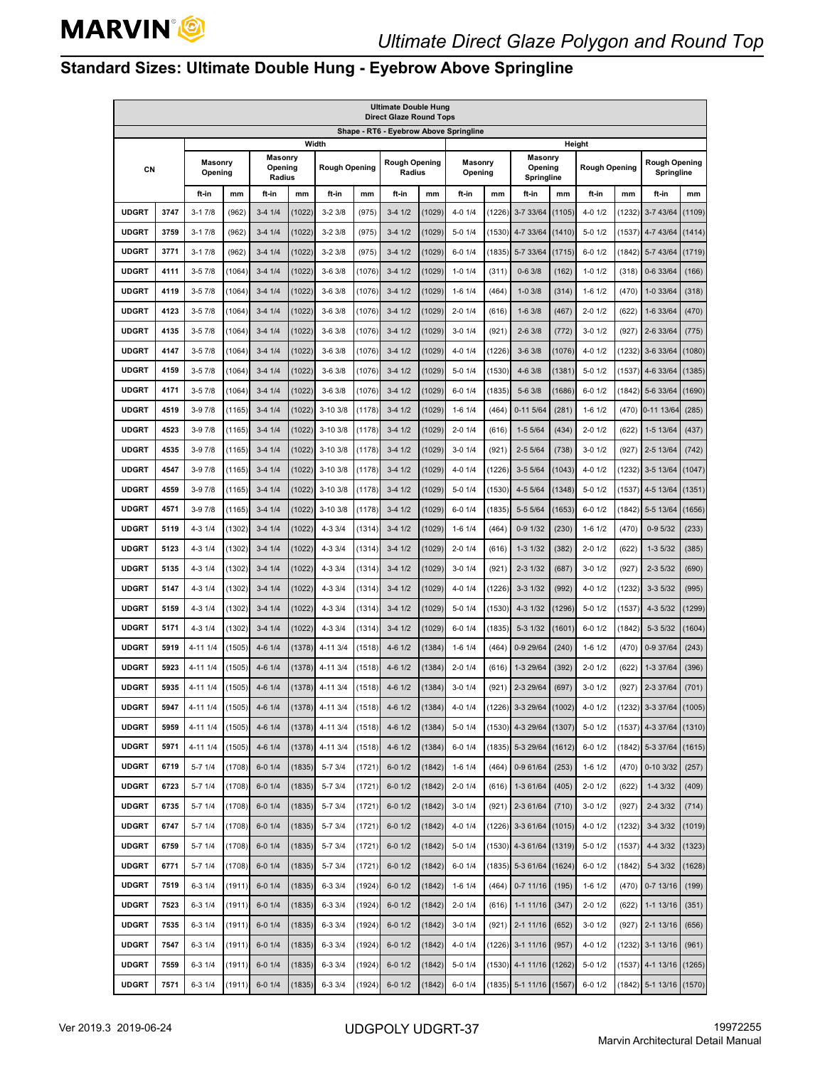## Standard Sizes: Ultimate Double Hung - Eyebrow Above Springline

| Ultimate Double Hung Direct Glaze Round Tops | | | | | | | | | | | | | | | | | | |
|---|---|---|---|---|---|---|---|---|---|---|---|---|---|---|---|---|---|---|
| Shape - RT6 - Eyebrow Above Springline | | | | | | | | | | | | | | | | | | |
| CN | | Width | | | | | | | | Height | | | | | | | | |
| | | Masonry Opening | | Masonry Opening Radius | | Rough Opening | | Rough Opening Radius | | Masonry Opening | | Masonry Opening Springline | | Rough Opening | | Rough Opening Springline | | |
| | | ft-in | mm | ft-in | mm | ft-in | mm | ft-in | mm | ft-in | mm | ft-in | mm | ft-in | mm | ft-in | mm | |
| UDGRT | 3747 | 3-1 7/8 | (962) | 3-4 1/4 | (1022) | 3-2 3/8 | (975) | 3-4 1/2 | (1029) | 4-0 1/4 | (1226) | 3-7 33/64 | (1105) | 4-0 1/2 | (1232) | 3-7 43/64 | (1109) | |
| UDGRT | 3759 | 3-1 7/8 | (962) | 3-4 1/4 | (1022) | 3-2 3/8 | (975) | 3-4 1/2 | (1029) | 5-0 1/4 | (1530) | 4-7 33/64 | (1410) | 5-0 1/2 | (1537) | 4-7 43/64 | (1414) | |
| UDGRT | 3771 | 3-1 7/8 | (962) | 3-4 1/4 | (1022) | 3-2 3/8 | (975) | 3-4 1/2 | (1029) | 6-0 1/4 | (1835) | 5-7 33/64 | (1715) | 6-0 1/2 | (1842) | 5-7 43/64 | (1719) | |
| UDGRT | 4111 | 3-5 7/8 | (1064) | 3-4 1/4 | (1022) | 3-6 3/8 | (1076) | 3-4 1/2 | (1029) | 1-0 1/4 | (311) | 0-6 3/8 | (162) | 1-0 1/2 | (318) | 0-6 33/64 | (166) | |
| UDGRT | 4119 | 3-5 7/8 | (1064) | 3-4 1/4 | (1022) | 3-6 3/8 | (1076) | 3-4 1/2 | (1029) | 1-6 1/4 | (464) | 1-0 3/8 | (314) | 1-6 1/2 | (470) | 1-0 33/64 | (318) | |
| UDGRT | 4123 | 3-5 7/8 | (1064) | 3-4 1/4 | (1022) | 3-6 3/8 | (1076) | 3-4 1/2 | (1029) | 2-0 1/4 | (616) | 1-6 3/8 | (467) | 2-0 1/2 | (622) | 1-6 33/64 | (470) | |
| UDGRT | 4135 | 3-5 7/8 | (1064) | 3-4 1/4 | (1022) | 3-6 3/8 | (1076) | 3-4 1/2 | (1029) | 3-0 1/4 | (921) | 2-6 3/8 | (772) | 3-0 1/2 | (927) | 2-6 33/64 | (775) | |
| UDGRT | 4147 | 3-5 7/8 | (1064) | 3-4 1/4 | (1022) | 3-6 3/8 | (1076) | 3-4 1/2 | (1029) | 4-0 1/4 | (1226) | 3-6 3/8 | (1076) | 4-0 1/2 | (1232) | 3-6 33/64 | (1080) | |
| UDGRT | 4159 | 3-5 7/8 | (1064) | 3-4 1/4 | (1022) | 3-6 3/8 | (1076) | 3-4 1/2 | (1029) | 5-0 1/4 | (1530) | 4-6 3/8 | (1381) | 5-0 1/2 | (1537) | 4-6 33/64 | (1385) | |
| UDGRT | 4171 | 3-5 7/8 | (1064) | 3-4 1/4 | (1022) | 3-6 3/8 | (1076) | 3-4 1/2 | (1029) | 6-0 1/4 | (1835) | 5-6 3/8 | (1686) | 6-0 1/2 | (1842) | 5-6 33/64 | (1690) | |
| UDGRT | 4519 | 3-9 7/8 | (1165) | 3-4 1/4 | (1022) | 3-10 3/8 | (1178) | 3-4 1/2 | (1029) | 1-6 1/4 | (464) | 0-11 5/64 | (281) | 1-6 1/2 | (470) | 0-11 13/64 | (285) | |
| UDGRT | 4523 | 3-9 7/8 | (1165) | 3-4 1/4 | (1022) | 3-10 3/8 | (1178) | 3-4 1/2 | (1029) | 2-0 1/4 | (616) | 1-5 5/64 | (434) | 2-0 1/2 | (622) | 1-5 13/64 | (437) | |
| UDGRT | 4535 | 3-9 7/8 | (1165) | 3-4 1/4 | (1022) | 3-10 3/8 | (1178) | 3-4 1/2 | (1029) | 3-0 1/4 | (921) | 2-5 5/64 | (738) | 3-0 1/2 | (927) | 2-5 13/64 | (742) | |
| UDGRT | 4547 | 3-9 7/8 | (1165) | 3-4 1/4 | (1022) | 3-10 3/8 | (1178) | 3-4 1/2 | (1029) | 4-0 1/4 | (1226) | 3-5 5/64 | (1043) | 4-0 1/2 | (1232) | 3-5 13/64 | (1047) | |
| UDGRT | 4559 | 3-9 7/8 | (1165) | 3-4 1/4 | (1022) | 3-10 3/8 | (1178) | 3-4 1/2 | (1029) | 5-0 1/4 | (1530) | 4-5 5/64 | (1348) | 5-0 1/2 | (1537) | 4-5 13/64 | (1351) | |
| UDGRT | 4571 | 3-9 7/8 | (1165) | 3-4 1/4 | (1022) | 3-10 3/8 | (1178) | 3-4 1/2 | (1029) | 6-0 1/4 | (1835) | 5-5 5/64 | (1653) | 6-0 1/2 | (1842) | 5-5 13/64 | (1656) | |
| UDGRT | 5119 | 4-3 1/4 | (1302) | 3-4 1/4 | (1022) | 4-3 3/4 | (1314) | 3-4 1/2 | (1029) | 1-6 1/4 | (464) | 0-9 1/32 | (230) | 1-6 1/2 | (470) | 0-9 5/32 | (233) | |
| UDGRT | 5123 | 4-3 1/4 | (1302) | 3-4 1/4 | (1022) | 4-3 3/4 | (1314) | 3-4 1/2 | (1029) | 2-0 1/4 | (616) | 1-3 1/32 | (382) | 2-0 1/2 | (622) | 1-3 5/32 | (385) | |
| UDGRT | 5135 | 4-3 1/4 | (1302) | 3-4 1/4 | (1022) | 4-3 3/4 | (1314) | 3-4 1/2 | (1029) | 3-0 1/4 | (921) | 2-3 1/32 | (687) | 3-0 1/2 | (927) | 2-3 5/32 | (690) | |
| UDGRT | 5147 | 4-3 1/4 | (1302) | 3-4 1/4 | (1022) | 4-3 3/4 | (1314) | 3-4 1/2 | (1029) | 4-0 1/4 | (1226) | 3-3 1/32 | (992) | 4-0 1/2 | (1232) | 3-3 5/32 | (995) | |
| UDGRT | 5159 | 4-3 1/4 | (1302) | 3-4 1/4 | (1022) | 4-3 3/4 | (1314) | 3-4 1/2 | (1029) | 5-0 1/4 | (1530) | 4-3 1/32 | (1296) | 5-0 1/2 | (1537) | 4-3 5/32 | (1299) | |
| UDGRT | 5171 | 4-3 1/4 | (1302) | 3-4 1/4 | (1022) | 4-3 3/4 | (1314) | 3-4 1/2 | (1029) | 6-0 1/4 | (1835) | 5-3 1/32 | (1601) | 6-0 1/2 | (1842) | 5-3 5/32 | (1604) | |
| UDGRT | 5919 | 4-11 1/4 | (1505) | 4-6 1/4 | (1378) | 4-11 3/4 | (1518) | 4-6 1/2 | (1384) | 1-6 1/4 | (464) | 0-9 29/64 | (240) | 1-6 1/2 | (470) | 0-9 37/64 | (243) | |
| UDGRT | 5923 | 4-11 1/4 | (1505) | 4-6 1/4 | (1378) | 4-11 3/4 | (1518) | 4-6 1/2 | (1384) | 2-0 1/4 | (616) | 1-3 29/64 | (392) | 2-0 1/2 | (622) | 1-3 37/64 | (396) | |
| UDGRT | 5935 | 4-11 1/4 | (1505) | 4-6 1/4 | (1378) | 4-11 3/4 | (1518) | 4-6 1/2 | (1384) | 3-0 1/4 | (921) | 2-3 29/64 | (697) | 3-0 1/2 | (927) | 2-3 37/64 | (701) | |
| UDGRT | 5947 | 4-11 1/4 | (1505) | 4-6 1/4 | (1378) | 4-11 3/4 | (1518) | 4-6 1/2 | (1384) | 4-0 1/4 | (1226) | 3-3 29/64 | (1002) | 4-0 1/2 | (1232) | 3-3 37/64 | (1005) | |
| UDGRT | 5959 | 4-11 1/4 | (1505) | 4-6 1/4 | (1378) | 4-11 3/4 | (1518) | 4-6 1/2 | (1384) | 5-0 1/4 | (1530) | 4-3 29/64 | (1307) | 5-0 1/2 | (1537) | 4-3 37/64 | (1310) | |
| UDGRT | 5971 | 4-11 1/4 | (1505) | 4-6 1/4 | (1378) | 4-11 3/4 | (1518) | 4-6 1/2 | (1384) | 6-0 1/4 | (1835) | 5-3 29/64 | (1612) | 6-0 1/2 | (1842) | 5-3 37/64 | (1615) | |
| UDGRT | 6719 | 5-7 1/4 | (1708) | 6-0 1/4 | (1835) | 5-7 3/4 | (1721) | 6-0 1/2 | (1842) | 1-6 1/4 | (464) | 0-9 61/64 | (253) | 1-6 1/2 | (470) | 0-10 3/32 | (257) | |
| UDGRT | 6723 | 5-7 1/4 | (1708) | 6-0 1/4 | (1835) | 5-7 3/4 | (1721) | 6-0 1/2 | (1842) | 2-0 1/4 | (616) | 1-3 61/64 | (405) | 2-0 1/2 | (622) | 1-4 3/32 | (409) | |
| UDGRT | 6735 | 5-7 1/4 | (1708) | 6-0 1/4 | (1835) | 5-7 3/4 | (1721) | 6-0 1/2 | (1842) | 3-0 1/4 | (921) | 2-3 61/64 | (710) | 3-0 1/2 | (927) | 2-4 3/32 | (714) | |
| UDGRT | 6747 | 5-7 1/4 | (1708) | 6-0 1/4 | (1835) | 5-7 3/4 | (1721) | 6-0 1/2 | (1842) | 4-0 1/4 | (1226) | 3-3 61/64 | (1015) | 4-0 1/2 | (1232) | 3-4 3/32 | (1019) | |
| UDGRT | 6759 | 5-7 1/4 | (1708) | 6-0 1/4 | (1835) | 5-7 3/4 | (1721) | 6-0 1/2 | (1842) | 5-0 1/4 | (1530) | 4-3 61/64 | (1319) | 5-0 1/2 | (1537) | 4-4 3/32 | (1323) | |
| UDGRT | 6771 | 5-7 1/4 | (1708) | 6-0 1/4 | (1835) | 5-7 3/4 | (1721) | 6-0 1/2 | (1842) | 6-0 1/4 | (1835) | 5-3 61/64 | (1624) | 6-0 1/2 | (1842) | 5-4 3/32 | (1628) | |
| UDGRT | 7519 | 6-3 1/4 | (1911) | 6-0 1/4 | (1835) | 6-3 3/4 | (1924) | 6-0 1/2 | (1842) | 1-6 1/4 | (464) | 0-7 11/16 | (195) | 1-6 1/2 | (470) | 0-7 13/16 | (199) | |
| UDGRT | 7523 | 6-3 1/4 | (1911) | 6-0 1/4 | (1835) | 6-3 3/4 | (1924) | 6-0 1/2 | (1842) | 2-0 1/4 | (616) | 1-1 11/16 | (347) | 2-0 1/2 | (622) | 1-1 13/16 | (351) | |
| UDGRT | 7535 | 6-3 1/4 | (1911) | 6-0 1/4 | (1835) | 6-3 3/4 | (1924) | 6-0 1/2 | (1842) | 3-0 1/4 | (921) | 2-1 11/16 | (652) | 3-0 1/2 | (927) | 2-1 13/16 | (656) | |
| UDGRT | 7547 | 6-3 1/4 | (1911) | 6-0 1/4 | (1835) | 6-3 3/4 | (1924) | 6-0 1/2 | (1842) | 4-0 1/4 | (1226) | 3-1 11/16 | (957) | 4-0 1/2 | (1232) | 3-1 13/16 | (961) | |
| UDGRT | 7559 | 6-3 1/4 | (1911) | 6-0 1/4 | (1835) | 6-3 3/4 | (1924) | 6-0 1/2 | (1842) | 5-0 1/4 | (1530) | 4-1 11/16 | (1262) | 5-0 1/2 | (1537) | 4-1 13/16 | (1265) | |
| UDGRT | 7571 | 6-3 1/4 | (1911) | 6-0 1/4 | (1835) | 6-3 3/4 | (1924) | 6-0 1/2 | (1842) | 6-0 1/4 | (1835) | 5-1 11/16 | (1567) | 6-0 1/2 | (1842) | 5-1 13/16 | (1570) | |

Ver 2019.3 2019-06-24

UDGPOLY UDGRT-37

19972255
Marvin Architectural Detail Manual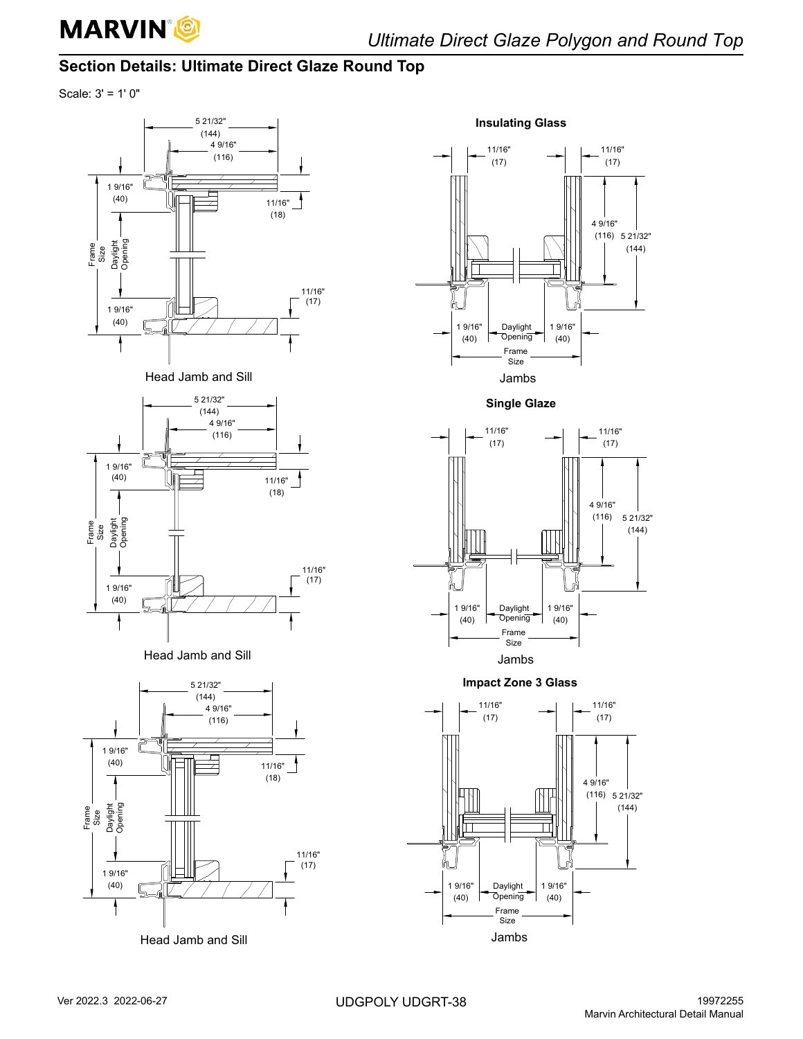## Section Details: Ultimate Direct Glaze Round Top

Scale: 3' = 1' 0"

**Insulating Glass**

5 21/32" (144)
4 9/16" (116)
1 9/16" (40)
11/16" (18)
Frame Size
Daylight Opening
11/16" (17)
1 9/16" (40)

Head Jamb and Sill

11/16" (17)
11/16" (17)
4 9/16" (116)
5 21/32" (144)
1 9/16" (40)
Daylight Opening
1 9/16" (40)
Frame Size

Jambs

**Single Glaze**

5 21/32" (144)
4 9/16" (116)
1 9/16" (40)
11/16" (18)
Frame Size
Daylight Opening
11/16" (17)
1 9/16" (40)

Head Jamb and Sill

11/16" (17)
11/16" (17)
4 9/16" (116)
5 21/32" (144)
1 9/16" (40)
Daylight Opening
1 9/16" (40)
Frame Size

Jambs

**Impact Zone 3 Glass**

5 21/32" (144)
4 9/16" (116)
1 9/16" (40)
11/16" (18)
Frame Size
Daylight Opening
11/16" (17)
1 9/16" (40)

Head Jamb and Sill

11/16" (17)
11/16" (17)
4 9/16" (116)
5 21/32" (144)
1 9/16" (40)
Daylight Opening
1 9/16" (40)
Frame Size

Jambs

Ver 2022.3 2022-06-27

UDGPOLY UDGRT-38

19972255
Marvin Architectural Detail Manual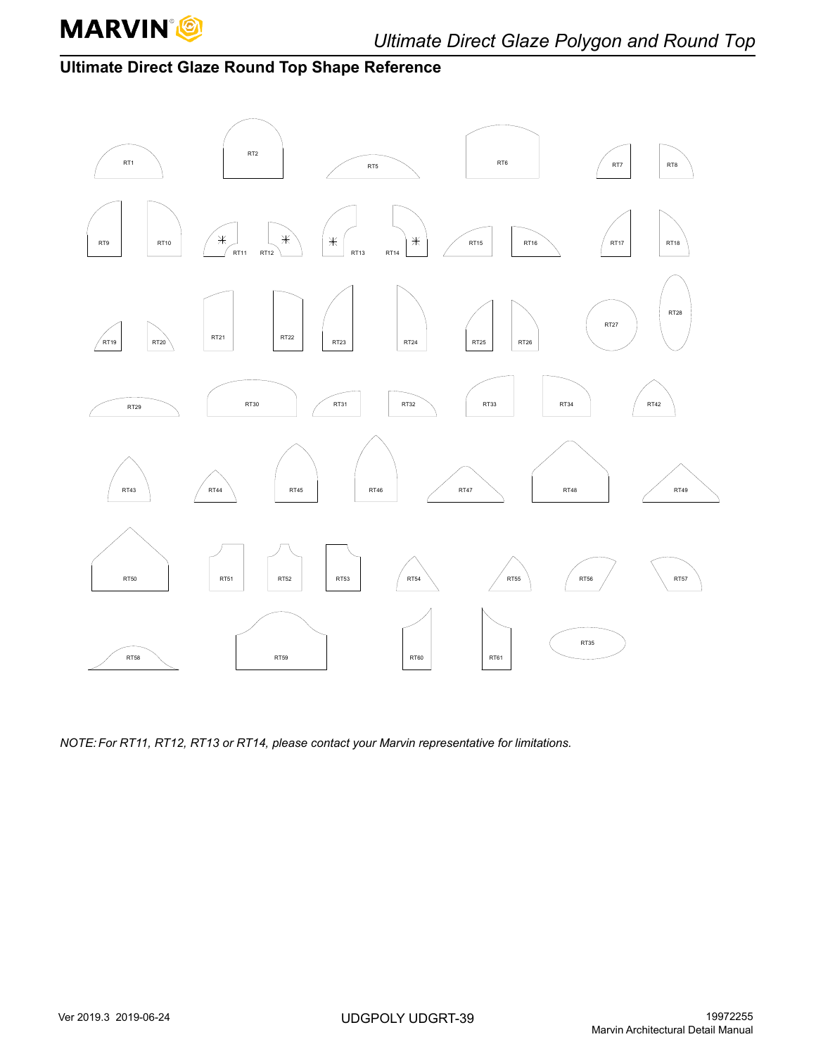## Ultimate Direct Glaze Round Top Shape Reference

RT1 RT2 RT5 RT6 RT7 RT8

RT9 RT10 RT11 RT12 RT13 RT14 RT15 RT16 RT17 RT18

RT19 RT20 RT21 RT22 RT23 RT24 RT25 RT26 RT27 RT28

RT29 RT30 RT31 RT32 RT33 RT34 RT42

RT43 RT44 RT45 RT46 RT47 RT48 RT49

RT50 RT51 RT52 RT53 RT54 RT55 RT56 RT57

RT58 RT59 RT60 RT61 RT35

*NOTE: For RT11, RT12, RT13 or RT14, please contact your Marvin representative for limitations.*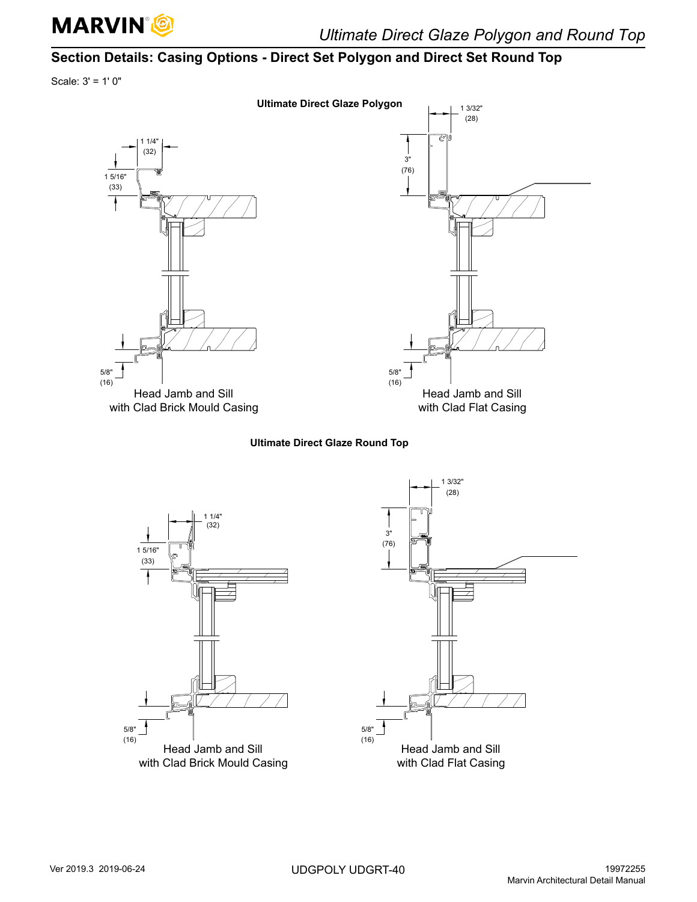## Section Details: Casing Options - Direct Set Polygon and Direct Set Round Top

Scale: 3' = 1' 0"

**Ultimate Direct Glaze Polygon**

1 1/4" (32)

1 5/16" (33)

5/8" (16)

Head Jamb and Sill with Clad Brick Mould Casing

1 3/32" (28)

3" (76)

5/8" (16)

Head Jamb and Sill with Clad Flat Casing

**Ultimate Direct Glaze Round Top**

1 1/4" (32)

1 5/16" (33)

5/8" (16)

Head Jamb and Sill with Clad Brick Mould Casing

1 3/32" (28)

3" (76)

5/8" (16)

Head Jamb and Sill with Clad Flat Casing

Ver 2019.3 2019-06-24

UDGPOLY UDGRT-40

19972255
Marvin Architectural Detail Manual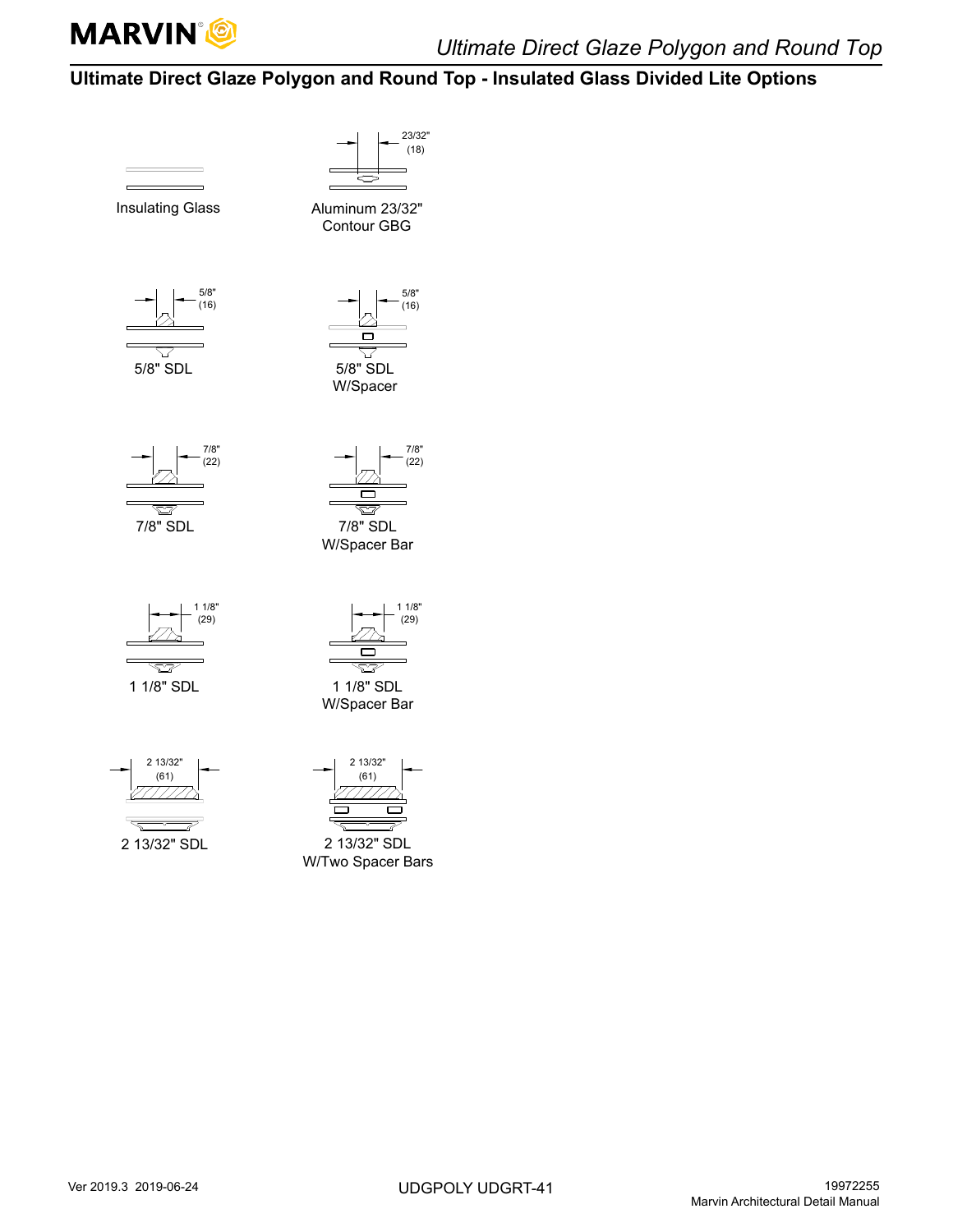## Ultimate Direct Glaze Polygon and Round Top - Insulated Glass Divided Lite Options

Insulating Glass

23/32" (18)

Aluminum 23/32" Contour GBG

5/8" (16)

5/8" SDL

5/8" (16)

5/8" SDL W/Spacer

7/8" (22)

7/8" SDL

7/8" (22)

7/8" SDL W/Spacer Bar

1 1/8" (29)

1 1/8" SDL

1 1/8" (29)

1 1/8" SDL W/Spacer Bar

2 13/32" (61)

2 13/32" SDL

2 13/32" (61)

2 13/32" SDL W/Two Spacer Bars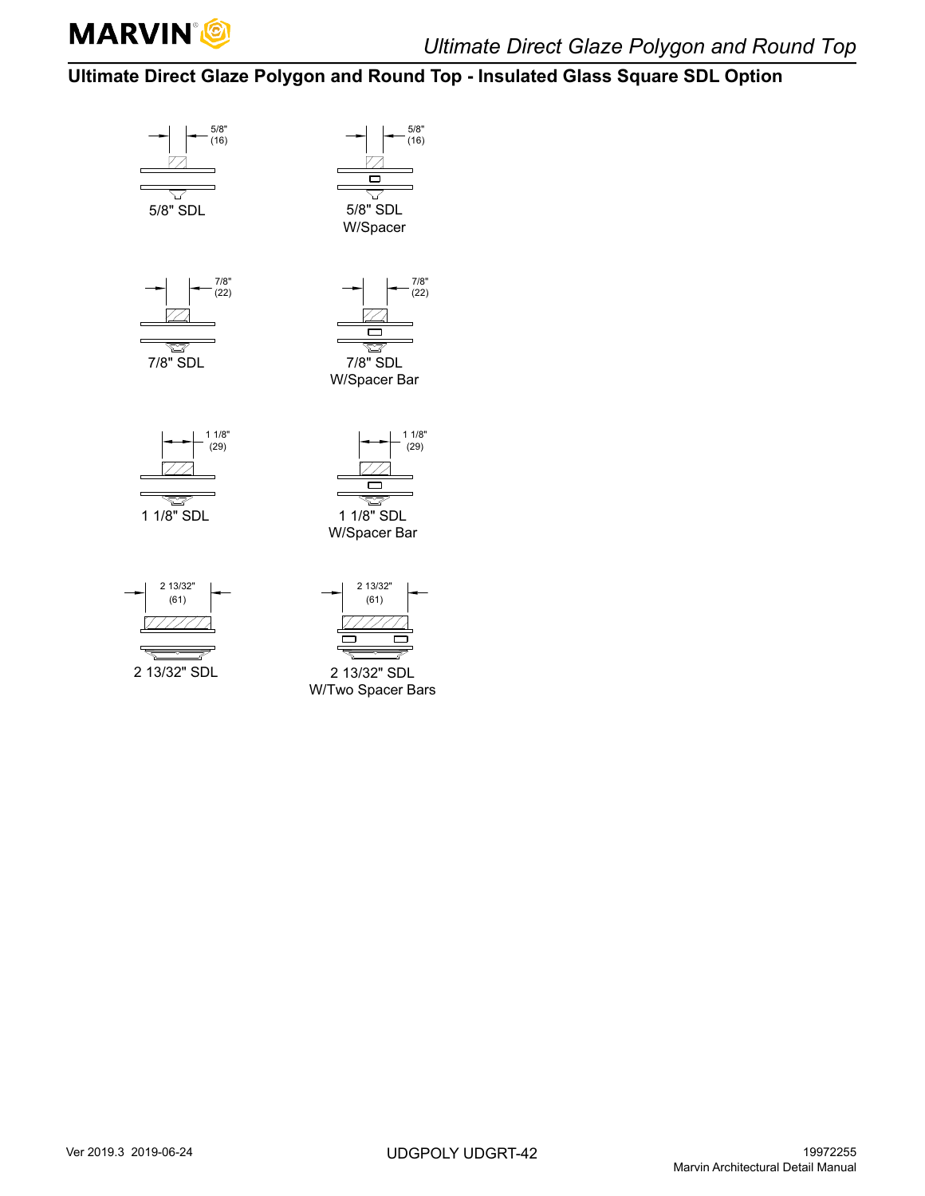## Ultimate Direct Glaze Polygon and Round Top - Insulated Glass Square SDL Option

5/8"
(16)

5/8" SDL

5/8"
(16)

5/8" SDL
W/Spacer

7/8"
(22)

7/8" SDL

7/8"
(22)

7/8" SDL
W/Spacer Bar

1 1/8"
(29)

1 1/8" SDL

1 1/8"
(29)

1 1/8" SDL
W/Spacer Bar

2 13/32"
(61)

2 13/32" SDL

2 13/32"
(61)

2 13/32" SDL
W/Two Spacer Bars